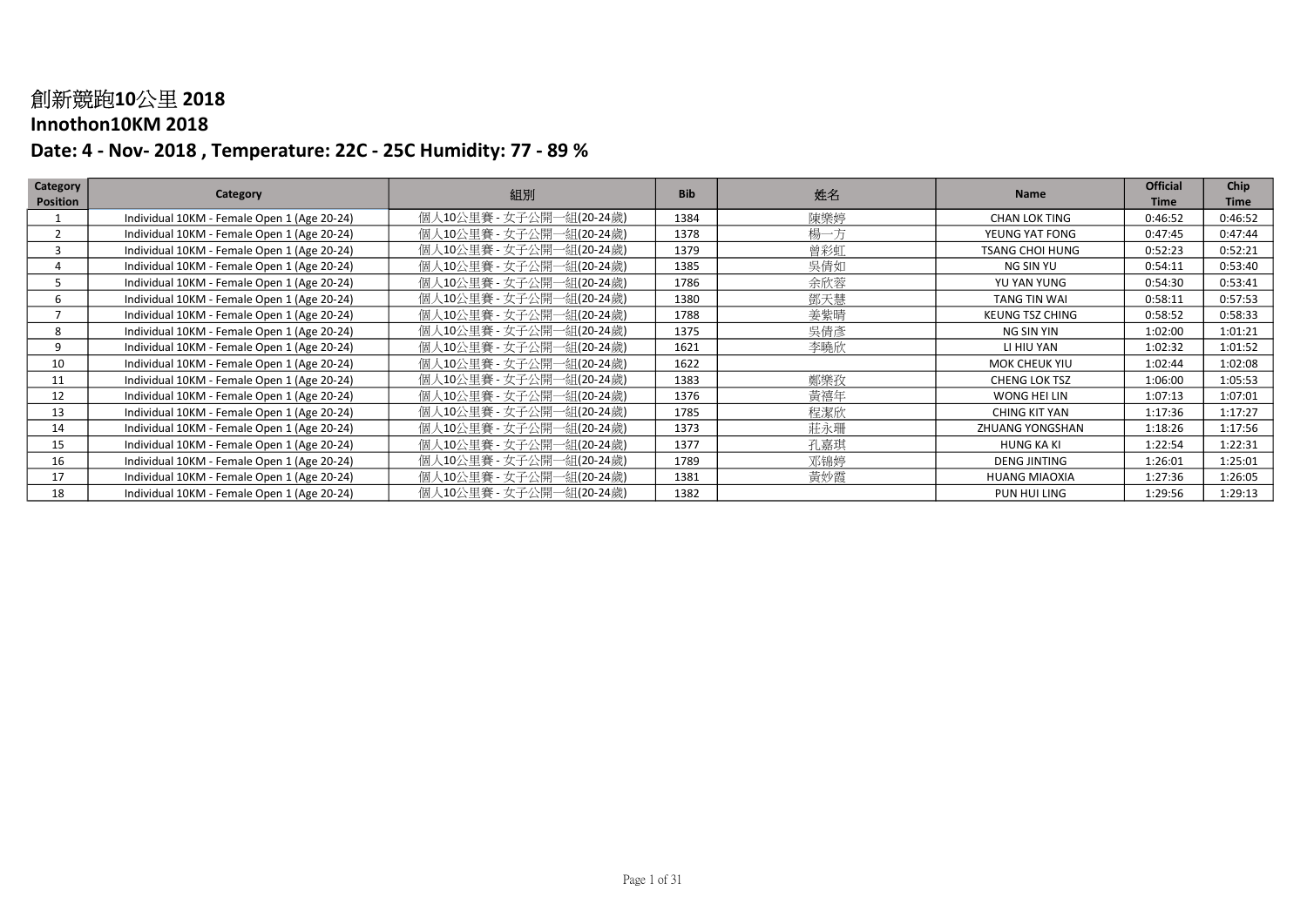# 創新競跑10公里 2018
## Innothon10KM 2018
## Date: 4 - Nov- 2018 , Temperature: 22C - 25C Humidity: 77 - 89 %

| Category Position | Category | 組別 | Bib | 姓名 | Name | Official Time | Chip Time |
|---|---|---|---|---|---|---|---|
| 1 | Individual 10KM - Female Open 1 (Age 20-24) | 個人10公里賽 - 女子公開一組(20-24歲) | 1384 | 陳樂婷 | CHAN LOK TING | 0:46:52 | 0:46:52 |
| 2 | Individual 10KM - Female Open 1 (Age 20-24) | 個人10公里賽 - 女子公開一組(20-24歲) | 1378 | 楊一方 | YEUNG YAT FONG | 0:47:45 | 0:47:44 |
| 3 | Individual 10KM - Female Open 1 (Age 20-24) | 個人10公里賽 - 女子公開一組(20-24歲) | 1379 | 曾彩虹 | TSANG CHOI HUNG | 0:52:23 | 0:52:21 |
| 4 | Individual 10KM - Female Open 1 (Age 20-24) | 個人10公里賽 - 女子公開一組(20-24歲) | 1385 | 吳倩如 | NG SIN YU | 0:54:11 | 0:53:40 |
| 5 | Individual 10KM - Female Open 1 (Age 20-24) | 個人10公里賽 - 女子公開一組(20-24歲) | 1786 | 余欣蓉 | YU YAN YUNG | 0:54:30 | 0:53:41 |
| 6 | Individual 10KM - Female Open 1 (Age 20-24) | 個人10公里賽 - 女子公開一組(20-24歲) | 1380 | 鄧天慧 | TANG TIN WAI | 0:58:11 | 0:57:53 |
| 7 | Individual 10KM - Female Open 1 (Age 20-24) | 個人10公里賽 - 女子公開一組(20-24歲) | 1788 | 姜紫晴 | KEUNG TSZ CHING | 0:58:52 | 0:58:33 |
| 8 | Individual 10KM - Female Open 1 (Age 20-24) | 個人10公里賽 - 女子公開一組(20-24歲) | 1375 | 吳倩彥 | NG SIN YIN | 1:02:00 | 1:01:21 |
| 9 | Individual 10KM - Female Open 1 (Age 20-24) | 個人10公里賽 - 女子公開一組(20-24歲) | 1621 | 李曉欣 | LI HIU YAN | 1:02:32 | 1:01:52 |
| 10 | Individual 10KM - Female Open 1 (Age 20-24) | 個人10公里賽 - 女子公開一組(20-24歲) | 1622 | | MOK CHEUK YIU | 1:02:44 | 1:02:08 |
| 11 | Individual 10KM - Female Open 1 (Age 20-24) | 個人10公里賽 - 女子公開一組(20-24歲) | 1383 | 鄭樂孜 | CHENG LOK TSZ | 1:06:00 | 1:05:53 |
| 12 | Individual 10KM - Female Open 1 (Age 20-24) | 個人10公里賽 - 女子公開一組(20-24歲) | 1376 | 黃禧年 | WONG HEI LIN | 1:07:13 | 1:07:01 |
| 13 | Individual 10KM - Female Open 1 (Age 20-24) | 個人10公里賽 - 女子公開一組(20-24歲) | 1785 | 程潔欣 | CHING KIT YAN | 1:17:36 | 1:17:27 |
| 14 | Individual 10KM - Female Open 1 (Age 20-24) | 個人10公里賽 - 女子公開一組(20-24歲) | 1373 | 莊永珊 | ZHUANG YONGSHAN | 1:18:26 | 1:17:56 |
| 15 | Individual 10KM - Female Open 1 (Age 20-24) | 個人10公里賽 - 女子公開一組(20-24歲) | 1377 | 孔嘉琪 | HUNG KA KI | 1:22:54 | 1:22:31 |
| 16 | Individual 10KM - Female Open 1 (Age 20-24) | 個人10公里賽 - 女子公開一組(20-24歲) | 1789 | 邓锦婷 | DENG JINTING | 1:26:01 | 1:25:01 |
| 17 | Individual 10KM - Female Open 1 (Age 20-24) | 個人10公里賽 - 女子公開一組(20-24歲) | 1381 | 黃妙霞 | HUANG MIAOXIA | 1:27:36 | 1:26:05 |
| 18 | Individual 10KM - Female Open 1 (Age 20-24) | 個人10公里賽 - 女子公開一組(20-24歲) | 1382 | | PUN HUI LING | 1:29:56 | 1:29:13 |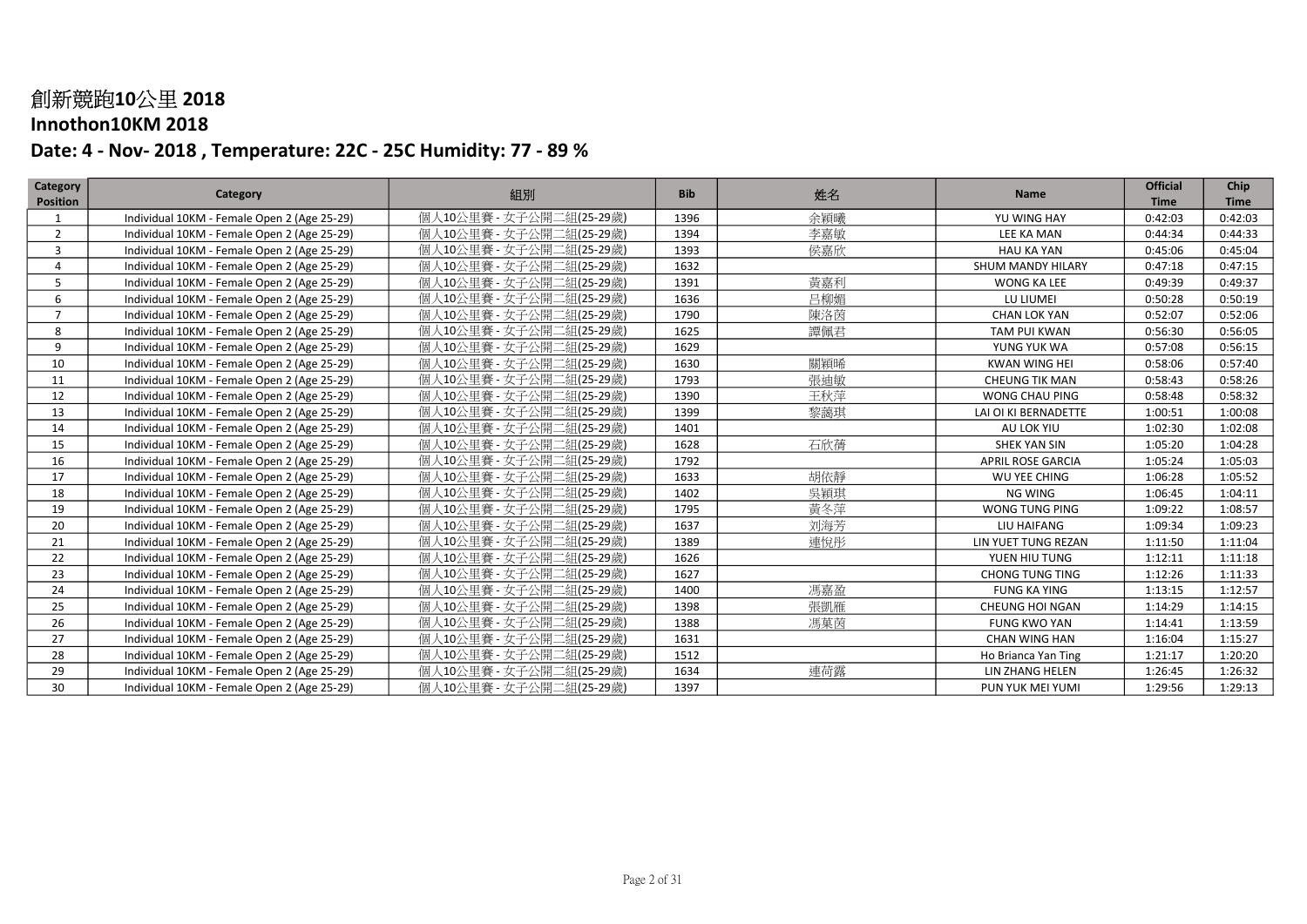# 創新競跑10公里 2018

## Innothon10KM 2018

### Date: 4 - Nov- 2018 , Temperature: 22C - 25C Humidity: 77 - 89 %

| Category Position | Category | 組別 | Bib | 姓名 | Name | Official Time | Chip Time |
|---|---|---|---|---|---|---|---|
| 1 | Individual 10KM - Female Open 2 (Age 25-29) | 個人10公里賽 - 女子公開二組(25-29歲) | 1396 | 余穎曦 | YU WING HAY | 0:42:03 | 0:42:03 |
| 2 | Individual 10KM - Female Open 2 (Age 25-29) | 個人10公里賽 - 女子公開二組(25-29歲) | 1394 | 李嘉敏 | LEE KA MAN | 0:44:34 | 0:44:33 |
| 3 | Individual 10KM - Female Open 2 (Age 25-29) | 個人10公里賽 - 女子公開二組(25-29歲) | 1393 | 侯嘉欣 | HAU KA YAN | 0:45:06 | 0:45:04 |
| 4 | Individual 10KM - Female Open 2 (Age 25-29) | 個人10公里賽 - 女子公開二組(25-29歲) | 1632 | | SHUM MANDY HILARY | 0:47:18 | 0:47:15 |
| 5 | Individual 10KM - Female Open 2 (Age 25-29) | 個人10公里賽 - 女子公開二組(25-29歲) | 1391 | 黃嘉利 | WONG KA LEE | 0:49:39 | 0:49:37 |
| 6 | Individual 10KM - Female Open 2 (Age 25-29) | 個人10公里賽 - 女子公開二組(25-29歲) | 1636 | 吕柳媚 | LU LIUMEI | 0:50:28 | 0:50:19 |
| 7 | Individual 10KM - Female Open 2 (Age 25-29) | 個人10公里賽 - 女子公開二組(25-29歲) | 1790 | 陳洛茵 | CHAN LOK YAN | 0:52:07 | 0:52:06 |
| 8 | Individual 10KM - Female Open 2 (Age 25-29) | 個人10公里賽 - 女子公開二組(25-29歲) | 1625 | 譚佩君 | TAM PUI KWAN | 0:56:30 | 0:56:05 |
| 9 | Individual 10KM - Female Open 2 (Age 25-29) | 個人10公里賽 - 女子公開二組(25-29歲) | 1629 | | YUNG YUK WA | 0:57:08 | 0:56:15 |
| 10 | Individual 10KM - Female Open 2 (Age 25-29) | 個人10公里賽 - 女子公開二組(25-29歲) | 1630 | 關穎晞 | KWAN WING HEI | 0:58:06 | 0:57:40 |
| 11 | Individual 10KM - Female Open 2 (Age 25-29) | 個人10公里賽 - 女子公開二組(25-29歲) | 1793 | 張迪敏 | CHEUNG TIK MAN | 0:58:43 | 0:58:26 |
| 12 | Individual 10KM - Female Open 2 (Age 25-29) | 個人10公里賽 - 女子公開二組(25-29歲) | 1390 | 王秋萍 | WONG CHAU PING | 0:58:48 | 0:58:32 |
| 13 | Individual 10KM - Female Open 2 (Age 25-29) | 個人10公里賽 - 女子公開二組(25-29歲) | 1399 | 黎藹琪 | LAI OI KI BERNADETTE | 1:00:51 | 1:00:08 |
| 14 | Individual 10KM - Female Open 2 (Age 25-29) | 個人10公里賽 - 女子公開二組(25-29歲) | 1401 | | AU LOK YIU | 1:02:30 | 1:02:08 |
| 15 | Individual 10KM - Female Open 2 (Age 25-29) | 個人10公里賽 - 女子公開二組(25-29歲) | 1628 | 石欣蒨 | SHEK YAN SIN | 1:05:20 | 1:04:28 |
| 16 | Individual 10KM - Female Open 2 (Age 25-29) | 個人10公里賽 - 女子公開二組(25-29歲) | 1792 | | APRIL ROSE GARCIA | 1:05:24 | 1:05:03 |
| 17 | Individual 10KM - Female Open 2 (Age 25-29) | 個人10公里賽 - 女子公開二組(25-29歲) | 1633 | 胡依靜 | WU YEE CHING | 1:06:28 | 1:05:52 |
| 18 | Individual 10KM - Female Open 2 (Age 25-29) | 個人10公里賽 - 女子公開二組(25-29歲) | 1402 | 吳穎琪 | NG WING | 1:06:45 | 1:04:11 |
| 19 | Individual 10KM - Female Open 2 (Age 25-29) | 個人10公里賽 - 女子公開二組(25-29歲) | 1795 | 黃冬萍 | WONG TUNG PING | 1:09:22 | 1:08:57 |
| 20 | Individual 10KM - Female Open 2 (Age 25-29) | 個人10公里賽 - 女子公開二組(25-29歲) | 1637 | 刘海芳 | LIU HAIFANG | 1:09:34 | 1:09:23 |
| 21 | Individual 10KM - Female Open 2 (Age 25-29) | 個人10公里賽 - 女子公開二組(25-29歲) | 1389 | 連悅彤 | LIN YUET TUNG REZAN | 1:11:50 | 1:11:04 |
| 22 | Individual 10KM - Female Open 2 (Age 25-29) | 個人10公里賽 - 女子公開二組(25-29歲) | 1626 | | YUEN HIU TUNG | 1:12:11 | 1:11:18 |
| 23 | Individual 10KM - Female Open 2 (Age 25-29) | 個人10公里賽 - 女子公開二組(25-29歲) | 1627 | | CHONG TUNG TING | 1:12:26 | 1:11:33 |
| 24 | Individual 10KM - Female Open 2 (Age 25-29) | 個人10公里賽 - 女子公開二組(25-29歲) | 1400 | 馮嘉盈 | FUNG KA YING | 1:13:15 | 1:12:57 |
| 25 | Individual 10KM - Female Open 2 (Age 25-29) | 個人10公里賽 - 女子公開二組(25-29歲) | 1398 | 張凱雁 | CHEUNG HOI NGAN | 1:14:29 | 1:14:15 |
| 26 | Individual 10KM - Female Open 2 (Age 25-29) | 個人10公里賽 - 女子公開二組(25-29歲) | 1388 | 馮菓茵 | FUNG KWO YAN | 1:14:41 | 1:13:59 |
| 27 | Individual 10KM - Female Open 2 (Age 25-29) | 個人10公里賽 - 女子公開二組(25-29歲) | 1631 | | CHAN WING HAN | 1:16:04 | 1:15:27 |
| 28 | Individual 10KM - Female Open 2 (Age 25-29) | 個人10公里賽 - 女子公開二組(25-29歲) | 1512 | | Ho Brianca Yan Ting | 1:21:17 | 1:20:20 |
| 29 | Individual 10KM - Female Open 2 (Age 25-29) | 個人10公里賽 - 女子公開二組(25-29歲) | 1634 | 連荷露 | LIN ZHANG HELEN | 1:26:45 | 1:26:32 |
| 30 | Individual 10KM - Female Open 2 (Age 25-29) | 個人10公里賽 - 女子公開二組(25-29歲) | 1397 | | PUN YUK MEI YUMI | 1:29:56 | 1:29:13 |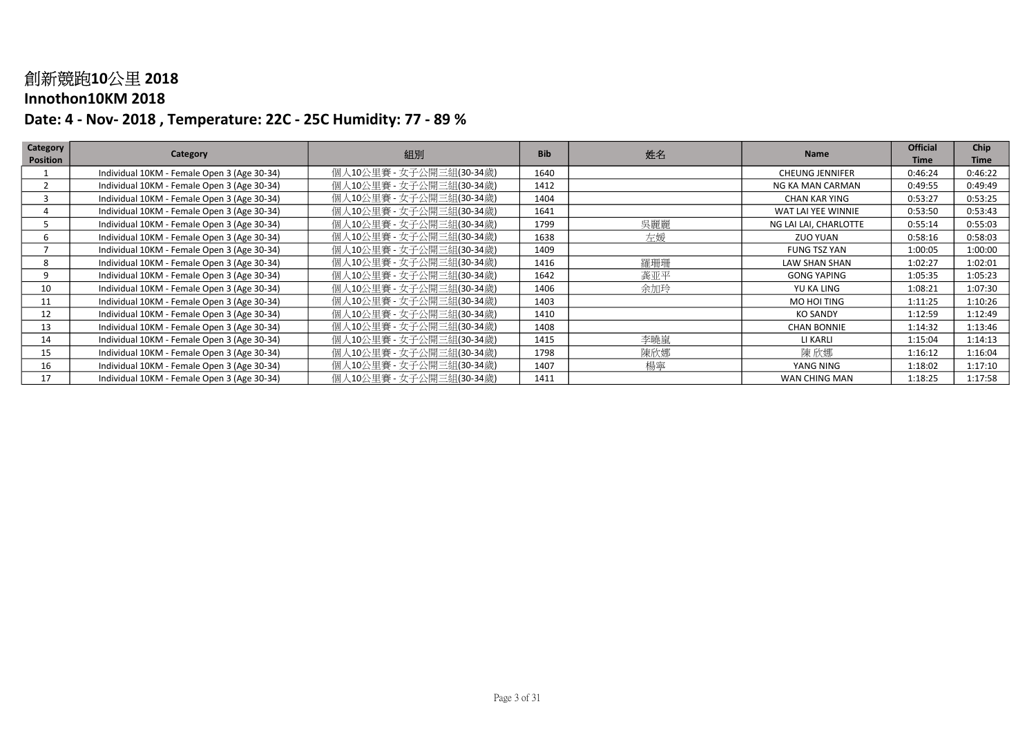# 創新競跑10公里 2018

## Innothon10KM 2018

## Date: 4 - Nov- 2018 , Temperature: 22C - 25C Humidity: 77 - 89 %

| Category Position | Category | 組別 | Bib | 姓名 | Name | Official Time | Chip Time |
|---|---|---|---|---|---|---|---|
| 1 | Individual 10KM - Female Open 3 (Age 30-34) | 個人10公里賽 - 女子公開三組(30-34歲) | 1640 | | CHEUNG JENNIFER | 0:46:24 | 0:46:22 |
| 2 | Individual 10KM - Female Open 3 (Age 30-34) | 個人10公里賽 - 女子公開三組(30-34歲) | 1412 | | NG KA MAN CARMAN | 0:49:55 | 0:49:49 |
| 3 | Individual 10KM - Female Open 3 (Age 30-34) | 個人10公里賽 - 女子公開三組(30-34歲) | 1404 | | CHAN KAR YING | 0:53:27 | 0:53:25 |
| 4 | Individual 10KM - Female Open 3 (Age 30-34) | 個人10公里賽 - 女子公開三組(30-34歲) | 1641 | | WAT LAI YEE WINNIE | 0:53:50 | 0:53:43 |
| 5 | Individual 10KM - Female Open 3 (Age 30-34) | 個人10公里賽 - 女子公開三組(30-34歲) | 1799 | 吳麗麗 | NG LAI LAI, CHARLOTTE | 0:55:14 | 0:55:03 |
| 6 | Individual 10KM - Female Open 3 (Age 30-34) | 個人10公里賽 - 女子公開三組(30-34歲) | 1638 | 左媛 | ZUO YUAN | 0:58:16 | 0:58:03 |
| 7 | Individual 10KM - Female Open 3 (Age 30-34) | 個人10公里賽 - 女子公開三組(30-34歲) | 1409 | | FUNG TSZ YAN | 1:00:05 | 1:00:00 |
| 8 | Individual 10KM - Female Open 3 (Age 30-34) | 個人10公里賽 - 女子公開三組(30-34歲) | 1416 | 羅珊珊 | LAW SHAN SHAN | 1:02:27 | 1:02:01 |
| 9 | Individual 10KM - Female Open 3 (Age 30-34) | 個人10公里賽 - 女子公開三組(30-34歲) | 1642 | 龚亚平 | GONG YAPING | 1:05:35 | 1:05:23 |
| 10 | Individual 10KM - Female Open 3 (Age 30-34) | 個人10公里賽 - 女子公開三組(30-34歲) | 1406 | 余加玲 | YU KA LING | 1:08:21 | 1:07:30 |
| 11 | Individual 10KM - Female Open 3 (Age 30-34) | 個人10公里賽 - 女子公開三組(30-34歲) | 1403 | | MO HOI TING | 1:11:25 | 1:10:26 |
| 12 | Individual 10KM - Female Open 3 (Age 30-34) | 個人10公里賽 - 女子公開三組(30-34歲) | 1410 | | KO SANDY | 1:12:59 | 1:12:49 |
| 13 | Individual 10KM - Female Open 3 (Age 30-34) | 個人10公里賽 - 女子公開三組(30-34歲) | 1408 | | CHAN BONNIE | 1:14:32 | 1:13:46 |
| 14 | Individual 10KM - Female Open 3 (Age 30-34) | 個人10公里賽 - 女子公開三組(30-34歲) | 1415 | 李曉嵐 | LI KARLI | 1:15:04 | 1:14:13 |
| 15 | Individual 10KM - Female Open 3 (Age 30-34) | 個人10公里賽 - 女子公開三組(30-34歲) | 1798 | 陳欣娜 | 陳 欣娜 | 1:16:12 | 1:16:04 |
| 16 | Individual 10KM - Female Open 3 (Age 30-34) | 個人10公里賽 - 女子公開三組(30-34歲) | 1407 | 楊寧 | YANG NING | 1:18:02 | 1:17:10 |
| 17 | Individual 10KM - Female Open 3 (Age 30-34) | 個人10公里賽 - 女子公開三組(30-34歲) | 1411 | | WAN CHING MAN | 1:18:25 | 1:17:58 |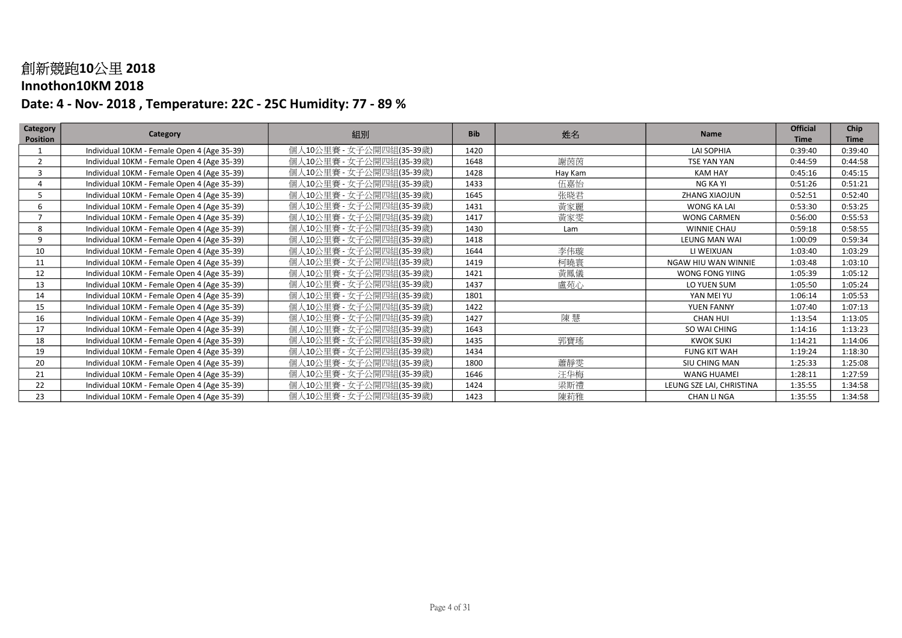# 創新競跑10公里 2018
## Innothon10KM 2018
### Date: 4 - Nov- 2018 , Temperature: 22C - 25C Humidity: 77 - 89 %

| Category Position | Category | 組別 | Bib | 姓名 | Name | Official Time | Chip Time |
|---|---|---|---|---|---|---|---|
| 1 | Individual 10KM - Female Open 4 (Age 35-39) | 個人10公里賽 - 女子公開四組(35-39歲) | 1420 | | LAI SOPHIA | 0:39:40 | 0:39:40 |
| 2 | Individual 10KM - Female Open 4 (Age 35-39) | 個人10公里賽 - 女子公開四組(35-39歲) | 1648 | 謝茵茵 | TSE YAN YAN | 0:44:59 | 0:44:58 |
| 3 | Individual 10KM - Female Open 4 (Age 35-39) | 個人10公里賽 - 女子公開四組(35-39歲) | 1428 | Hay Kam | KAM HAY | 0:45:16 | 0:45:15 |
| 4 | Individual 10KM - Female Open 4 (Age 35-39) | 個人10公里賽 - 女子公開四組(35-39歲) | 1433 | 伍嘉怡 | NG KA YI | 0:51:26 | 0:51:21 |
| 5 | Individual 10KM - Female Open 4 (Age 35-39) | 個人10公里賽 - 女子公開四組(35-39歲) | 1645 | 张晓君 | ZHANG XIAOJUN | 0:52:51 | 0:52:40 |
| 6 | Individual 10KM - Female Open 4 (Age 35-39) | 個人10公里賽 - 女子公開四組(35-39歲) | 1431 | 黃家麗 | WONG KA LAI | 0:53:30 | 0:53:25 |
| 7 | Individual 10KM - Female Open 4 (Age 35-39) | 個人10公里賽 - 女子公開四組(35-39歲) | 1417 | 黃家雯 | WONG CARMEN | 0:56:00 | 0:55:53 |
| 8 | Individual 10KM - Female Open 4 (Age 35-39) | 個人10公里賽 - 女子公開四組(35-39歲) | 1430 | Lam | WINNIE CHAU | 0:59:18 | 0:58:55 |
| 9 | Individual 10KM - Female Open 4 (Age 35-39) | 個人10公里賽 - 女子公開四組(35-39歲) | 1418 | | LEUNG MAN WAI | 1:00:09 | 0:59:34 |
| 10 | Individual 10KM - Female Open 4 (Age 35-39) | 個人10公里賽 - 女子公開四組(35-39歲) | 1644 | 李伟璇 | LI WEIXUAN | 1:03:40 | 1:03:29 |
| 11 | Individual 10KM - Female Open 4 (Age 35-39) | 個人10公里賽 - 女子公開四組(35-39歲) | 1419 | 柯曉寰 | NGAW HIU WAN WINNIE | 1:03:48 | 1:03:10 |
| 12 | Individual 10KM - Female Open 4 (Age 35-39) | 個人10公里賽 - 女子公開四組(35-39歲) | 1421 | 黃鳳儀 | WONG FONG YIING | 1:05:39 | 1:05:12 |
| 13 | Individual 10KM - Female Open 4 (Age 35-39) | 個人10公里賽 - 女子公開四組(35-39歲) | 1437 | 盧苑心 | LO YUEN SUM | 1:05:50 | 1:05:24 |
| 14 | Individual 10KM - Female Open 4 (Age 35-39) | 個人10公里賽 - 女子公開四組(35-39歲) | 1801 | | YAN MEI YU | 1:06:14 | 1:05:53 |
| 15 | Individual 10KM - Female Open 4 (Age 35-39) | 個人10公里賽 - 女子公開四組(35-39歲) | 1422 | | YUEN FANNY | 1:07:40 | 1:07:13 |
| 16 | Individual 10KM - Female Open 4 (Age 35-39) | 個人10公里賽 - 女子公開四組(35-39歲) | 1427 | 陳 慧 | CHAN HUI | 1:13:54 | 1:13:05 |
| 17 | Individual 10KM - Female Open 4 (Age 35-39) | 個人10公里賽 - 女子公開四組(35-39歲) | 1643 | | SO WAI CHING | 1:14:16 | 1:13:23 |
| 18 | Individual 10KM - Female Open 4 (Age 35-39) | 個人10公里賽 - 女子公開四組(35-39歲) | 1435 | 郭寶瑤 | KWOK SUKI | 1:14:21 | 1:14:06 |
| 19 | Individual 10KM - Female Open 4 (Age 35-39) | 個人10公里賽 - 女子公開四組(35-39歲) | 1434 | | FUNG KIT WAH | 1:19:24 | 1:18:30 |
| 20 | Individual 10KM - Female Open 4 (Age 35-39) | 個人10公里賽 - 女子公開四組(35-39歲) | 1800 | 蕭靜雯 | SIU CHING MAN | 1:25:33 | 1:25:08 |
| 21 | Individual 10KM - Female Open 4 (Age 35-39) | 個人10公里賽 - 女子公開四組(35-39歲) | 1646 | 汪华梅 | WANG HUAMEI | 1:28:11 | 1:27:59 |
| 22 | Individual 10KM - Female Open 4 (Age 35-39) | 個人10公里賽 - 女子公開四組(35-39歲) | 1424 | 梁斯禮 | LEUNG SZE LAI, CHRISTINA | 1:35:55 | 1:34:58 |
| 23 | Individual 10KM - Female Open 4 (Age 35-39) | 個人10公里賽 - 女子公開四組(35-39歲) | 1423 | 陳莉雅 | CHAN LI NGA | 1:35:55 | 1:34:58 |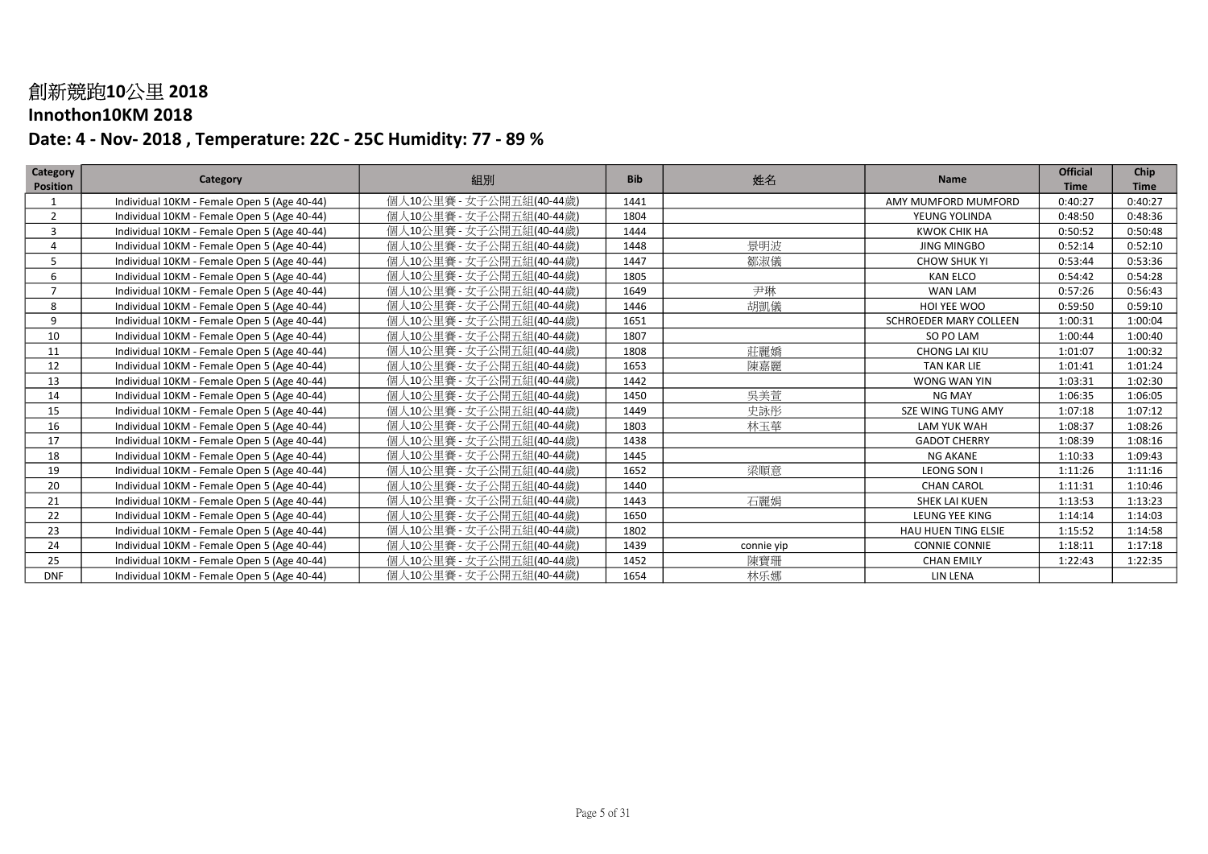# 創新競跑10公里 2018

## Innothon10KM 2018

## Date: 4 - Nov- 2018 , Temperature: 22C - 25C Humidity: 77 - 89 %

| Category Position | Category | 組別 | Bib | 姓名 | Name | Official Time | Chip Time |
|---|---|---|---|---|---|---|---|
| 1 | Individual 10KM - Female Open 5 (Age 40-44) | 個人10公里賽 - 女子公開五組(40-44歲) | 1441 | | AMY MUMFORD MUMFORD | 0:40:27 | 0:40:27 |
| 2 | Individual 10KM - Female Open 5 (Age 40-44) | 個人10公里賽 - 女子公開五組(40-44歲) | 1804 | | YEUNG YOLINDA | 0:48:50 | 0:48:36 |
| 3 | Individual 10KM - Female Open 5 (Age 40-44) | 個人10公里賽 - 女子公開五組(40-44歲) | 1444 | | KWOK CHIK HA | 0:50:52 | 0:50:48 |
| 4 | Individual 10KM - Female Open 5 (Age 40-44) | 個人10公里賽 - 女子公開五組(40-44歲) | 1448 | 景明波 | JING MINGBO | 0:52:14 | 0:52:10 |
| 5 | Individual 10KM - Female Open 5 (Age 40-44) | 個人10公里賽 - 女子公開五組(40-44歲) | 1447 | 鄒淑儀 | CHOW SHUK YI | 0:53:44 | 0:53:36 |
| 6 | Individual 10KM - Female Open 5 (Age 40-44) | 個人10公里賽 - 女子公開五組(40-44歲) | 1805 | | KAN ELCO | 0:54:42 | 0:54:28 |
| 7 | Individual 10KM - Female Open 5 (Age 40-44) | 個人10公里賽 - 女子公開五組(40-44歲) | 1649 | 尹琳 | WAN LAM | 0:57:26 | 0:56:43 |
| 8 | Individual 10KM - Female Open 5 (Age 40-44) | 個人10公里賽 - 女子公開五組(40-44歲) | 1446 | 胡凱儀 | HOI YEE WOO | 0:59:50 | 0:59:10 |
| 9 | Individual 10KM - Female Open 5 (Age 40-44) | 個人10公里賽 - 女子公開五組(40-44歲) | 1651 | | SCHROEDER MARY COLLEEN | 1:00:31 | 1:00:04 |
| 10 | Individual 10KM - Female Open 5 (Age 40-44) | 個人10公里賽 - 女子公開五組(40-44歲) | 1807 | | SO PO LAM | 1:00:44 | 1:00:40 |
| 11 | Individual 10KM - Female Open 5 (Age 40-44) | 個人10公里賽 - 女子公開五組(40-44歲) | 1808 | 莊麗嬌 | CHONG LAI KIU | 1:01:07 | 1:00:32 |
| 12 | Individual 10KM - Female Open 5 (Age 40-44) | 個人10公里賽 - 女子公開五組(40-44歲) | 1653 | 陳嘉麗 | TAN KAR LIE | 1:01:41 | 1:01:24 |
| 13 | Individual 10KM - Female Open 5 (Age 40-44) | 個人10公里賽 - 女子公開五組(40-44歲) | 1442 | | WONG WAN YIN | 1:03:31 | 1:02:30 |
| 14 | Individual 10KM - Female Open 5 (Age 40-44) | 個人10公里賽 - 女子公開五組(40-44歲) | 1450 | 吳美萱 | NG MAY | 1:06:35 | 1:06:05 |
| 15 | Individual 10KM - Female Open 5 (Age 40-44) | 個人10公里賽 - 女子公開五組(40-44歲) | 1449 | 史詠彤 | SZE WING TUNG AMY | 1:07:18 | 1:07:12 |
| 16 | Individual 10KM - Female Open 5 (Age 40-44) | 個人10公里賽 - 女子公開五組(40-44歲) | 1803 | 林玉華 | LAM YUK WAH | 1:08:37 | 1:08:26 |
| 17 | Individual 10KM - Female Open 5 (Age 40-44) | 個人10公里賽 - 女子公開五組(40-44歲) | 1438 | | GADOT CHERRY | 1:08:39 | 1:08:16 |
| 18 | Individual 10KM - Female Open 5 (Age 40-44) | 個人10公里賽 - 女子公開五組(40-44歲) | 1445 | | NG AKANE | 1:10:33 | 1:09:43 |
| 19 | Individual 10KM - Female Open 5 (Age 40-44) | 個人10公里賽 - 女子公開五組(40-44歲) | 1652 | 梁順意 | LEONG SON I | 1:11:26 | 1:11:16 |
| 20 | Individual 10KM - Female Open 5 (Age 40-44) | 個人10公里賽 - 女子公開五組(40-44歲) | 1440 | | CHAN CAROL | 1:11:31 | 1:10:46 |
| 21 | Individual 10KM - Female Open 5 (Age 40-44) | 個人10公里賽 - 女子公開五組(40-44歲) | 1443 | 石麗娟 | SHEK LAI KUEN | 1:13:53 | 1:13:23 |
| 22 | Individual 10KM - Female Open 5 (Age 40-44) | 個人10公里賽 - 女子公開五組(40-44歲) | 1650 | | LEUNG YEE KING | 1:14:14 | 1:14:03 |
| 23 | Individual 10KM - Female Open 5 (Age 40-44) | 個人10公里賽 - 女子公開五組(40-44歲) | 1802 | | HAU HUEN TING ELSIE | 1:15:52 | 1:14:58 |
| 24 | Individual 10KM - Female Open 5 (Age 40-44) | 個人10公里賽 - 女子公開五組(40-44歲) | 1439 | connie yip | CONNIE CONNIE | 1:18:11 | 1:17:18 |
| 25 | Individual 10KM - Female Open 5 (Age 40-44) | 個人10公里賽 - 女子公開五組(40-44歲) | 1452 | 陳寶珊 | CHAN EMILY | 1:22:43 | 1:22:35 |
| DNF | Individual 10KM - Female Open 5 (Age 40-44) | 個人10公里賽 - 女子公開五組(40-44歲) | 1654 | 林乐娜 | LIN LENA | | |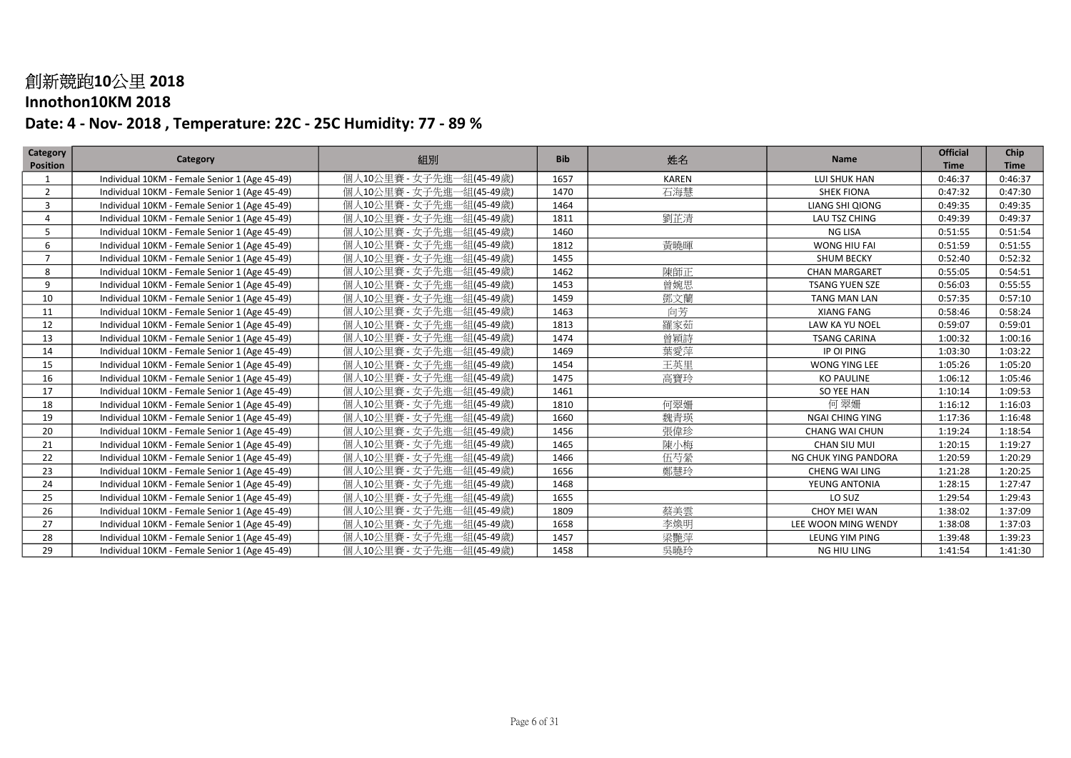# 創新競跑10公里 2018

## Innothon10KM 2018

## Date: 4 - Nov- 2018 , Temperature: 22C - 25C Humidity: 77 - 89 %

| Category Position | Category | 組別 | Bib | 姓名 | Name | Official Time | Chip Time |
|---|---|---|---|---|---|---|---|
| 1 | Individual 10KM - Female Senior 1 (Age 45-49) | 個人10公里賽 - 女子先進一組(45-49歲) | 1657 | KAREN | LUI SHUK HAN | 0:46:37 | 0:46:37 |
| 2 | Individual 10KM - Female Senior 1 (Age 45-49) | 個人10公里賽 - 女子先進一組(45-49歲) | 1470 | 石海慧 | SHEK FIONA | 0:47:32 | 0:47:30 |
| 3 | Individual 10KM - Female Senior 1 (Age 45-49) | 個人10公里賽 - 女子先進一組(45-49歲) | 1464 | | LIANG SHI QIONG | 0:49:35 | 0:49:35 |
| 4 | Individual 10KM - Female Senior 1 (Age 45-49) | 個人10公里賽 - 女子先進一組(45-49歲) | 1811 | 劉芷清 | LAU TSZ CHING | 0:49:39 | 0:49:37 |
| 5 | Individual 10KM - Female Senior 1 (Age 45-49) | 個人10公里賽 - 女子先進一組(45-49歲) | 1460 | | NG LISA | 0:51:55 | 0:51:54 |
| 6 | Individual 10KM - Female Senior 1 (Age 45-49) | 個人10公里賽 - 女子先進一組(45-49歲) | 1812 | 黃曉暉 | WONG HIU FAI | 0:51:59 | 0:51:55 |
| 7 | Individual 10KM - Female Senior 1 (Age 45-49) | 個人10公里賽 - 女子先進一組(45-49歲) | 1455 | | SHUM BECKY | 0:52:40 | 0:52:32 |
| 8 | Individual 10KM - Female Senior 1 (Age 45-49) | 個人10公里賽 - 女子先進一組(45-49歲) | 1462 | 陳師正 | CHAN MARGARET | 0:55:05 | 0:54:51 |
| 9 | Individual 10KM - Female Senior 1 (Age 45-49) | 個人10公里賽 - 女子先進一組(45-49歲) | 1453 | 曾婉思 | TSANG YUEN SZE | 0:56:03 | 0:55:55 |
| 10 | Individual 10KM - Female Senior 1 (Age 45-49) | 個人10公里賽 - 女子先進一組(45-49歲) | 1459 | 鄧文蘭 | TANG MAN LAN | 0:57:35 | 0:57:10 |
| 11 | Individual 10KM - Female Senior 1 (Age 45-49) | 個人10公里賽 - 女子先進一組(45-49歲) | 1463 | 向芳 | XIANG FANG | 0:58:46 | 0:58:24 |
| 12 | Individual 10KM - Female Senior 1 (Age 45-49) | 個人10公里賽 - 女子先進一組(45-49歲) | 1813 | 羅家茹 | LAW KA YU NOEL | 0:59:07 | 0:59:01 |
| 13 | Individual 10KM - Female Senior 1 (Age 45-49) | 個人10公里賽 - 女子先進一組(45-49歲) | 1474 | 曾穎詩 | TSANG CARINA | 1:00:32 | 1:00:16 |
| 14 | Individual 10KM - Female Senior 1 (Age 45-49) | 個人10公里賽 - 女子先進一組(45-49歲) | 1469 | 葉愛萍 | IP OI PING | 1:03:30 | 1:03:22 |
| 15 | Individual 10KM - Female Senior 1 (Age 45-49) | 個人10公里賽 - 女子先進一組(45-49歲) | 1454 | 王英里 | WONG YING LEE | 1:05:26 | 1:05:20 |
| 16 | Individual 10KM - Female Senior 1 (Age 45-49) | 個人10公里賽 - 女子先進一組(45-49歲) | 1475 | 高寶玲 | KO PAULINE | 1:06:12 | 1:05:46 |
| 17 | Individual 10KM - Female Senior 1 (Age 45-49) | 個人10公里賽 - 女子先進一組(45-49歲) | 1461 | | SO YEE HAN | 1:10:14 | 1:09:53 |
| 18 | Individual 10KM - Female Senior 1 (Age 45-49) | 個人10公里賽 - 女子先進一組(45-49歲) | 1810 | 何翠姍 | 何 翠姍 | 1:16:12 | 1:16:03 |
| 19 | Individual 10KM - Female Senior 1 (Age 45-49) | 個人10公里賽 - 女子先進一組(45-49歲) | 1660 | 魏青瑛 | NGAI CHING YING | 1:17:36 | 1:16:48 |
| 20 | Individual 10KM - Female Senior 1 (Age 45-49) | 個人10公里賽 - 女子先進一組(45-49歲) | 1456 | 張偉珍 | CHANG WAI CHUN | 1:19:24 | 1:18:54 |
| 21 | Individual 10KM - Female Senior 1 (Age 45-49) | 個人10公里賽 - 女子先進一組(45-49歲) | 1465 | 陳小梅 | CHAN SIU MUI | 1:20:15 | 1:19:27 |
| 22 | Individual 10KM - Female Senior 1 (Age 45-49) | 個人10公里賽 - 女子先進一組(45-49歲) | 1466 | 伍芍縈 | NG CHUK YING PANDORA | 1:20:59 | 1:20:29 |
| 23 | Individual 10KM - Female Senior 1 (Age 45-49) | 個人10公里賽 - 女子先進一組(45-49歲) | 1656 | 鄭慧玲 | CHENG WAI LING | 1:21:28 | 1:20:25 |
| 24 | Individual 10KM - Female Senior 1 (Age 45-49) | 個人10公里賽 - 女子先進一組(45-49歲) | 1468 | | YEUNG ANTONIA | 1:28:15 | 1:27:47 |
| 25 | Individual 10KM - Female Senior 1 (Age 45-49) | 個人10公里賽 - 女子先進一組(45-49歲) | 1655 | | LO SUZ | 1:29:54 | 1:29:43 |
| 26 | Individual 10KM - Female Senior 1 (Age 45-49) | 個人10公里賽 - 女子先進一組(45-49歲) | 1809 | 蔡美雲 | CHOY MEI WAN | 1:38:02 | 1:37:09 |
| 27 | Individual 10KM - Female Senior 1 (Age 45-49) | 個人10公里賽 - 女子先進一組(45-49歲) | 1658 | 李煥明 | LEE WOON MING WENDY | 1:38:08 | 1:37:03 |
| 28 | Individual 10KM - Female Senior 1 (Age 45-49) | 個人10公里賽 - 女子先進一組(45-49歲) | 1457 | 梁艷萍 | LEUNG YIM PING | 1:39:48 | 1:39:23 |
| 29 | Individual 10KM - Female Senior 1 (Age 45-49) | 個人10公里賽 - 女子先進一組(45-49歲) | 1458 | 吳曉玲 | NG HIU LING | 1:41:54 | 1:41:30 |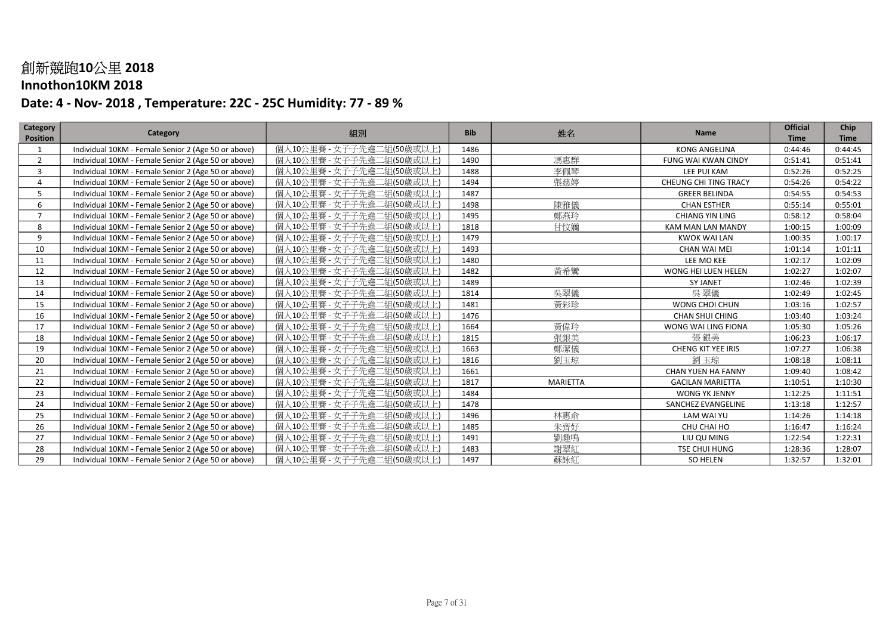# 創新競跑10公里 2018

## Innothon10KM 2018

## Date: 4 - Nov- 2018 , Temperature: 22C - 25C Humidity: 77 - 89 %

| Category Position | Category | 組別 | Bib | 姓名 | Name | Official Time | Chip Time |
|---|---|---|---|---|---|---|---|
| 1 | Individual 10KM - Female Senior 2 (Age 50 or above) | 個人10公里賽 - 女子子先進二組(50歲或以上) | 1486 | | KONG ANGELINA | 0:44:46 | 0:44:45 |
| 2 | Individual 10KM - Female Senior 2 (Age 50 or above) | 個人10公里賽 - 女子子先進二組(50歲或以上) | 1490 | 馮惠群 | FUNG WAI KWAN CINDY | 0:51:41 | 0:51:41 |
| 3 | Individual 10KM - Female Senior 2 (Age 50 or above) | 個人10公里賽 - 女子子先進二組(50歲或以上) | 1488 | 李佩琴 | LEE PUI KAM | 0:52:26 | 0:52:25 |
| 4 | Individual 10KM - Female Senior 2 (Age 50 or above) | 個人10公里賽 - 女子子先進二組(50歲或以上) | 1494 | 張慈婷 | CHEUNG CHI TING TRACY | 0:54:26 | 0:54:22 |
| 5 | Individual 10KM - Female Senior 2 (Age 50 or above) | 個人10公里賽 - 女子子先進二組(50歲或以上) | 1487 | | GREER BELINDA | 0:54:55 | 0:54:53 |
| 6 | Individual 10KM - Female Senior 2 (Age 50 or above) | 個人10公里賽 - 女子子先進二組(50歲或以上) | 1498 | 陳雅儀 | CHAN ESTHER | 0:55:14 | 0:55:01 |
| 7 | Individual 10KM - Female Senior 2 (Age 50 or above) | 個人10公里賽 - 女子子先進二組(50歲或以上) | 1495 | 鄭燕玲 | CHIANG YIN LING | 0:58:12 | 0:58:04 |
| 8 | Individual 10KM - Female Senior 2 (Age 50 or above) | 個人10公里賽 - 女子子先進二組(50歲或以上) | 1818 | 甘文蘭 | KAM MAN LAN MANDY | 1:00:15 | 1:00:09 |
| 9 | Individual 10KM - Female Senior 2 (Age 50 or above) | 個人10公里賽 - 女子子先進二組(50歲或以上) | 1479 | | KWOK WAI LAN | 1:00:35 | 1:00:17 |
| 10 | Individual 10KM - Female Senior 2 (Age 50 or above) | 個人10公里賽 - 女子子先進二組(50歲或以上) | 1493 | | CHAN WAI MEI | 1:01:14 | 1:01:11 |
| 11 | Individual 10KM - Female Senior 2 (Age 50 or above) | 個人10公里賽 - 女子子先進二組(50歲或以上) | 1480 | | LEE MO KEE | 1:02:17 | 1:02:09 |
| 12 | Individual 10KM - Female Senior 2 (Age 50 or above) | 個人10公里賽 - 女子子先進二組(50歲或以上) | 1482 | 黃希鸞 | WONG HEI LUEN HELEN | 1:02:27 | 1:02:07 |
| 13 | Individual 10KM - Female Senior 2 (Age 50 or above) | 個人10公里賽 - 女子子先進二組(50歲或以上) | 1489 | | SY JANET | 1:02:46 | 1:02:39 |
| 14 | Individual 10KM - Female Senior 2 (Age 50 or above) | 個人10公里賽 - 女子子先進二組(50歲或以上) | 1814 | 吳翠儀 | 吳 翠儀 | 1:02:49 | 1:02:45 |
| 15 | Individual 10KM - Female Senior 2 (Age 50 or above) | 個人10公里賽 - 女子子先進二組(50歲或以上) | 1481 | 黃彩珍 | WONG CHOI CHUN | 1:03:16 | 1:02:57 |
| 16 | Individual 10KM - Female Senior 2 (Age 50 or above) | 個人10公里賽 - 女子子先進二組(50歲或以上) | 1476 | | CHAN SHUI CHING | 1:03:40 | 1:03:24 |
| 17 | Individual 10KM - Female Senior 2 (Age 50 or above) | 個人10公里賽 - 女子子先進二組(50歲或以上) | 1664 | 黃偉玲 | WONG WAI LING FIONA | 1:05:30 | 1:05:26 |
| 18 | Individual 10KM - Female Senior 2 (Age 50 or above) | 個人10公里賽 - 女子子先進二組(50歲或以上) | 1815 | 張銀美 | 張 銀美 | 1:06:23 | 1:06:17 |
| 19 | Individual 10KM - Female Senior 2 (Age 50 or above) | 個人10公里賽 - 女子子先進二組(50歲或以上) | 1663 | 鄭潔儀 | CHENG KIT YEE IRIS | 1:07:27 | 1:06:38 |
| 20 | Individual 10KM - Female Senior 2 (Age 50 or above) | 個人10公里賽 - 女子子先進二組(50歲或以上) | 1816 | 劉玉琼 | 劉 玉琼 | 1:08:18 | 1:08:11 |
| 21 | Individual 10KM - Female Senior 2 (Age 50 or above) | 個人10公里賽 - 女子子先進二組(50歲或以上) | 1661 | | CHAN YUEN HA FANNY | 1:09:40 | 1:08:42 |
| 22 | Individual 10KM - Female Senior 2 (Age 50 or above) | 個人10公里賽 - 女子子先進二組(50歲或以上) | 1817 | MARIETTA | GACILAN MARIETTA | 1:10:51 | 1:10:30 |
| 23 | Individual 10KM - Female Senior 2 (Age 50 or above) | 個人10公里賽 - 女子子先進二組(50歲或以上) | 1484 | | WONG YK JENNY | 1:12:25 | 1:11:51 |
| 24 | Individual 10KM - Female Senior 2 (Age 50 or above) | 個人10公里賽 - 女子子先進二組(50歲或以上) | 1478 | | SANCHEZ EVANGELINE | 1:13:18 | 1:12:57 |
| 25 | Individual 10KM - Female Senior 2 (Age 50 or above) | 個人10公里賽 - 女子子先進二組(50歲或以上) | 1496 | 林惠俞 | LAM WAI YU | 1:14:26 | 1:14:18 |
| 26 | Individual 10KM - Female Senior 2 (Age 50 or above) | 個人10公里賽 - 女子子先進二組(50歲或以上) | 1485 | 朱齊好 | CHU CHAI HO | 1:16:47 | 1:16:24 |
| 27 | Individual 10KM - Female Senior 2 (Age 50 or above) | 個人10公里賽 - 女子子先進二組(50歲或以上) | 1491 | 劉趣鳴 | LIU QU MING | 1:22:54 | 1:22:31 |
| 28 | Individual 10KM - Female Senior 2 (Age 50 or above) | 個人10公里賽 - 女子子先進二組(50歲或以上) | 1483 | 謝翠紅 | TSE CHUI HUNG | 1:28:36 | 1:28:07 |
| 29 | Individual 10KM - Female Senior 2 (Age 50 or above) | 個人10公里賽 - 女子子先進二組(50歲或以上) | 1497 | 蘇詠紅 | SO HELEN | 1:32:57 | 1:32:01 |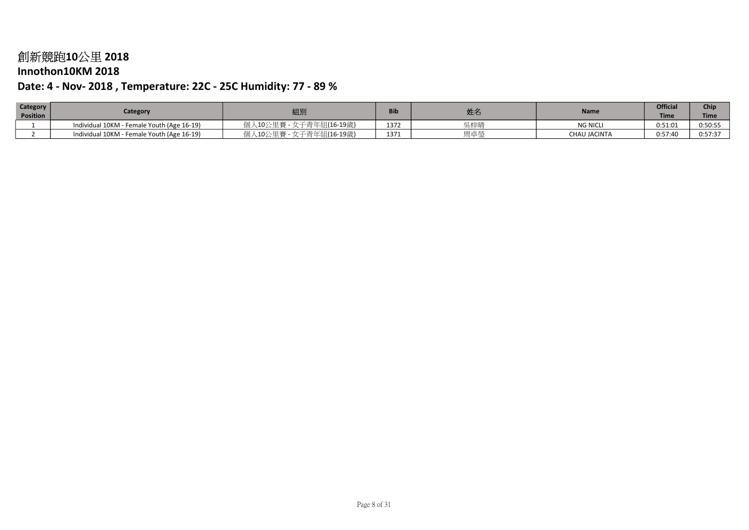# 創新競跑10公里 2018

## Innothon10KM 2018

## Date: 4 - Nov- 2018 , Temperature: 22C - 25C Humidity: 77 - 89 %

| Category Position | Category | 組別 | Bib | 姓名 | Name | Official Time | Chip Time |
|---|---|---|---|---|---|---|---|
| 1 | Individual 10KM - Female Youth (Age 16-19) | 個人10公里賽 - 女子青年組(16-19歲) | 1372 | 吳梓晴 | NG NICLI | 0:51:01 | 0:50:55 |
| 2 | Individual 10KM - Female Youth (Age 16-19) | 個人10公里賽 - 女子青年組(16-19歲) | 1371 | 周卓瑩 | CHAU JACINTA | 0:57:40 | 0:57:37 |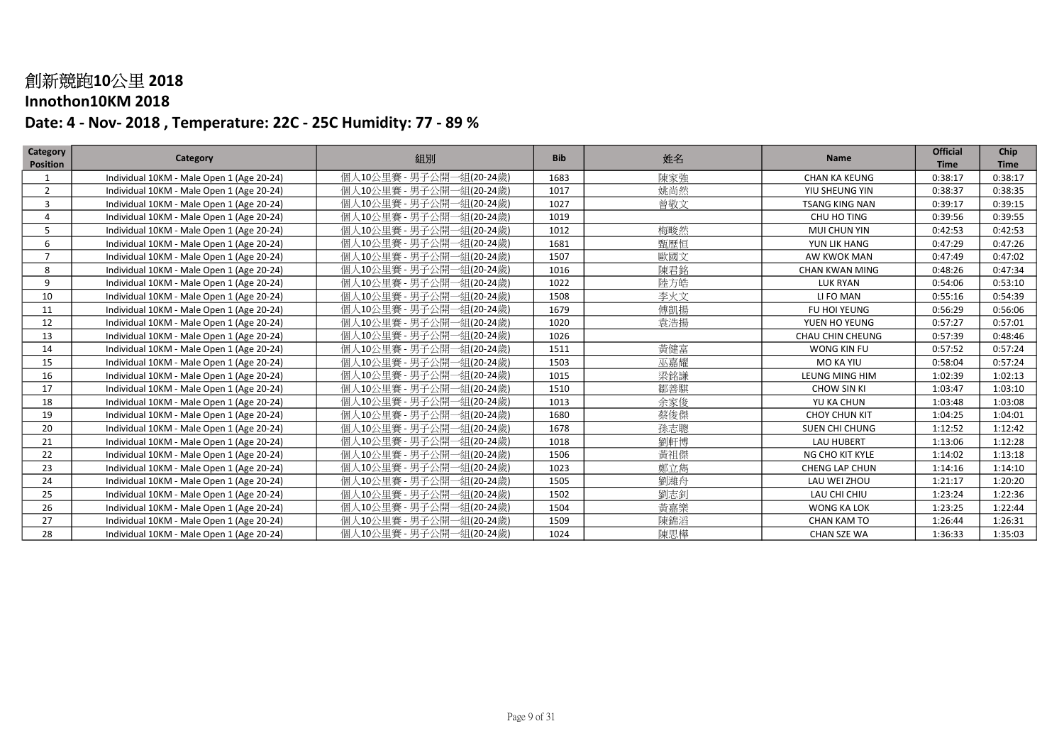# 創新競跑10公里 2018

## Innothon10KM 2018

### Date: 4 - Nov- 2018 , Temperature: 22C - 25C Humidity: 77 - 89 %

| Category Position | Category | 組別 | Bib | 姓名 | Name | Official Time | Chip Time |
|---|---|---|---|---|---|---|---|
| 1 | Individual 10KM - Male Open 1 (Age 20-24) | 個人10公里賽 - 男子公開一組(20-24歲) | 1683 | 陳家強 | CHAN KA KEUNG | 0:38:17 | 0:38:17 |
| 2 | Individual 10KM - Male Open 1 (Age 20-24) | 個人10公里賽 - 男子公開一組(20-24歲) | 1017 | 姚尚然 | YIU SHEUNG YIN | 0:38:37 | 0:38:35 |
| 3 | Individual 10KM - Male Open 1 (Age 20-24) | 個人10公里賽 - 男子公開一組(20-24歲) | 1027 | 曾敬文 | TSANG KING NAN | 0:39:17 | 0:39:15 |
| 4 | Individual 10KM - Male Open 1 (Age 20-24) | 個人10公里賽 - 男子公開一組(20-24歲) | 1019 | | CHU HO TING | 0:39:56 | 0:39:55 |
| 5 | Individual 10KM - Male Open 1 (Age 20-24) | 個人10公里賽 - 男子公開一組(20-24歲) | 1012 | 梅晙然 | MUI CHUN YIN | 0:42:53 | 0:42:53 |
| 6 | Individual 10KM - Male Open 1 (Age 20-24) | 個人10公里賽 - 男子公開一組(20-24歲) | 1681 | 甄歷恒 | YUN LIK HANG | 0:47:29 | 0:47:26 |
| 7 | Individual 10KM - Male Open 1 (Age 20-24) | 個人10公里賽 - 男子公開一組(20-24歲) | 1507 | 歐國文 | AW KWOK MAN | 0:47:49 | 0:47:02 |
| 8 | Individual 10KM - Male Open 1 (Age 20-24) | 個人10公里賽 - 男子公開一組(20-24歲) | 1016 | 陳君銘 | CHAN KWAN MING | 0:48:26 | 0:47:34 |
| 9 | Individual 10KM - Male Open 1 (Age 20-24) | 個人10公里賽 - 男子公開一組(20-24歲) | 1022 | 陸方皓 | LUK RYAN | 0:54:06 | 0:53:10 |
| 10 | Individual 10KM - Male Open 1 (Age 20-24) | 個人10公里賽 - 男子公開一組(20-24歲) | 1508 | 李火文 | LI FO MAN | 0:55:16 | 0:54:39 |
| 11 | Individual 10KM - Male Open 1 (Age 20-24) | 個人10公里賽 - 男子公開一組(20-24歲) | 1679 | 傅凱揚 | FU HOI YEUNG | 0:56:29 | 0:56:06 |
| 12 | Individual 10KM - Male Open 1 (Age 20-24) | 個人10公里賽 - 男子公開一組(20-24歲) | 1020 | 袁浩揚 | YUEN HO YEUNG | 0:57:27 | 0:57:01 |
| 13 | Individual 10KM - Male Open 1 (Age 20-24) | 個人10公里賽 - 男子公開一組(20-24歲) | 1026 | | CHAU CHIN CHEUNG | 0:57:39 | 0:48:46 |
| 14 | Individual 10KM - Male Open 1 (Age 20-24) | 個人10公里賽 - 男子公開一組(20-24歲) | 1511 | 黃健富 | WONG KIN FU | 0:57:52 | 0:57:24 |
| 15 | Individual 10KM - Male Open 1 (Age 20-24) | 個人10公里賽 - 男子公開一組(20-24歲) | 1503 | 巫嘉耀 | MO KA YIU | 0:58:04 | 0:57:24 |
| 16 | Individual 10KM - Male Open 1 (Age 20-24) | 個人10公里賽 - 男子公開一組(20-24歲) | 1015 | 梁銘謙 | LEUNG MING HIM | 1:02:39 | 1:02:13 |
| 17 | Individual 10KM - Male Open 1 (Age 20-24) | 個人10公里賽 - 男子公開一組(20-24歲) | 1510 | 鄒善騏 | CHOW SIN KI | 1:03:47 | 1:03:10 |
| 18 | Individual 10KM - Male Open 1 (Age 20-24) | 個人10公里賽 - 男子公開一組(20-24歲) | 1013 | 余家俊 | YU KA CHUN | 1:03:48 | 1:03:08 |
| 19 | Individual 10KM - Male Open 1 (Age 20-24) | 個人10公里賽 - 男子公開一組(20-24歲) | 1680 | 蔡俊傑 | CHOY CHUN KIT | 1:04:25 | 1:04:01 |
| 20 | Individual 10KM - Male Open 1 (Age 20-24) | 個人10公里賽 - 男子公開一組(20-24歲) | 1678 | 孫志聰 | SUEN CHI CHUNG | 1:12:52 | 1:12:42 |
| 21 | Individual 10KM - Male Open 1 (Age 20-24) | 個人10公里賽 - 男子公開一組(20-24歲) | 1018 | 劉軒博 | LAU HUBERT | 1:13:06 | 1:12:28 |
| 22 | Individual 10KM - Male Open 1 (Age 20-24) | 個人10公里賽 - 男子公開一組(20-24歲) | 1506 | 黃祖傑 | NG CHO KIT KYLE | 1:14:02 | 1:13:18 |
| 23 | Individual 10KM - Male Open 1 (Age 20-24) | 個人10公里賽 - 男子公開一組(20-24歲) | 1023 | 鄭立雋 | CHENG LAP CHUN | 1:14:16 | 1:14:10 |
| 24 | Individual 10KM - Male Open 1 (Age 20-24) | 個人10公里賽 - 男子公開一組(20-24歲) | 1505 | 劉維舟 | LAU WEI ZHOU | 1:21:17 | 1:20:20 |
| 25 | Individual 10KM - Male Open 1 (Age 20-24) | 個人10公里賽 - 男子公開一組(20-24歲) | 1502 | 劉志釗 | LAU CHI CHIU | 1:23:24 | 1:22:36 |
| 26 | Individual 10KM - Male Open 1 (Age 20-24) | 個人10公里賽 - 男子公開一組(20-24歲) | 1504 | 黃嘉樂 | WONG KA LOK | 1:23:25 | 1:22:44 |
| 27 | Individual 10KM - Male Open 1 (Age 20-24) | 個人10公里賽 - 男子公開一組(20-24歲) | 1509 | 陳錦滔 | CHAN KAM TO | 1:26:44 | 1:26:31 |
| 28 | Individual 10KM - Male Open 1 (Age 20-24) | 個人10公里賽 - 男子公開一組(20-24歲) | 1024 | 陳思樺 | CHAN SZE WA | 1:36:33 | 1:35:03 |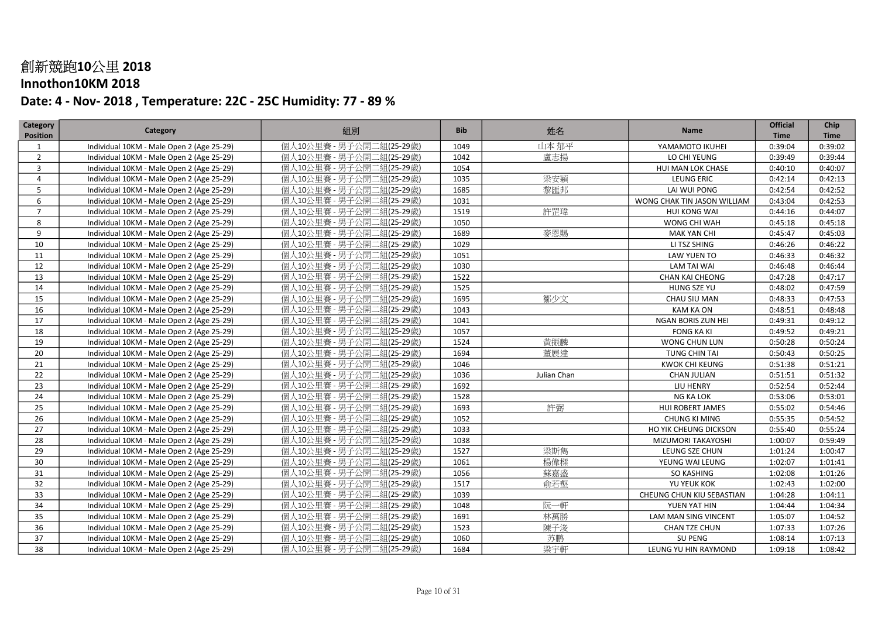# 創新競跑10公里 2018

## Innothon10KM 2018

## Date: 4 - Nov- 2018 , Temperature: 22C - 25C Humidity: 77 - 89 %

| Category Position | Category | 組別 | Bib | 姓名 | Name | Official Time | Chip Time |
|---|---|---|---|---|---|---|---|
| 1 | Individual 10KM - Male Open 2 (Age 25-29) | 個人10公里賽 - 男子公開二組(25-29歲) | 1049 | 山本 郁平 | YAMAMOTO IKUHEI | 0:39:04 | 0:39:02 |
| 2 | Individual 10KM - Male Open 2 (Age 25-29) | 個人10公里賽 - 男子公開二組(25-29歲) | 1042 | 盧志揚 | LO CHI YEUNG | 0:39:49 | 0:39:44 |
| 3 | Individual 10KM - Male Open 2 (Age 25-29) | 個人10公里賽 - 男子公開二組(25-29歲) | 1054 | | HUI MAN LOK CHASE | 0:40:10 | 0:40:07 |
| 4 | Individual 10KM - Male Open 2 (Age 25-29) | 個人10公里賽 - 男子公開二組(25-29歲) | 1035 | 梁安穎 | LEUNG ERIC | 0:42:14 | 0:42:13 |
| 5 | Individual 10KM - Male Open 2 (Age 25-29) | 個人10公里賽 - 男子公開二組(25-29歲) | 1685 | 黎匯邦 | LAI WUI PONG | 0:42:54 | 0:42:52 |
| 6 | Individual 10KM - Male Open 2 (Age 25-29) | 個人10公里賽 - 男子公開二組(25-29歲) | 1031 | | WONG CHAK TIN JASON WILLIAM | 0:43:04 | 0:42:53 |
| 7 | Individual 10KM - Male Open 2 (Age 25-29) | 個人10公里賽 - 男子公開二組(25-29歲) | 1519 | 許罡瑋 | HUI KONG WAI | 0:44:16 | 0:44:07 |
| 8 | Individual 10KM - Male Open 2 (Age 25-29) | 個人10公里賽 - 男子公開二組(25-29歲) | 1050 | | WONG CHI WAH | 0:45:18 | 0:45:18 |
| 9 | Individual 10KM - Male Open 2 (Age 25-29) | 個人10公里賽 - 男子公開二組(25-29歲) | 1689 | 麥恩賜 | MAK YAN CHI | 0:45:47 | 0:45:03 |
| 10 | Individual 10KM - Male Open 2 (Age 25-29) | 個人10公里賽 - 男子公開二組(25-29歲) | 1029 | | LI TSZ SHING | 0:46:26 | 0:46:22 |
| 11 | Individual 10KM - Male Open 2 (Age 25-29) | 個人10公里賽 - 男子公開二組(25-29歲) | 1051 | | LAW YUEN TO | 0:46:33 | 0:46:32 |
| 12 | Individual 10KM - Male Open 2 (Age 25-29) | 個人10公里賽 - 男子公開二組(25-29歲) | 1030 | | LAM TAI WAI | 0:46:48 | 0:46:44 |
| 13 | Individual 10KM - Male Open 2 (Age 25-29) | 個人10公里賽 - 男子公開二組(25-29歲) | 1522 | | CHAN KAI CHEONG | 0:47:28 | 0:47:17 |
| 14 | Individual 10KM - Male Open 2 (Age 25-29) | 個人10公里賽 - 男子公開二組(25-29歲) | 1525 | | HUNG SZE YU | 0:48:02 | 0:47:59 |
| 15 | Individual 10KM - Male Open 2 (Age 25-29) | 個人10公里賽 - 男子公開二組(25-29歲) | 1695 | 鄒少文 | CHAU SIU MAN | 0:48:33 | 0:47:53 |
| 16 | Individual 10KM - Male Open 2 (Age 25-29) | 個人10公里賽 - 男子公開二組(25-29歲) | 1043 | | KAM KA ON | 0:48:51 | 0:48:48 |
| 17 | Individual 10KM - Male Open 2 (Age 25-29) | 個人10公里賽 - 男子公開二組(25-29歲) | 1041 | | NGAN BORIS ZUN HEI | 0:49:31 | 0:49:12 |
| 18 | Individual 10KM - Male Open 2 (Age 25-29) | 個人10公里賽 - 男子公開二組(25-29歲) | 1057 | | FONG KA KI | 0:49:52 | 0:49:21 |
| 19 | Individual 10KM - Male Open 2 (Age 25-29) | 個人10公里賽 - 男子公開二組(25-29歲) | 1524 | 黃振麟 | WONG CHUN LUN | 0:50:28 | 0:50:24 |
| 20 | Individual 10KM - Male Open 2 (Age 25-29) | 個人10公里賽 - 男子公開二組(25-29歲) | 1694 | 董展達 | TUNG CHIN TAI | 0:50:43 | 0:50:25 |
| 21 | Individual 10KM - Male Open 2 (Age 25-29) | 個人10公里賽 - 男子公開二組(25-29歲) | 1046 | | KWOK CHI KEUNG | 0:51:38 | 0:51:21 |
| 22 | Individual 10KM - Male Open 2 (Age 25-29) | 個人10公里賽 - 男子公開二組(25-29歲) | 1036 | Julian Chan | CHAN JULIAN | 0:51:51 | 0:51:32 |
| 23 | Individual 10KM - Male Open 2 (Age 25-29) | 個人10公里賽 - 男子公開二組(25-29歲) | 1692 | | LIU HENRY | 0:52:54 | 0:52:44 |
| 24 | Individual 10KM - Male Open 2 (Age 25-29) | 個人10公里賽 - 男子公開二組(25-29歲) | 1528 | | NG KA LOK | 0:53:06 | 0:53:01 |
| 25 | Individual 10KM - Male Open 2 (Age 25-29) | 個人10公里賽 - 男子公開二組(25-29歲) | 1693 | 許溶 | HUI ROBERT JAMES | 0:55:02 | 0:54:46 |
| 26 | Individual 10KM - Male Open 2 (Age 25-29) | 個人10公里賽 - 男子公開二組(25-29歲) | 1052 | | CHUNG KI MING | 0:55:35 | 0:54:52 |
| 27 | Individual 10KM - Male Open 2 (Age 25-29) | 個人10公里賽 - 男子公開二組(25-29歲) | 1033 | | HO YIK CHEUNG DICKSON | 0:55:40 | 0:55:24 |
| 28 | Individual 10KM - Male Open 2 (Age 25-29) | 個人10公里賽 - 男子公開二組(25-29歲) | 1038 | | MIZUMORI TAKAYOSHI | 1:00:07 | 0:59:49 |
| 29 | Individual 10KM - Male Open 2 (Age 25-29) | 個人10公里賽 - 男子公開二組(25-29歲) | 1527 | 梁斯雋 | LEUNG SZE CHUN | 1:01:24 | 1:00:47 |
| 30 | Individual 10KM - Male Open 2 (Age 25-29) | 個人10公里賽 - 男子公開二組(25-29歲) | 1061 | 楊偉樑 | YEUNG WAI LEUNG | 1:02:07 | 1:01:41 |
| 31 | Individual 10KM - Male Open 2 (Age 25-29) | 個人10公里賽 - 男子公開二組(25-29歲) | 1056 | 蘇嘉盛 | SO KASHING | 1:02:08 | 1:01:26 |
| 32 | Individual 10KM - Male Open 2 (Age 25-29) | 個人10公里賽 - 男子公開二組(25-29歲) | 1517 | 俞若堅 | YU YEUK KOK | 1:02:43 | 1:02:00 |
| 33 | Individual 10KM - Male Open 2 (Age 25-29) | 個人10公里賽 - 男子公開二組(25-29歲) | 1039 | | CHEUNG CHUN KIU SEBASTIAN | 1:04:28 | 1:04:11 |
| 34 | Individual 10KM - Male Open 2 (Age 25-29) | 個人10公里賽 - 男子公開二組(25-29歲) | 1048 | 阮一軒 | YUEN YAT HIN | 1:04:44 | 1:04:34 |
| 35 | Individual 10KM - Male Open 2 (Age 25-29) | 個人10公里賽 - 男子公開二組(25-29歲) | 1691 | 林萬勝 | LAM MAN SING VINCENT | 1:05:07 | 1:04:52 |
| 36 | Individual 10KM - Male Open 2 (Age 25-29) | 個人10公里賽 - 男子公開二組(25-29歲) | 1523 | 陳子浚 | CHAN TZE CHUN | 1:07:33 | 1:07:26 |
| 37 | Individual 10KM - Male Open 2 (Age 25-29) | 個人10公里賽 - 男子公開二組(25-29歲) | 1060 | 苏鹏 | SU PENG | 1:08:14 | 1:07:13 |
| 38 | Individual 10KM - Male Open 2 (Age 25-29) | 個人10公里賽 - 男子公開二組(25-29歲) | 1684 | 梁宇軒 | LEUNG YU HIN RAYMOND | 1:09:18 | 1:08:42 |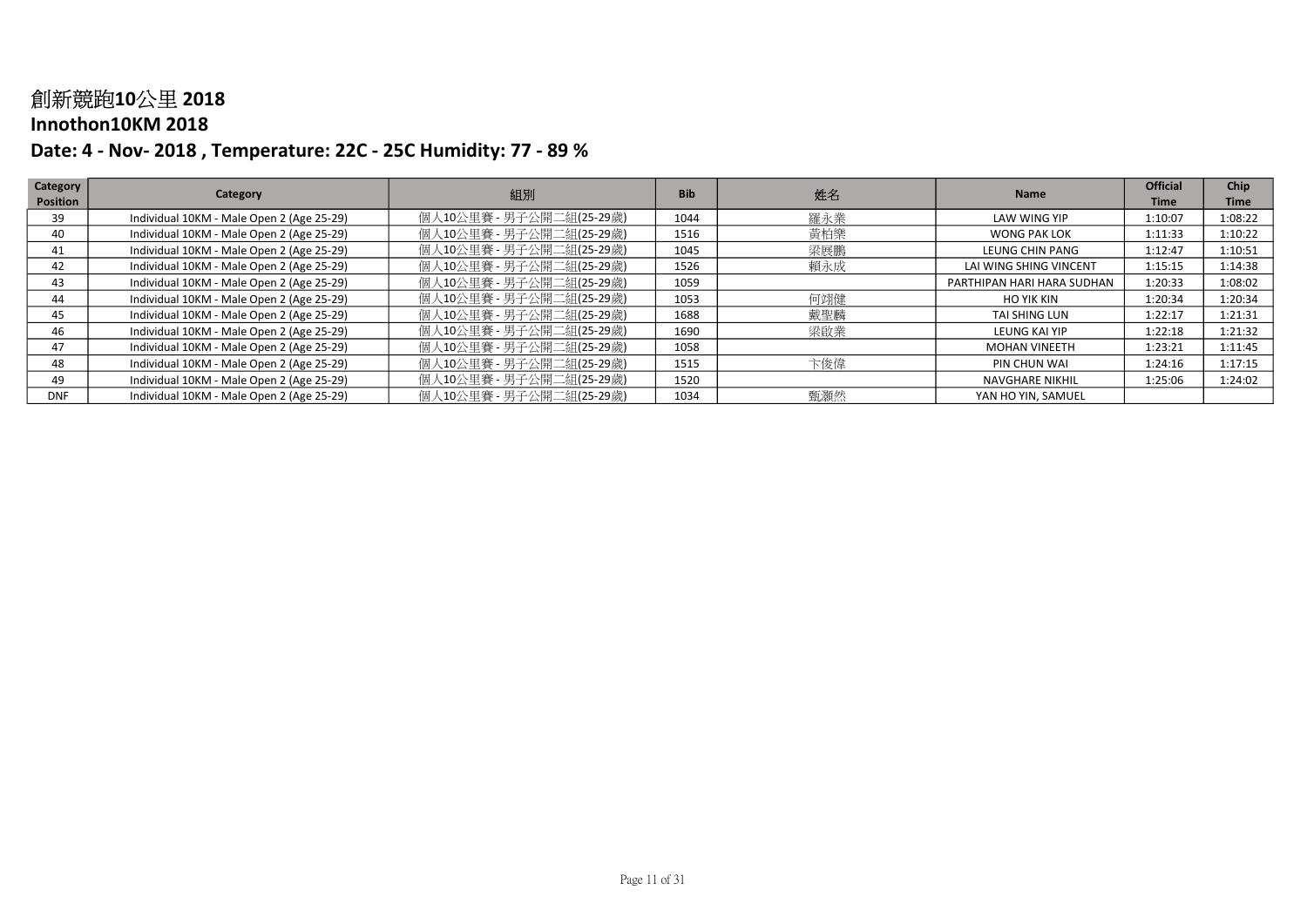# 創新競跑10公里 2018

## Innothon10KM 2018

## Date: 4 - Nov- 2018 , Temperature: 22C - 25C Humidity: 77 - 89 %

| Category Position | Category | 組別 | Bib | 姓名 | Name | Official Time | Chip Time |
|---|---|---|---|---|---|---|---|
| 39 | Individual 10KM - Male Open 2 (Age 25-29) | 個人10公里賽 - 男子公開二組(25-29歲) | 1044 | 羅永業 | LAW WING YIP | 1:10:07 | 1:08:22 |
| 40 | Individual 10KM - Male Open 2 (Age 25-29) | 個人10公里賽 - 男子公開二組(25-29歲) | 1516 | 黃柏樂 | WONG PAK LOK | 1:11:33 | 1:10:22 |
| 41 | Individual 10KM - Male Open 2 (Age 25-29) | 個人10公里賽 - 男子公開二組(25-29歲) | 1045 | 梁展鵬 | LEUNG CHIN PANG | 1:12:47 | 1:10:51 |
| 42 | Individual 10KM - Male Open 2 (Age 25-29) | 個人10公里賽 - 男子公開二組(25-29歲) | 1526 | 賴永成 | LAI WING SHING VINCENT | 1:15:15 | 1:14:38 |
| 43 | Individual 10KM - Male Open 2 (Age 25-29) | 個人10公里賽 - 男子公開二組(25-29歲) | 1059 | | PARTHIPAN HARI HARA SUDHAN | 1:20:33 | 1:08:02 |
| 44 | Individual 10KM - Male Open 2 (Age 25-29) | 個人10公里賽 - 男子公開二組(25-29歲) | 1053 | 何翊健 | HO YIK KIN | 1:20:34 | 1:20:34 |
| 45 | Individual 10KM - Male Open 2 (Age 25-29) | 個人10公里賽 - 男子公開二組(25-29歲) | 1688 | 戴聖麟 | TAI SHING LUN | 1:22:17 | 1:21:31 |
| 46 | Individual 10KM - Male Open 2 (Age 25-29) | 個人10公里賽 - 男子公開二組(25-29歲) | 1690 | 梁啟業 | LEUNG KAI YIP | 1:22:18 | 1:21:32 |
| 47 | Individual 10KM - Male Open 2 (Age 25-29) | 個人10公里賽 - 男子公開二組(25-29歲) | 1058 | | MOHAN VINEETH | 1:23:21 | 1:11:45 |
| 48 | Individual 10KM - Male Open 2 (Age 25-29) | 個人10公里賽 - 男子公開二組(25-29歲) | 1515 | 卞俊偉 | PIN CHUN WAI | 1:24:16 | 1:17:15 |
| 49 | Individual 10KM - Male Open 2 (Age 25-29) | 個人10公里賽 - 男子公開二組(25-29歲) | 1520 | | NAVGHARE NIKHIL | 1:25:06 | 1:24:02 |
| DNF | Individual 10KM - Male Open 2 (Age 25-29) | 個人10公里賽 - 男子公開二組(25-29歲) | 1034 | 甄灝然 | YAN HO YIN, SAMUEL | | |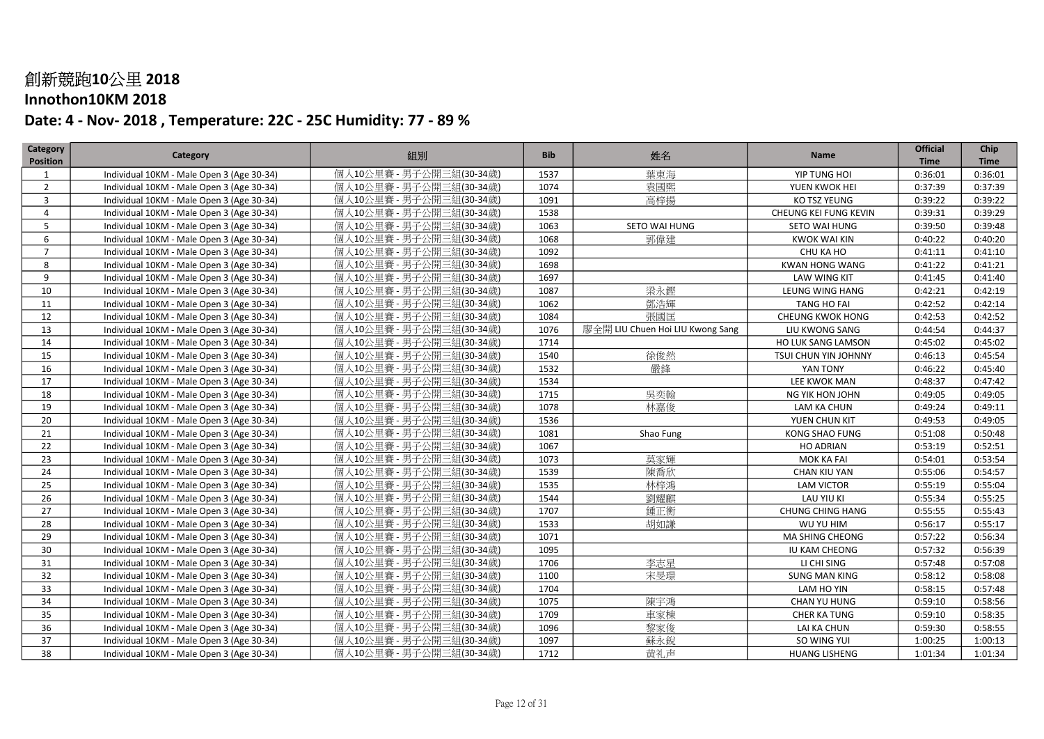# 創新競跑10公里 2018

## Innothon10KM 2018

## Date: 4 - Nov- 2018 , Temperature: 22C - 25C Humidity: 77 - 89 %

| Category Position | Category | 組別 | Bib | 姓名 | Name | Official Time | Chip Time |
|---|---|---|---|---|---|---|---|
| 1 | Individual 10KM - Male Open 3 (Age 30-34) | 個人10公里賽 - 男子公開三組(30-34歲) | 1537 | 葉東海 | YIP TUNG HOI | 0:36:01 | 0:36:01 |
| 2 | Individual 10KM - Male Open 3 (Age 30-34) | 個人10公里賽 - 男子公開三組(30-34歲) | 1074 | 袁國熙 | YUEN KWOK HEI | 0:37:39 | 0:37:39 |
| 3 | Individual 10KM - Male Open 3 (Age 30-34) | 個人10公里賽 - 男子公開三組(30-34歲) | 1091 | 高梓揚 | KO TSZ YEUNG | 0:39:22 | 0:39:22 |
| 4 | Individual 10KM - Male Open 3 (Age 30-34) | 個人10公里賽 - 男子公開三組(30-34歲) | 1538 | | CHEUNG KEI FUNG KEVIN | 0:39:31 | 0:39:29 |
| 5 | Individual 10KM - Male Open 3 (Age 30-34) | 個人10公里賽 - 男子公開三組(30-34歲) | 1063 | SETO WAI HUNG | SETO WAI HUNG | 0:39:50 | 0:39:48 |
| 6 | Individual 10KM - Male Open 3 (Age 30-34) | 個人10公里賽 - 男子公開三組(30-34歲) | 1068 | 郭偉建 | KWOK WAI KIN | 0:40:22 | 0:40:20 |
| 7 | Individual 10KM - Male Open 3 (Age 30-34) | 個人10公里賽 - 男子公開三組(30-34歲) | 1092 | | CHU KA HO | 0:41:11 | 0:41:10 |
| 8 | Individual 10KM - Male Open 3 (Age 30-34) | 個人10公里賽 - 男子公開三組(30-34歲) | 1698 | | KWAN HONG WANG | 0:41:22 | 0:41:21 |
| 9 | Individual 10KM - Male Open 3 (Age 30-34) | 個人10公里賽 - 男子公開三組(30-34歲) | 1697 | | LAW WING KIT | 0:41:45 | 0:41:40 |
| 10 | Individual 10KM - Male Open 3 (Age 30-34) | 個人10公里賽 - 男子公開三組(30-34歲) | 1087 | 梁永鏗 | LEUNG WING HANG | 0:42:21 | 0:42:19 |
| 11 | Individual 10KM - Male Open 3 (Age 30-34) | 個人10公里賽 - 男子公開三組(30-34歲) | 1062 | 鄧浩輝 | TANG HO FAI | 0:42:52 | 0:42:14 |
| 12 | Individual 10KM - Male Open 3 (Age 30-34) | 個人10公里賽 - 男子公開三組(30-34歲) | 1084 | 張國匡 | CHEUNG KWOK HONG | 0:42:53 | 0:42:52 |
| 13 | Individual 10KM - Male Open 3 (Age 30-34) | 個人10公里賽 - 男子公開三組(30-34歲) | 1076 | 廖全開 LIU Chuen Hoi LIU Kwong Sang | LIU KWONG SANG | 0:44:54 | 0:44:37 |
| 14 | Individual 10KM - Male Open 3 (Age 30-34) | 個人10公里賽 - 男子公開三組(30-34歲) | 1714 | | HO LUK SANG LAMSON | 0:45:02 | 0:45:02 |
| 15 | Individual 10KM - Male Open 3 (Age 30-34) | 個人10公里賽 - 男子公開三組(30-34歲) | 1540 | 徐俊然 | TSUI CHUN YIN JOHNNY | 0:46:13 | 0:45:54 |
| 16 | Individual 10KM - Male Open 3 (Age 30-34) | 個人10公里賽 - 男子公開三組(30-34歲) | 1532 | 嚴鋒 | YAN TONY | 0:46:22 | 0:45:40 |
| 17 | Individual 10KM - Male Open 3 (Age 30-34) | 個人10公里賽 - 男子公開三組(30-34歲) | 1534 | | LEE KWOK MAN | 0:48:37 | 0:47:42 |
| 18 | Individual 10KM - Male Open 3 (Age 30-34) | 個人10公里賽 - 男子公開三組(30-34歲) | 1715 | 吳奕翰 | NG YIK HON JOHN | 0:49:05 | 0:49:05 |
| 19 | Individual 10KM - Male Open 3 (Age 30-34) | 個人10公里賽 - 男子公開三組(30-34歲) | 1078 | 林嘉俊 | LAM KA CHUN | 0:49:24 | 0:49:11 |
| 20 | Individual 10KM - Male Open 3 (Age 30-34) | 個人10公里賽 - 男子公開三組(30-34歲) | 1536 | | YUEN CHUN KIT | 0:49:53 | 0:49:05 |
| 21 | Individual 10KM - Male Open 3 (Age 30-34) | 個人10公里賽 - 男子公開三組(30-34歲) | 1081 | Shao Fung | KONG SHAO FUNG | 0:51:08 | 0:50:48 |
| 22 | Individual 10KM - Male Open 3 (Age 30-34) | 個人10公里賽 - 男子公開三組(30-34歲) | 1067 | | HO ADRIAN | 0:53:19 | 0:52:51 |
| 23 | Individual 10KM - Male Open 3 (Age 30-34) | 個人10公里賽 - 男子公開三組(30-34歲) | 1073 | 莫家輝 | MOK KA FAI | 0:54:01 | 0:53:54 |
| 24 | Individual 10KM - Male Open 3 (Age 30-34) | 個人10公里賽 - 男子公開三組(30-34歲) | 1539 | 陳喬欣 | CHAN KIU YAN | 0:55:06 | 0:54:57 |
| 25 | Individual 10KM - Male Open 3 (Age 30-34) | 個人10公里賽 - 男子公開三組(30-34歲) | 1535 | 林梓鴻 | LAM VICTOR | 0:55:19 | 0:55:04 |
| 26 | Individual 10KM - Male Open 3 (Age 30-34) | 個人10公里賽 - 男子公開三組(30-34歲) | 1544 | 劉耀麒 | LAU YIU KI | 0:55:34 | 0:55:25 |
| 27 | Individual 10KM - Male Open 3 (Age 30-34) | 個人10公里賽 - 男子公開三組(30-34歲) | 1707 | 鍾正衡 | CHUNG CHING HANG | 0:55:55 | 0:55:43 |
| 28 | Individual 10KM - Male Open 3 (Age 30-34) | 個人10公里賽 - 男子公開三組(30-34歲) | 1533 | 胡如謙 | WU YU HIM | 0:56:17 | 0:55:17 |
| 29 | Individual 10KM - Male Open 3 (Age 30-34) | 個人10公里賽 - 男子公開三組(30-34歲) | 1071 | | MA SHING CHEONG | 0:57:22 | 0:56:34 |
| 30 | Individual 10KM - Male Open 3 (Age 30-34) | 個人10公里賽 - 男子公開三組(30-34歲) | 1095 | | IU KAM CHEONG | 0:57:32 | 0:56:39 |
| 31 | Individual 10KM - Male Open 3 (Age 30-34) | 個人10公里賽 - 男子公開三組(30-34歲) | 1706 | 李志星 | LI CHI SING | 0:57:48 | 0:57:08 |
| 32 | Individual 10KM - Male Open 3 (Age 30-34) | 個人10公里賽 - 男子公開三組(30-34歲) | 1100 | 宋旻璟 | SUNG MAN KING | 0:58:12 | 0:58:08 |
| 33 | Individual 10KM - Male Open 3 (Age 30-34) | 個人10公里賽 - 男子公開三組(30-34歲) | 1704 | | LAM HO YIN | 0:58:15 | 0:57:48 |
| 34 | Individual 10KM - Male Open 3 (Age 30-34) | 個人10公里賽 - 男子公開三組(30-34歲) | 1075 | 陳宇鴻 | CHAN YU HUNG | 0:59:10 | 0:58:56 |
| 35 | Individual 10KM - Male Open 3 (Age 30-34) | 個人10公里賽 - 男子公開三組(30-34歲) | 1709 | 車家棟 | CHER KA TUNG | 0:59:10 | 0:58:35 |
| 36 | Individual 10KM - Male Open 3 (Age 30-34) | 個人10公里賽 - 男子公開三組(30-34歲) | 1096 | 黎家俊 | LAI KA CHUN | 0:59:30 | 0:58:55 |
| 37 | Individual 10KM - Male Open 3 (Age 30-34) | 個人10公里賽 - 男子公開三組(30-34歲) | 1097 | 蘇永銳 | SO WING YUI | 1:00:25 | 1:00:13 |
| 38 | Individual 10KM - Male Open 3 (Age 30-34) | 個人10公里賽 - 男子公開三組(30-34歲) | 1712 | 黄礼声 | HUANG LISHENG | 1:01:34 | 1:01:34 |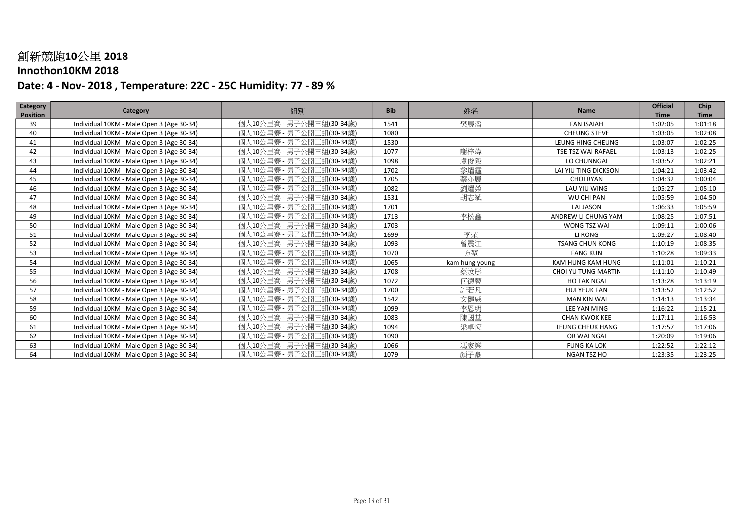# 創新競跑10公里 2018
## Innothon10KM 2018
## Date: 4 - Nov- 2018 , Temperature: 22C - 25C Humidity: 77 - 89 %

| Category Position | Category | 組別 | Bib | 姓名 | Name | Official Time | Chip Time |
|---|---|---|---|---|---|---|---|
| 39 | Individual 10KM - Male Open 3 (Age 30-34) | 個人10公里賽 - 男子公開三組(30-34歲) | 1541 | 樊展滔 | FAN ISAIAH | 1:02:05 | 1:01:18 |
| 40 | Individual 10KM - Male Open 3 (Age 30-34) | 個人10公里賽 - 男子公開三組(30-34歲) | 1080 | | CHEUNG STEVE | 1:03:05 | 1:02:08 |
| 41 | Individual 10KM - Male Open 3 (Age 30-34) | 個人10公里賽 - 男子公開三組(30-34歲) | 1530 | | LEUNG HING CHEUNG | 1:03:07 | 1:02:25 |
| 42 | Individual 10KM - Male Open 3 (Age 30-34) | 個人10公里賽 - 男子公開三組(30-34歲) | 1077 | 謝梓煒 | TSE TSZ WAI RAFAEL | 1:03:13 | 1:02:25 |
| 43 | Individual 10KM - Male Open 3 (Age 30-34) | 個人10公里賽 - 男子公開三組(30-34歲) | 1098 | 盧俊毅 | LO CHUNNGAI | 1:03:57 | 1:02:21 |
| 44 | Individual 10KM - Male Open 3 (Age 30-34) | 個人10公里賽 - 男子公開三組(30-34歲) | 1702 | 黎燿霆 | LAI YIU TING DICKSON | 1:04:21 | 1:03:42 |
| 45 | Individual 10KM - Male Open 3 (Age 30-34) | 個人10公里賽 - 男子公開三組(30-34歲) | 1705 | 蔡亦展 | CHOI RYAN | 1:04:32 | 1:00:04 |
| 46 | Individual 10KM - Male Open 3 (Age 30-34) | 個人10公里賽 - 男子公開三組(30-34歲) | 1082 | 劉耀榮 | LAU YIU WING | 1:05:27 | 1:05:10 |
| 47 | Individual 10KM - Male Open 3 (Age 30-34) | 個人10公里賽 - 男子公開三組(30-34歲) | 1531 | 胡志斌 | WU CHI PAN | 1:05:59 | 1:04:50 |
| 48 | Individual 10KM - Male Open 3 (Age 30-34) | 個人10公里賽 - 男子公開三組(30-34歲) | 1701 | | LAI JASON | 1:06:33 | 1:05:59 |
| 49 | Individual 10KM - Male Open 3 (Age 30-34) | 個人10公里賽 - 男子公開三組(30-34歲) | 1713 | 李松鑫 | ANDREW LI CHUNG YAM | 1:08:25 | 1:07:51 |
| 50 | Individual 10KM - Male Open 3 (Age 30-34) | 個人10公里賽 - 男子公開三組(30-34歲) | 1703 | | WONG TSZ WAI | 1:09:11 | 1:00:06 |
| 51 | Individual 10KM - Male Open 3 (Age 30-34) | 個人10公里賽 - 男子公開三組(30-34歲) | 1699 | 李荣 | LI RONG | 1:09:27 | 1:08:40 |
| 52 | Individual 10KM - Male Open 3 (Age 30-34) | 個人10公里賽 - 男子公開三組(30-34歲) | 1093 | 曾震江 | TSANG CHUN KONG | 1:10:19 | 1:08:35 |
| 53 | Individual 10KM - Male Open 3 (Age 30-34) | 個人10公里賽 - 男子公開三組(30-34歲) | 1070 | 方堃 | FANG KUN | 1:10:28 | 1:09:33 |
| 54 | Individual 10KM - Male Open 3 (Age 30-34) | 個人10公里賽 - 男子公開三組(30-34歲) | 1065 | kam hung young | KAM HUNG KAM HUNG | 1:11:01 | 1:10:21 |
| 55 | Individual 10KM - Male Open 3 (Age 30-34) | 個人10公里賽 - 男子公開三組(30-34歲) | 1708 | 蔡汝彤 | CHOI YU TUNG MARTIN | 1:11:10 | 1:10:49 |
| 56 | Individual 10KM - Male Open 3 (Age 30-34) | 個人10公里賽 - 男子公開三組(30-34歲) | 1072 | 何德藝 | HO TAK NGAI | 1:13:28 | 1:13:19 |
| 57 | Individual 10KM - Male Open 3 (Age 30-34) | 個人10公里賽 - 男子公開三組(30-34歲) | 1700 | 許若凡 | HUI YEUK FAN | 1:13:52 | 1:12:52 |
| 58 | Individual 10KM - Male Open 3 (Age 30-34) | 個人10公里賽 - 男子公開三組(30-34歲) | 1542 | 文健威 | MAN KIN WAI | 1:14:13 | 1:13:34 |
| 59 | Individual 10KM - Male Open 3 (Age 30-34) | 個人10公里賽 - 男子公開三組(30-34歲) | 1099 | 李恩明 | LEE YAN MING | 1:16:22 | 1:15:21 |
| 60 | Individual 10KM - Male Open 3 (Age 30-34) | 個人10公里賽 - 男子公開三組(30-34歲) | 1083 | 陳國基 | CHAN KWOK KEE | 1:17:11 | 1:16:53 |
| 61 | Individual 10KM - Male Open 3 (Age 30-34) | 個人10公里賽 - 男子公開三組(30-34歲) | 1094 | 梁卓恆 | LEUNG CHEUK HANG | 1:17:57 | 1:17:06 |
| 62 | Individual 10KM - Male Open 3 (Age 30-34) | 個人10公里賽 - 男子公開三組(30-34歲) | 1090 | | OR WAI NGAI | 1:20:09 | 1:19:06 |
| 63 | Individual 10KM - Male Open 3 (Age 30-34) | 個人10公里賽 - 男子公開三組(30-34歲) | 1066 | 馮家樂 | FUNG KA LOK | 1:22:52 | 1:22:12 |
| 64 | Individual 10KM - Male Open 3 (Age 30-34) | 個人10公里賽 - 男子公開三組(30-34歲) | 1079 | 顏子豪 | NGAN TSZ HO | 1:23:35 | 1:23:25 |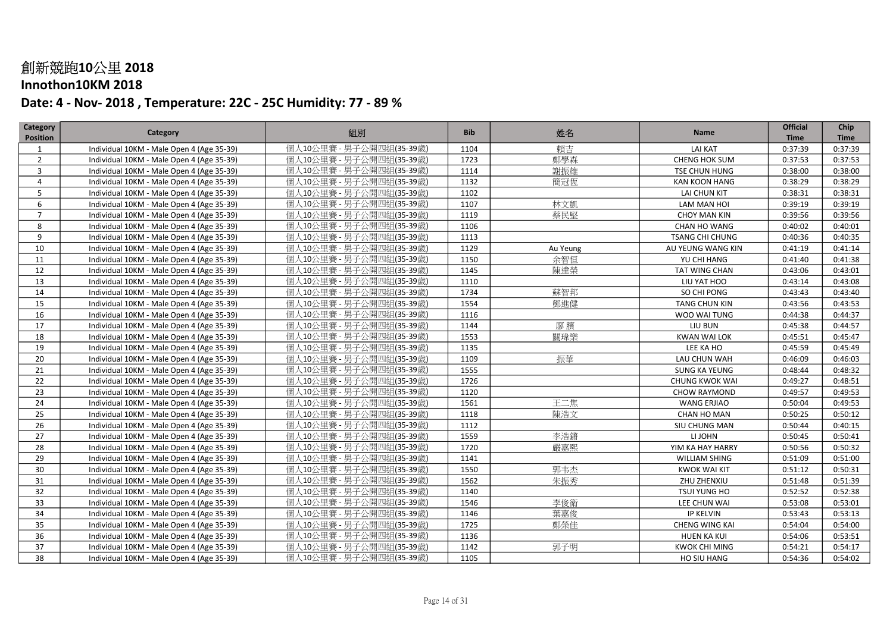# 創新競跑10公里 2018

## Innothon10KM 2018

## Date: 4 - Nov- 2018 , Temperature: 22C - 25C Humidity: 77 - 89 %

| Category Position | Category | 組別 | Bib | 姓名 | Name | Official Time | Chip Time |
|---|---|---|---|---|---|---|---|
| 1 | Individual 10KM - Male Open 4 (Age 35-39) | 個人10公里賽 - 男子公開四組(35-39歲) | 1104 | 賴吉 | LAI KAT | 0:37:39 | 0:37:39 |
| 2 | Individual 10KM - Male Open 4 (Age 35-39) | 個人10公里賽 - 男子公開四組(35-39歲) | 1723 | 鄭學森 | CHENG HOK SUM | 0:37:53 | 0:37:53 |
| 3 | Individual 10KM - Male Open 4 (Age 35-39) | 個人10公里賽 - 男子公開四組(35-39歲) | 1114 | 謝振雄 | TSE CHUN HUNG | 0:38:00 | 0:38:00 |
| 4 | Individual 10KM - Male Open 4 (Age 35-39) | 個人10公里賽 - 男子公開四組(35-39歲) | 1132 | 簡冠恆 | KAN KOON HANG | 0:38:29 | 0:38:29 |
| 5 | Individual 10KM - Male Open 4 (Age 35-39) | 個人10公里賽 - 男子公開四組(35-39歲) | 1102 | | LAI CHUN KIT | 0:38:31 | 0:38:31 |
| 6 | Individual 10KM - Male Open 4 (Age 35-39) | 個人10公里賽 - 男子公開四組(35-39歲) | 1107 | 林文凱 | LAM MAN HOI | 0:39:19 | 0:39:19 |
| 7 | Individual 10KM - Male Open 4 (Age 35-39) | 個人10公里賽 - 男子公開四組(35-39歲) | 1119 | 蔡民堅 | CHOY MAN KIN | 0:39:56 | 0:39:56 |
| 8 | Individual 10KM - Male Open 4 (Age 35-39) | 個人10公里賽 - 男子公開四組(35-39歲) | 1106 | | CHAN HO WANG | 0:40:02 | 0:40:01 |
| 9 | Individual 10KM - Male Open 4 (Age 35-39) | 個人10公里賽 - 男子公開四組(35-39歲) | 1113 | | TSANG CHI CHUNG | 0:40:36 | 0:40:35 |
| 10 | Individual 10KM - Male Open 4 (Age 35-39) | 個人10公里賽 - 男子公開四組(35-39歲) | 1129 | Au Yeung | AU YEUNG WANG KIN | 0:41:19 | 0:41:14 |
| 11 | Individual 10KM - Male Open 4 (Age 35-39) | 個人10公里賽 - 男子公開四組(35-39歲) | 1150 | 余智恒 | YU CHI HANG | 0:41:40 | 0:41:38 |
| 12 | Individual 10KM - Male Open 4 (Age 35-39) | 個人10公里賽 - 男子公開四組(35-39歲) | 1145 | 陳達榮 | TAT WING CHAN | 0:43:06 | 0:43:01 |
| 13 | Individual 10KM - Male Open 4 (Age 35-39) | 個人10公里賽 - 男子公開四組(35-39歲) | 1110 | | LIU YAT HOO | 0:43:14 | 0:43:08 |
| 14 | Individual 10KM - Male Open 4 (Age 35-39) | 個人10公里賽 - 男子公開四組(35-39歲) | 1734 | 蘇智邦 | SO CHI PONG | 0:43:43 | 0:43:40 |
| 15 | Individual 10KM - Male Open 4 (Age 35-39) | 個人10公里賽 - 男子公開四組(35-39歲) | 1554 | 鄧進健 | TANG CHUN KIN | 0:43:56 | 0:43:53 |
| 16 | Individual 10KM - Male Open 4 (Age 35-39) | 個人10公里賽 - 男子公開四組(35-39歲) | 1116 | | WOO WAI TUNG | 0:44:38 | 0:44:37 |
| 17 | Individual 10KM - Male Open 4 (Age 35-39) | 個人10公里賽 - 男子公開四組(35-39歲) | 1144 | 廖 賓 | LIU BUN | 0:45:38 | 0:44:57 |
| 18 | Individual 10KM - Male Open 4 (Age 35-39) | 個人10公里賽 - 男子公開四組(35-39歲) | 1553 | 關瑋樂 | KWAN WAI LOK | 0:45:51 | 0:45:47 |
| 19 | Individual 10KM - Male Open 4 (Age 35-39) | 個人10公里賽 - 男子公開四組(35-39歲) | 1135 | | LEE KA HO | 0:45:59 | 0:45:49 |
| 20 | Individual 10KM - Male Open 4 (Age 35-39) | 個人10公里賽 - 男子公開四組(35-39歲) | 1109 | 振華 | LAU CHUN WAH | 0:46:09 | 0:46:03 |
| 21 | Individual 10KM - Male Open 4 (Age 35-39) | 個人10公里賽 - 男子公開四組(35-39歲) | 1555 | | SUNG KA YEUNG | 0:48:44 | 0:48:32 |
| 22 | Individual 10KM - Male Open 4 (Age 35-39) | 個人10公里賽 - 男子公開四組(35-39歲) | 1726 | | CHUNG KWOK WAI | 0:49:27 | 0:48:51 |
| 23 | Individual 10KM - Male Open 4 (Age 35-39) | 個人10公里賽 - 男子公開四組(35-39歲) | 1120 | | CHOW RAYMOND | 0:49:57 | 0:49:53 |
| 24 | Individual 10KM - Male Open 4 (Age 35-39) | 個人10公里賽 - 男子公開四組(35-39歲) | 1561 | 王二焦 | WANG ERJIAO | 0:50:04 | 0:49:53 |
| 25 | Individual 10KM - Male Open 4 (Age 35-39) | 個人10公里賽 - 男子公開四組(35-39歲) | 1118 | 陳浩文 | CHAN HO MAN | 0:50:25 | 0:50:12 |
| 26 | Individual 10KM - Male Open 4 (Age 35-39) | 個人10公里賽 - 男子公開四組(35-39歲) | 1112 | | SIU CHUNG MAN | 0:50:44 | 0:40:15 |
| 27 | Individual 10KM - Male Open 4 (Age 35-39) | 個人10公里賽 - 男子公開四組(35-39歲) | 1559 | 李浩鏘 | LI JOHN | 0:50:45 | 0:50:41 |
| 28 | Individual 10KM - Male Open 4 (Age 35-39) | 個人10公里賽 - 男子公開四組(35-39歲) | 1720 | 嚴嘉熙 | YIM KA HAY HARRY | 0:50:56 | 0:50:32 |
| 29 | Individual 10KM - Male Open 4 (Age 35-39) | 個人10公里賽 - 男子公開四組(35-39歲) | 1141 | | WILLIAM SHING | 0:51:09 | 0:51:00 |
| 30 | Individual 10KM - Male Open 4 (Age 35-39) | 個人10公里賽 - 男子公開四組(35-39歲) | 1550 | 郭韦杰 | KWOK WAI KIT | 0:51:12 | 0:50:31 |
| 31 | Individual 10KM - Male Open 4 (Age 35-39) | 個人10公里賽 - 男子公開四組(35-39歲) | 1562 | 朱振秀 | ZHU ZHENXIU | 0:51:48 | 0:51:39 |
| 32 | Individual 10KM - Male Open 4 (Age 35-39) | 個人10公里賽 - 男子公開四組(35-39歲) | 1140 | | TSUI YUNG HO | 0:52:52 | 0:52:38 |
| 33 | Individual 10KM - Male Open 4 (Age 35-39) | 個人10公里賽 - 男子公開四組(35-39歲) | 1546 | 李俊衛 | LEE CHUN WAI | 0:53:08 | 0:53:01 |
| 34 | Individual 10KM - Male Open 4 (Age 35-39) | 個人10公里賽 - 男子公開四組(35-39歲) | 1146 | 葉嘉俊 | IP KELVIN | 0:53:43 | 0:53:13 |
| 35 | Individual 10KM - Male Open 4 (Age 35-39) | 個人10公里賽 - 男子公開四組(35-39歲) | 1725 | 鄭榮佳 | CHENG WING KAI | 0:54:04 | 0:54:00 |
| 36 | Individual 10KM - Male Open 4 (Age 35-39) | 個人10公里賽 - 男子公開四組(35-39歲) | 1136 | | HUEN KA KUI | 0:54:06 | 0:53:51 |
| 37 | Individual 10KM - Male Open 4 (Age 35-39) | 個人10公里賽 - 男子公開四組(35-39歲) | 1142 | 郭子明 | KWOK CHI MING | 0:54:21 | 0:54:17 |
| 38 | Individual 10KM - Male Open 4 (Age 35-39) | 個人10公里賽 - 男子公開四組(35-39歲) | 1105 | | HO SIU HANG | 0:54:36 | 0:54:02 |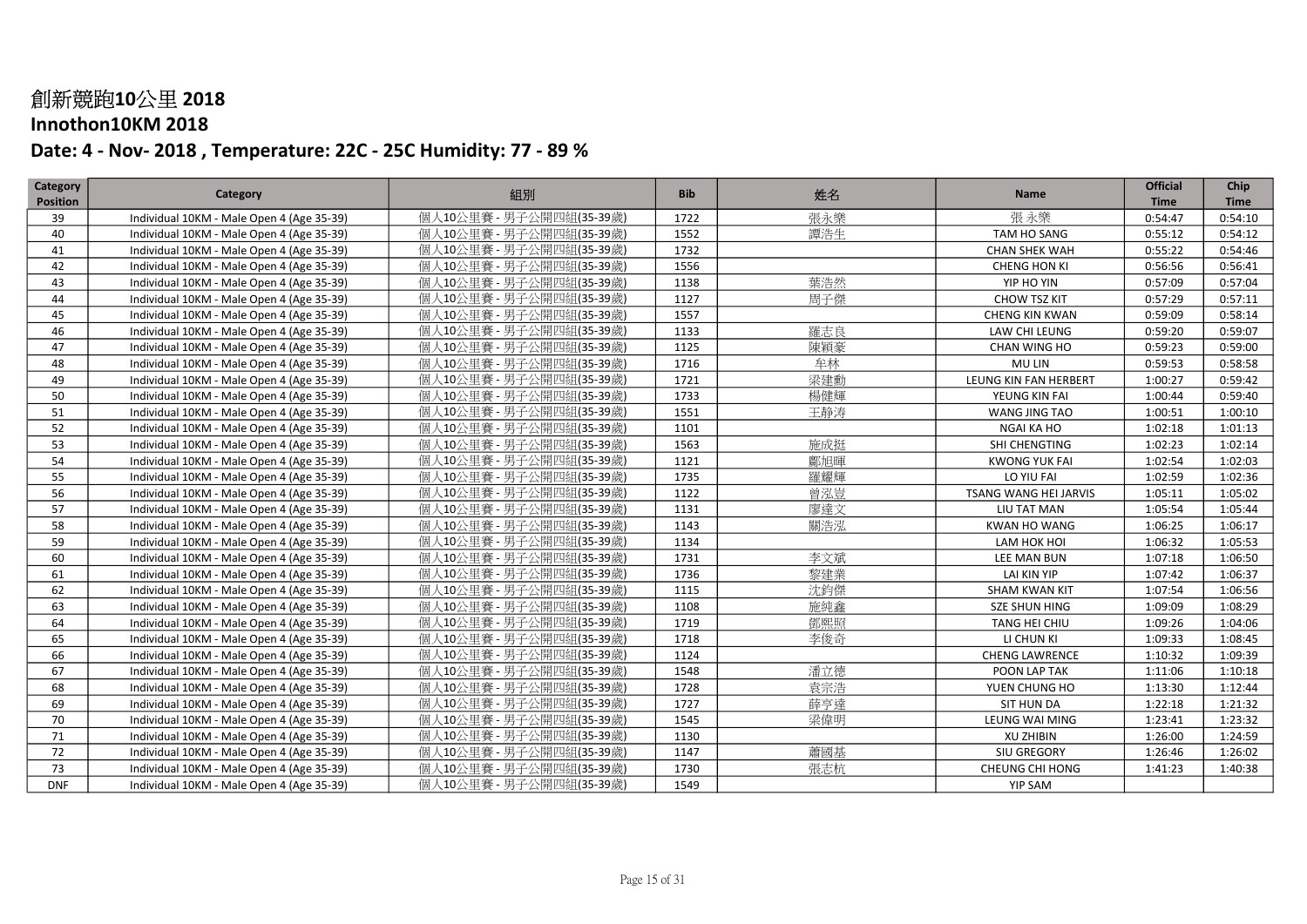# 創新競跑10公里 2018

## Innothon10KM 2018

## Date: 4 - Nov- 2018 , Temperature: 22C - 25C Humidity: 77 - 89 %

| Category Position | Category | 組別 | Bib | 姓名 | Name | Official Time | Chip Time |
|---|---|---|---|---|---|---|---|
| 39 | Individual 10KM - Male Open 4 (Age 35-39) | 個人10公里賽 - 男子公開四組(35-39歲) | 1722 | 張永樂 | 張 永樂 | 0:54:47 | 0:54:10 |
| 40 | Individual 10KM - Male Open 4 (Age 35-39) | 個人10公里賽 - 男子公開四組(35-39歲) | 1552 | 譚浩生 | TAM HO SANG | 0:55:12 | 0:54:12 |
| 41 | Individual 10KM - Male Open 4 (Age 35-39) | 個人10公里賽 - 男子公開四組(35-39歲) | 1732 | | CHAN SHEK WAH | 0:55:22 | 0:54:46 |
| 42 | Individual 10KM - Male Open 4 (Age 35-39) | 個人10公里賽 - 男子公開四組(35-39歲) | 1556 | | CHENG HON KI | 0:56:56 | 0:56:41 |
| 43 | Individual 10KM - Male Open 4 (Age 35-39) | 個人10公里賽 - 男子公開四組(35-39歲) | 1138 | 葉浩然 | YIP HO YIN | 0:57:09 | 0:57:04 |
| 44 | Individual 10KM - Male Open 4 (Age 35-39) | 個人10公里賽 - 男子公開四組(35-39歲) | 1127 | 周子傑 | CHOW TSZ KIT | 0:57:29 | 0:57:11 |
| 45 | Individual 10KM - Male Open 4 (Age 35-39) | 個人10公里賽 - 男子公開四組(35-39歲) | 1557 | | CHENG KIN KWAN | 0:59:09 | 0:58:14 |
| 46 | Individual 10KM - Male Open 4 (Age 35-39) | 個人10公里賽 - 男子公開四組(35-39歲) | 1133 | 羅志良 | LAW CHI LEUNG | 0:59:20 | 0:59:07 |
| 47 | Individual 10KM - Male Open 4 (Age 35-39) | 個人10公里賽 - 男子公開四組(35-39歲) | 1125 | 陳穎豪 | CHAN WING HO | 0:59:23 | 0:59:00 |
| 48 | Individual 10KM - Male Open 4 (Age 35-39) | 個人10公里賽 - 男子公開四組(35-39歲) | 1716 | 牟林 | MU LIN | 0:59:53 | 0:58:58 |
| 49 | Individual 10KM - Male Open 4 (Age 35-39) | 個人10公里賽 - 男子公開四組(35-39歲) | 1721 | 梁建勳 | LEUNG KIN FAN HERBERT | 1:00:27 | 0:59:42 |
| 50 | Individual 10KM - Male Open 4 (Age 35-39) | 個人10公里賽 - 男子公開四組(35-39歲) | 1733 | 楊健輝 | YEUNG KIN FAI | 1:00:44 | 0:59:40 |
| 51 | Individual 10KM - Male Open 4 (Age 35-39) | 個人10公里賽 - 男子公開四組(35-39歲) | 1551 | 王靜涛 | WANG JING TAO | 1:00:51 | 1:00:10 |
| 52 | Individual 10KM - Male Open 4 (Age 35-39) | 個人10公里賽 - 男子公開四組(35-39歲) | 1101 | | NGAI KA HO | 1:02:18 | 1:01:13 |
| 53 | Individual 10KM - Male Open 4 (Age 35-39) | 個人10公里賽 - 男子公開四組(35-39歲) | 1563 | 施成挺 | SHI CHENGTING | 1:02:23 | 1:02:14 |
| 54 | Individual 10KM - Male Open 4 (Age 35-39) | 個人10公里賽 - 男子公開四組(35-39歲) | 1121 | 鄺旭暉 | KWONG YUK FAI | 1:02:54 | 1:02:03 |
| 55 | Individual 10KM - Male Open 4 (Age 35-39) | 個人10公里賽 - 男子公開四組(35-39歲) | 1735 | 羅耀輝 | LO YIU FAI | 1:02:59 | 1:02:36 |
| 56 | Individual 10KM - Male Open 4 (Age 35-39) | 個人10公里賽 - 男子公開四組(35-39歲) | 1122 | 曾泓豈 | TSANG WANG HEI JARVIS | 1:05:11 | 1:05:02 |
| 57 | Individual 10KM - Male Open 4 (Age 35-39) | 個人10公里賽 - 男子公開四組(35-39歲) | 1131 | 廖達文 | LIU TAT MAN | 1:05:54 | 1:05:44 |
| 58 | Individual 10KM - Male Open 4 (Age 35-39) | 個人10公里賽 - 男子公開四組(35-39歲) | 1143 | 關浩泓 | KWAN HO WANG | 1:06:25 | 1:06:17 |
| 59 | Individual 10KM - Male Open 4 (Age 35-39) | 個人10公里賽 - 男子公開四組(35-39歲) | 1134 | | LAM HOK HOI | 1:06:32 | 1:05:53 |
| 60 | Individual 10KM - Male Open 4 (Age 35-39) | 個人10公里賽 - 男子公開四組(35-39歲) | 1731 | 李文斌 | LEE MAN BUN | 1:07:18 | 1:06:50 |
| 61 | Individual 10KM - Male Open 4 (Age 35-39) | 個人10公里賽 - 男子公開四組(35-39歲) | 1736 | 黎建業 | LAI KIN YIP | 1:07:42 | 1:06:37 |
| 62 | Individual 10KM - Male Open 4 (Age 35-39) | 個人10公里賽 - 男子公開四組(35-39歲) | 1115 | 沈鈞傑 | SHAM KWAN KIT | 1:07:54 | 1:06:56 |
| 63 | Individual 10KM - Male Open 4 (Age 35-39) | 個人10公里賽 - 男子公開四組(35-39歲) | 1108 | 施純鑫 | SZE SHUN HING | 1:09:09 | 1:08:29 |
| 64 | Individual 10KM - Male Open 4 (Age 35-39) | 個人10公里賽 - 男子公開四組(35-39歲) | 1719 | 鄧熙照 | TANG HEI CHIU | 1:09:26 | 1:04:06 |
| 65 | Individual 10KM - Male Open 4 (Age 35-39) | 個人10公里賽 - 男子公開四組(35-39歲) | 1718 | 李俊奇 | LI CHUN KI | 1:09:33 | 1:08:45 |
| 66 | Individual 10KM - Male Open 4 (Age 35-39) | 個人10公里賽 - 男子公開四組(35-39歲) | 1124 | | CHENG LAWRENCE | 1:10:32 | 1:09:39 |
| 67 | Individual 10KM - Male Open 4 (Age 35-39) | 個人10公里賽 - 男子公開四組(35-39歲) | 1548 | 潘立德 | POON LAP TAK | 1:11:06 | 1:10:18 |
| 68 | Individual 10KM - Male Open 4 (Age 35-39) | 個人10公里賽 - 男子公開四組(35-39歲) | 1728 | 袁宗浩 | YUEN CHUNG HO | 1:13:30 | 1:12:44 |
| 69 | Individual 10KM - Male Open 4 (Age 35-39) | 個人10公里賽 - 男子公開四組(35-39歲) | 1727 | 薛亨達 | SIT HUN DA | 1:22:18 | 1:21:32 |
| 70 | Individual 10KM - Male Open 4 (Age 35-39) | 個人10公里賽 - 男子公開四組(35-39歲) | 1545 | 梁偉明 | LEUNG WAI MING | 1:23:41 | 1:23:32 |
| 71 | Individual 10KM - Male Open 4 (Age 35-39) | 個人10公里賽 - 男子公開四組(35-39歲) | 1130 | | XU ZHIBIN | 1:26:00 | 1:24:59 |
| 72 | Individual 10KM - Male Open 4 (Age 35-39) | 個人10公里賽 - 男子公開四組(35-39歲) | 1147 | 蕭國基 | SIU GREGORY | 1:26:46 | 1:26:02 |
| 73 | Individual 10KM - Male Open 4 (Age 35-39) | 個人10公里賽 - 男子公開四組(35-39歲) | 1730 | 張志杭 | CHEUNG CHI HONG | 1:41:23 | 1:40:38 |
| DNF | Individual 10KM - Male Open 4 (Age 35-39) | 個人10公里賽 - 男子公開四組(35-39歲) | 1549 | | YIP SAM | | |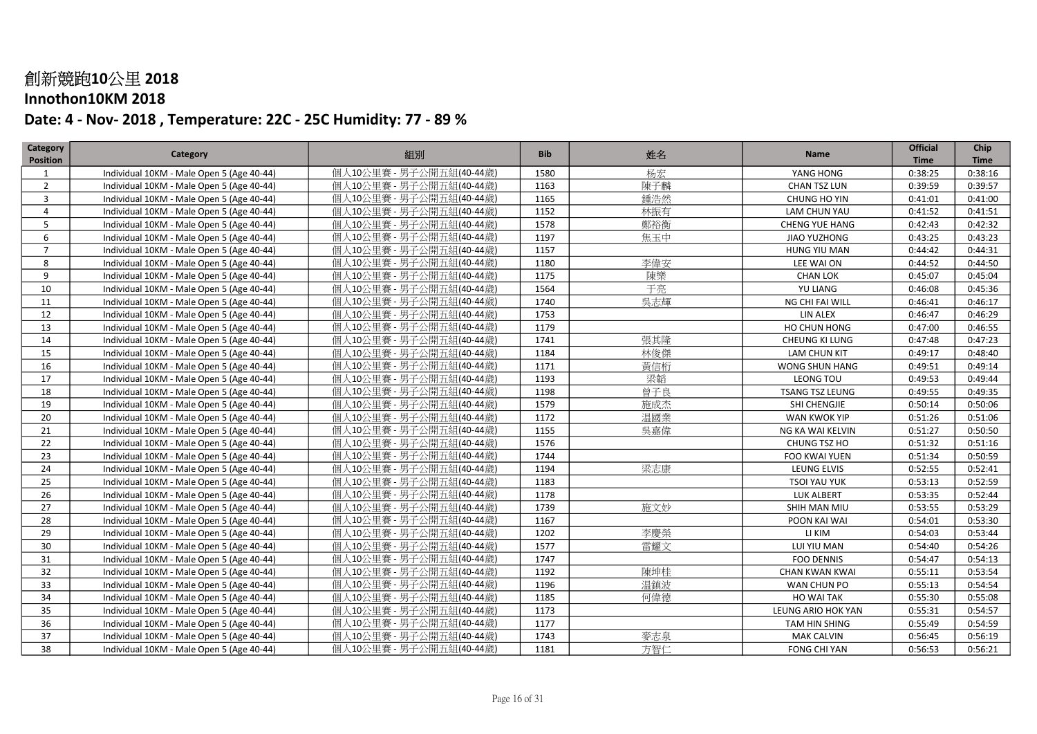# 創新競跑10公里 2018

## Innothon10KM 2018

### Date: 4 - Nov- 2018 , Temperature: 22C - 25C Humidity: 77 - 89 %

| Category Position | Category | 組別 | Bib | 姓名 | Name | Official Time | Chip Time |
|---|---|---|---|---|---|---|---|
| 1 | Individual 10KM - Male Open 5 (Age 40-44) | 個人10公里賽 - 男子公開五組(40-44歲) | 1580 | 杨宏 | YANG HONG | 0:38:25 | 0:38:16 |
| 2 | Individual 10KM - Male Open 5 (Age 40-44) | 個人10公里賽 - 男子公開五組(40-44歲) | 1163 | 陳子麟 | CHAN TSZ LUN | 0:39:59 | 0:39:57 |
| 3 | Individual 10KM - Male Open 5 (Age 40-44) | 個人10公里賽 - 男子公開五組(40-44歲) | 1165 | 鍾浩然 | CHUNG HO YIN | 0:41:01 | 0:41:00 |
| 4 | Individual 10KM - Male Open 5 (Age 40-44) | 個人10公里賽 - 男子公開五組(40-44歲) | 1152 | 林振有 | LAM CHUN YAU | 0:41:52 | 0:41:51 |
| 5 | Individual 10KM - Male Open 5 (Age 40-44) | 個人10公里賽 - 男子公開五組(40-44歲) | 1578 | 鄭裕衡 | CHENG YUE HANG | 0:42:43 | 0:42:32 |
| 6 | Individual 10KM - Male Open 5 (Age 40-44) | 個人10公里賽 - 男子公開五組(40-44歲) | 1197 | 焦玉中 | JIAO YUZHONG | 0:43:25 | 0:43:23 |
| 7 | Individual 10KM - Male Open 5 (Age 40-44) | 個人10公里賽 - 男子公開五組(40-44歲) | 1157 | | HUNG YIU MAN | 0:44:42 | 0:44:31 |
| 8 | Individual 10KM - Male Open 5 (Age 40-44) | 個人10公里賽 - 男子公開五組(40-44歲) | 1180 | 李偉安 | LEE WAI ON | 0:44:52 | 0:44:50 |
| 9 | Individual 10KM - Male Open 5 (Age 40-44) | 個人10公里賽 - 男子公開五組(40-44歲) | 1175 | 陳樂 | CHAN LOK | 0:45:07 | 0:45:04 |
| 10 | Individual 10KM - Male Open 5 (Age 40-44) | 個人10公里賽 - 男子公開五組(40-44歲) | 1564 | 于亮 | YU LIANG | 0:46:08 | 0:45:36 |
| 11 | Individual 10KM - Male Open 5 (Age 40-44) | 個人10公里賽 - 男子公開五組(40-44歲) | 1740 | 吳志輝 | NG CHI FAI WILL | 0:46:41 | 0:46:17 |
| 12 | Individual 10KM - Male Open 5 (Age 40-44) | 個人10公里賽 - 男子公開五組(40-44歲) | 1753 | | LIN ALEX | 0:46:47 | 0:46:29 |
| 13 | Individual 10KM - Male Open 5 (Age 40-44) | 個人10公里賽 - 男子公開五組(40-44歲) | 1179 | | HO CHUN HONG | 0:47:00 | 0:46:55 |
| 14 | Individual 10KM - Male Open 5 (Age 40-44) | 個人10公里賽 - 男子公開五組(40-44歲) | 1741 | 張其隆 | CHEUNG KI LUNG | 0:47:48 | 0:47:23 |
| 15 | Individual 10KM - Male Open 5 (Age 40-44) | 個人10公里賽 - 男子公開五組(40-44歲) | 1184 | 林俊傑 | LAM CHUN KIT | 0:49:17 | 0:48:40 |
| 16 | Individual 10KM - Male Open 5 (Age 40-44) | 個人10公里賽 - 男子公開五組(40-44歲) | 1171 | 黃信桁 | WONG SHUN HANG | 0:49:51 | 0:49:14 |
| 17 | Individual 10KM - Male Open 5 (Age 40-44) | 個人10公里賽 - 男子公開五組(40-44歲) | 1193 | 梁韜 | LEONG TOU | 0:49:53 | 0:49:44 |
| 18 | Individual 10KM - Male Open 5 (Age 40-44) | 個人10公里賽 - 男子公開五組(40-44歲) | 1198 | 曾子良 | TSANG TSZ LEUNG | 0:49:55 | 0:49:35 |
| 19 | Individual 10KM - Male Open 5 (Age 40-44) | 個人10公里賽 - 男子公開五組(40-44歲) | 1579 | 施成杰 | SHI CHENGJIE | 0:50:14 | 0:50:06 |
| 20 | Individual 10KM - Male Open 5 (Age 40-44) | 個人10公里賽 - 男子公開五組(40-44歲) | 1172 | 温國業 | WAN KWOK YIP | 0:51:26 | 0:51:06 |
| 21 | Individual 10KM - Male Open 5 (Age 40-44) | 個人10公里賽 - 男子公開五組(40-44歲) | 1155 | 吳嘉偉 | NG KA WAI KELVIN | 0:51:27 | 0:50:50 |
| 22 | Individual 10KM - Male Open 5 (Age 40-44) | 個人10公里賽 - 男子公開五組(40-44歲) | 1576 | | CHUNG TSZ HO | 0:51:32 | 0:51:16 |
| 23 | Individual 10KM - Male Open 5 (Age 40-44) | 個人10公里賽 - 男子公開五組(40-44歲) | 1744 | | FOO KWAI YUEN | 0:51:34 | 0:50:59 |
| 24 | Individual 10KM - Male Open 5 (Age 40-44) | 個人10公里賽 - 男子公開五組(40-44歲) | 1194 | 梁志康 | LEUNG ELVIS | 0:52:55 | 0:52:41 |
| 25 | Individual 10KM - Male Open 5 (Age 40-44) | 個人10公里賽 - 男子公開五組(40-44歲) | 1183 | | TSOI YAU YUK | 0:53:13 | 0:52:59 |
| 26 | Individual 10KM - Male Open 5 (Age 40-44) | 個人10公里賽 - 男子公開五組(40-44歲) | 1178 | | LUK ALBERT | 0:53:35 | 0:52:44 |
| 27 | Individual 10KM - Male Open 5 (Age 40-44) | 個人10公里賽 - 男子公開五組(40-44歲) | 1739 | 施文妙 | SHIH MAN MIU | 0:53:55 | 0:53:29 |
| 28 | Individual 10KM - Male Open 5 (Age 40-44) | 個人10公里賽 - 男子公開五組(40-44歲) | 1167 | | POON KAI WAI | 0:54:01 | 0:53:30 |
| 29 | Individual 10KM - Male Open 5 (Age 40-44) | 個人10公里賽 - 男子公開五組(40-44歲) | 1202 | 李慶榮 | LI KIM | 0:54:03 | 0:53:44 |
| 30 | Individual 10KM - Male Open 5 (Age 40-44) | 個人10公里賽 - 男子公開五組(40-44歲) | 1577 | 雷耀文 | LUI YIU MAN | 0:54:40 | 0:54:26 |
| 31 | Individual 10KM - Male Open 5 (Age 40-44) | 個人10公里賽 - 男子公開五組(40-44歲) | 1747 | | FOO DENNIS | 0:54:47 | 0:54:13 |
| 32 | Individual 10KM - Male Open 5 (Age 40-44) | 個人10公里賽 - 男子公開五組(40-44歲) | 1192 | 陳坤桂 | CHAN KWAN KWAI | 0:55:11 | 0:53:54 |
| 33 | Individual 10KM - Male Open 5 (Age 40-44) | 個人10公里賽 - 男子公開五組(40-44歲) | 1196 | 温鎮波 | WAN CHUN PO | 0:55:13 | 0:54:54 |
| 34 | Individual 10KM - Male Open 5 (Age 40-44) | 個人10公里賽 - 男子公開五組(40-44歲) | 1185 | 何偉德 | HO WAI TAK | 0:55:30 | 0:55:08 |
| 35 | Individual 10KM - Male Open 5 (Age 40-44) | 個人10公里賽 - 男子公開五組(40-44歲) | 1173 | | LEUNG ARIO HOK YAN | 0:55:31 | 0:54:57 |
| 36 | Individual 10KM - Male Open 5 (Age 40-44) | 個人10公里賽 - 男子公開五組(40-44歲) | 1177 | | TAM HIN SHING | 0:55:49 | 0:54:59 |
| 37 | Individual 10KM - Male Open 5 (Age 40-44) | 個人10公里賽 - 男子公開五組(40-44歲) | 1743 | 麥志泉 | MAK CALVIN | 0:56:45 | 0:56:19 |
| 38 | Individual 10KM - Male Open 5 (Age 40-44) | 個人10公里賽 - 男子公開五組(40-44歲) | 1181 | 方智仁 | FONG CHI YAN | 0:56:53 | 0:56:21 |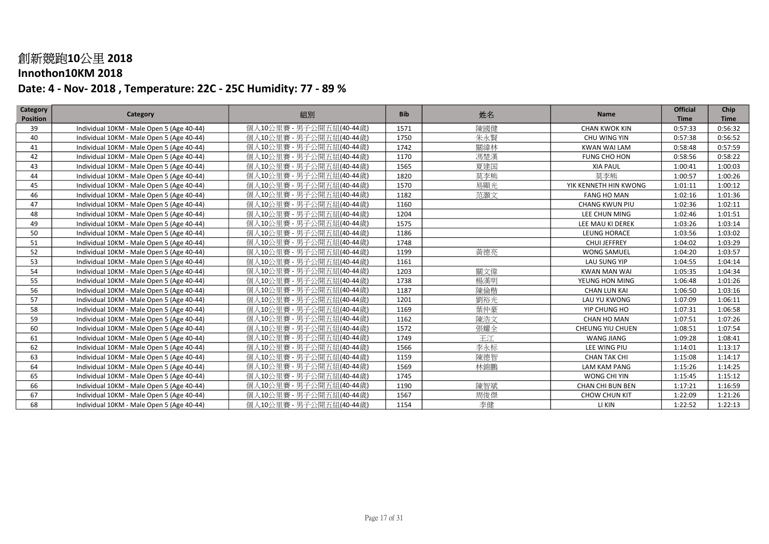# 創新競跑10公里 2018

## Innothon10KM 2018

## Date: 4 - Nov- 2018 , Temperature: 22C - 25C Humidity: 77 - 89 %

| Category Position | Category | 組別 | Bib | 姓名 | Name | Official Time | Chip Time |
|---|---|---|---|---|---|---|---|
| 39 | Individual 10KM - Male Open 5 (Age 40-44) | 個人10公里賽 - 男子公開五組(40-44歲) | 1571 | 陳國健 | CHAN KWOK KIN | 0:57:33 | 0:56:32 |
| 40 | Individual 10KM - Male Open 5 (Age 40-44) | 個人10公里賽 - 男子公開五組(40-44歲) | 1750 | 朱永賢 | CHU WING YIN | 0:57:38 | 0:56:52 |
| 41 | Individual 10KM - Male Open 5 (Age 40-44) | 個人10公里賽 - 男子公開五組(40-44歲) | 1742 | 關緯林 | KWAN WAI LAM | 0:58:48 | 0:57:59 |
| 42 | Individual 10KM - Male Open 5 (Age 40-44) | 個人10公里賽 - 男子公開五組(40-44歲) | 1170 | 馮楚漢 | FUNG CHO HON | 0:58:56 | 0:58:22 |
| 43 | Individual 10KM - Male Open 5 (Age 40-44) | 個人10公里賽 - 男子公開五組(40-44歲) | 1565 | 夏建国 | XIA PAUL | 1:00:41 | 1:00:03 |
| 44 | Individual 10KM - Male Open 5 (Age 40-44) | 個人10公里賽 - 男子公開五組(40-44歲) | 1820 | 莫李熊 | 莫李熊 | 1:00:57 | 1:00:26 |
| 45 | Individual 10KM - Male Open 5 (Age 40-44) | 個人10公里賽 - 男子公開五組(40-44歲) | 1570 | 易顯光 | YIK KENNETH HIN KWONG | 1:01:11 | 1:00:12 |
| 46 | Individual 10KM - Male Open 5 (Age 40-44) | 個人10公里賽 - 男子公開五組(40-44歲) | 1182 | 范灝文 | FANG HO MAN | 1:02:16 | 1:01:36 |
| 47 | Individual 10KM - Male Open 5 (Age 40-44) | 個人10公里賽 - 男子公開五組(40-44歲) | 1160 | | CHANG KWUN PIU | 1:02:36 | 1:02:11 |
| 48 | Individual 10KM - Male Open 5 (Age 40-44) | 個人10公里賽 - 男子公開五組(40-44歲) | 1204 | | LEE CHUN MING | 1:02:46 | 1:01:51 |
| 49 | Individual 10KM - Male Open 5 (Age 40-44) | 個人10公里賽 - 男子公開五組(40-44歲) | 1575 | | LEE MAU KI DEREK | 1:03:26 | 1:03:14 |
| 50 | Individual 10KM - Male Open 5 (Age 40-44) | 個人10公里賽 - 男子公開五組(40-44歲) | 1186 | | LEUNG HORACE | 1:03:56 | 1:03:02 |
| 51 | Individual 10KM - Male Open 5 (Age 40-44) | 個人10公里賽 - 男子公開五組(40-44歲) | 1748 | | CHUI JEFFREY | 1:04:02 | 1:03:29 |
| 52 | Individual 10KM - Male Open 5 (Age 40-44) | 個人10公里賽 - 男子公開五組(40-44歲) | 1199 | 黃德亮 | WONG SAMUEL | 1:04:20 | 1:03:57 |
| 53 | Individual 10KM - Male Open 5 (Age 40-44) | 個人10公里賽 - 男子公開五組(40-44歲) | 1161 | | LAU SUNG YIP | 1:04:55 | 1:04:14 |
| 54 | Individual 10KM - Male Open 5 (Age 40-44) | 個人10公里賽 - 男子公開五組(40-44歲) | 1203 | 關文偉 | KWAN MAN WAI | 1:05:35 | 1:04:34 |
| 55 | Individual 10KM - Male Open 5 (Age 40-44) | 個人10公里賽 - 男子公開五組(40-44歲) | 1738 | 楊漢明 | YEUNG HON MING | 1:06:48 | 1:01:26 |
| 56 | Individual 10KM - Male Open 5 (Age 40-44) | 個人10公里賽 - 男子公開五組(40-44歲) | 1187 | 陳倫楷 | CHAN LUN KAI | 1:06:50 | 1:03:16 |
| 57 | Individual 10KM - Male Open 5 (Age 40-44) | 個人10公里賽 - 男子公開五組(40-44歲) | 1201 | 劉裕光 | LAU YU KWONG | 1:07:09 | 1:06:11 |
| 58 | Individual 10KM - Male Open 5 (Age 40-44) | 個人10公里賽 - 男子公開五組(40-44歲) | 1169 | 葉仲豪 | YIP CHUNG HO | 1:07:31 | 1:06:58 |
| 59 | Individual 10KM - Male Open 5 (Age 40-44) | 個人10公里賽 - 男子公開五組(40-44歲) | 1162 | 陳浩文 | CHAN HO MAN | 1:07:51 | 1:07:26 |
| 60 | Individual 10KM - Male Open 5 (Age 40-44) | 個人10公里賽 - 男子公開五組(40-44歲) | 1572 | 張耀全 | CHEUNG YIU CHUEN | 1:08:51 | 1:07:54 |
| 61 | Individual 10KM - Male Open 5 (Age 40-44) | 個人10公里賽 - 男子公開五組(40-44歲) | 1749 | 王江 | WANG JIANG | 1:09:28 | 1:08:41 |
| 62 | Individual 10KM - Male Open 5 (Age 40-44) | 個人10公里賽 - 男子公開五組(40-44歲) | 1566 | 李永標 | LEE WING PIU | 1:14:01 | 1:13:17 |
| 63 | Individual 10KM - Male Open 5 (Age 40-44) | 個人10公里賽 - 男子公開五組(40-44歲) | 1159 | 陳德智 | CHAN TAK CHI | 1:15:08 | 1:14:17 |
| 64 | Individual 10KM - Male Open 5 (Age 40-44) | 個人10公里賽 - 男子公開五組(40-44歲) | 1569 | 林錦鵬 | LAM KAM PANG | 1:15:26 | 1:14:25 |
| 65 | Individual 10KM - Male Open 5 (Age 40-44) | 個人10公里賽 - 男子公開五組(40-44歲) | 1745 | | WONG CHI YIN | 1:15:45 | 1:15:12 |
| 66 | Individual 10KM - Male Open 5 (Age 40-44) | 個人10公里賽 - 男子公開五組(40-44歲) | 1190 | 陳智斌 | CHAN CHI BUN BEN | 1:17:21 | 1:16:59 |
| 67 | Individual 10KM - Male Open 5 (Age 40-44) | 個人10公里賽 - 男子公開五組(40-44歲) | 1567 | 周俊傑 | CHOW CHUN KIT | 1:22:09 | 1:21:26 |
| 68 | Individual 10KM - Male Open 5 (Age 40-44) | 個人10公里賽 - 男子公開五組(40-44歲) | 1154 | 李健 | LI KIN | 1:22:52 | 1:22:13 |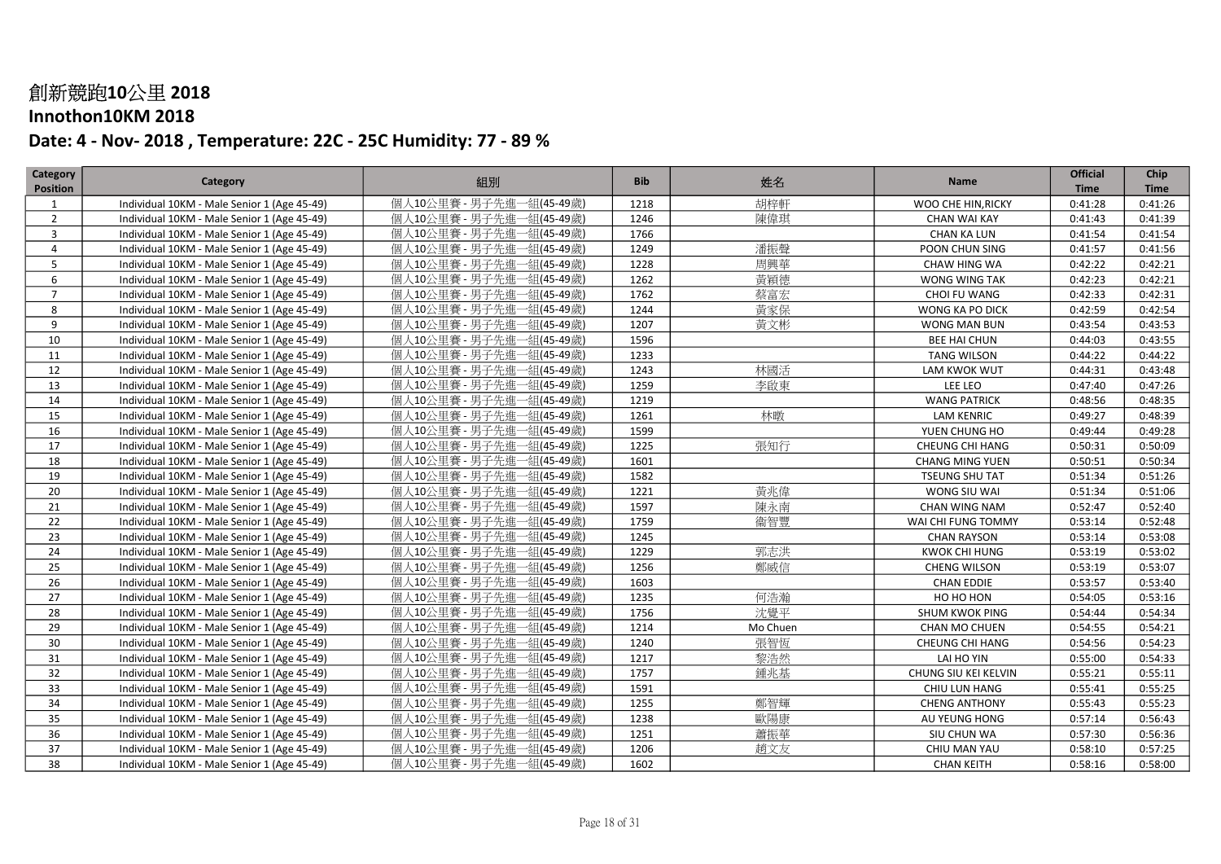# 創新競跑10公里 2018

## Innothon10KM 2018

### Date: 4 - Nov- 2018 , Temperature: 22C - 25C Humidity: 77 - 89 %

| Category Position | Category | 組別 | Bib | 姓名 | Name | Official Time | Chip Time |
|---|---|---|---|---|---|---|---|
| 1 | Individual 10KM - Male Senior 1 (Age 45-49) | 個人10公里賽 - 男子先進一組(45-49歲) | 1218 | 胡梓軒 | WOO CHE HIN,RICKY | 0:41:28 | 0:41:26 |
| 2 | Individual 10KM - Male Senior 1 (Age 45-49) | 個人10公里賽 - 男子先進一組(45-49歲) | 1246 | 陳偉琪 | CHAN WAI KAY | 0:41:43 | 0:41:39 |
| 3 | Individual 10KM - Male Senior 1 (Age 45-49) | 個人10公里賽 - 男子先進一組(45-49歲) | 1766 | | CHAN KA LUN | 0:41:54 | 0:41:54 |
| 4 | Individual 10KM - Male Senior 1 (Age 45-49) | 個人10公里賽 - 男子先進一組(45-49歲) | 1249 | 潘振聲 | POON CHUN SING | 0:41:57 | 0:41:56 |
| 5 | Individual 10KM - Male Senior 1 (Age 45-49) | 個人10公里賽 - 男子先進一組(45-49歲) | 1228 | 周興華 | CHAW HING WA | 0:42:22 | 0:42:21 |
| 6 | Individual 10KM - Male Senior 1 (Age 45-49) | 個人10公里賽 - 男子先進一組(45-49歲) | 1262 | 黃穎德 | WONG WING TAK | 0:42:23 | 0:42:21 |
| 7 | Individual 10KM - Male Senior 1 (Age 45-49) | 個人10公里賽 - 男子先進一組(45-49歲) | 1762 | 蔡富宏 | CHOI FU WANG | 0:42:33 | 0:42:31 |
| 8 | Individual 10KM - Male Senior 1 (Age 45-49) | 個人10公里賽 - 男子先進一組(45-49歲) | 1244 | 黃家保 | WONG KA PO DICK | 0:42:59 | 0:42:54 |
| 9 | Individual 10KM - Male Senior 1 (Age 45-49) | 個人10公里賽 - 男子先進一組(45-49歲) | 1207 | 黃文彬 | WONG MAN BUN | 0:43:54 | 0:43:53 |
| 10 | Individual 10KM - Male Senior 1 (Age 45-49) | 個人10公里賽 - 男子先進一組(45-49歲) | 1596 | | BEE HAI CHUN | 0:44:03 | 0:43:55 |
| 11 | Individual 10KM - Male Senior 1 (Age 45-49) | 個人10公里賽 - 男子先進一組(45-49歲) | 1233 | | TANG WILSON | 0:44:22 | 0:44:22 |
| 12 | Individual 10KM - Male Senior 1 (Age 45-49) | 個人10公里賽 - 男子先進一組(45-49歲) | 1243 | 林國活 | LAM KWOK WUT | 0:44:31 | 0:43:48 |
| 13 | Individual 10KM - Male Senior 1 (Age 45-49) | 個人10公里賽 - 男子先進一組(45-49歲) | 1259 | 李啟東 | LEE LEO | 0:47:40 | 0:47:26 |
| 14 | Individual 10KM - Male Senior 1 (Age 45-49) | 個人10公里賽 - 男子先進一組(45-49歲) | 1219 | | WANG PATRICK | 0:48:56 | 0:48:35 |
| 15 | Individual 10KM - Male Senior 1 (Age 45-49) | 個人10公里賽 - 男子先進一組(45-49歲) | 1261 | 林暾 | LAM KENRIC | 0:49:27 | 0:48:39 |
| 16 | Individual 10KM - Male Senior 1 (Age 45-49) | 個人10公里賽 - 男子先進一組(45-49歲) | 1599 | | YUEN CHUNG HO | 0:49:44 | 0:49:28 |
| 17 | Individual 10KM - Male Senior 1 (Age 45-49) | 個人10公里賽 - 男子先進一組(45-49歲) | 1225 | 張知行 | CHEUNG CHI HANG | 0:50:31 | 0:50:09 |
| 18 | Individual 10KM - Male Senior 1 (Age 45-49) | 個人10公里賽 - 男子先進一組(45-49歲) | 1601 | | CHANG MING YUEN | 0:50:51 | 0:50:34 |
| 19 | Individual 10KM - Male Senior 1 (Age 45-49) | 個人10公里賽 - 男子先進一組(45-49歲) | 1582 | | TSEUNG SHU TAT | 0:51:34 | 0:51:26 |
| 20 | Individual 10KM - Male Senior 1 (Age 45-49) | 個人10公里賽 - 男子先進一組(45-49歲) | 1221 | 黃兆偉 | WONG SIU WAI | 0:51:34 | 0:51:06 |
| 21 | Individual 10KM - Male Senior 1 (Age 45-49) | 個人10公里賽 - 男子先進一組(45-49歲) | 1597 | 陳永南 | CHAN WING NAM | 0:52:47 | 0:52:40 |
| 22 | Individual 10KM - Male Senior 1 (Age 45-49) | 個人10公里賽 - 男子先進一組(45-49歲) | 1759 | 衞智豐 | WAI CHI FUNG TOMMY | 0:53:14 | 0:52:48 |
| 23 | Individual 10KM - Male Senior 1 (Age 45-49) | 個人10公里賽 - 男子先進一組(45-49歲) | 1245 | | CHAN RAYSON | 0:53:14 | 0:53:08 |
| 24 | Individual 10KM - Male Senior 1 (Age 45-49) | 個人10公里賽 - 男子先進一組(45-49歲) | 1229 | 郭志洪 | KWOK CHI HUNG | 0:53:19 | 0:53:02 |
| 25 | Individual 10KM - Male Senior 1 (Age 45-49) | 個人10公里賽 - 男子先進一組(45-49歲) | 1256 | 鄭威信 | CHENG WILSON | 0:53:19 | 0:53:07 |
| 26 | Individual 10KM - Male Senior 1 (Age 45-49) | 個人10公里賽 - 男子先進一組(45-49歲) | 1603 | | CHAN EDDIE | 0:53:57 | 0:53:40 |
| 27 | Individual 10KM - Male Senior 1 (Age 45-49) | 個人10公里賽 - 男子先進一組(45-49歲) | 1235 | 何浩瀚 | HO HO HON | 0:54:05 | 0:53:16 |
| 28 | Individual 10KM - Male Senior 1 (Age 45-49) | 個人10公里賽 - 男子先進一組(45-49歲) | 1756 | 沈覺平 | SHUM KWOK PING | 0:54:44 | 0:54:34 |
| 29 | Individual 10KM - Male Senior 1 (Age 45-49) | 個人10公里賽 - 男子先進一組(45-49歲) | 1214 | Mo Chuen | CHAN MO CHUEN | 0:54:55 | 0:54:21 |
| 30 | Individual 10KM - Male Senior 1 (Age 45-49) | 個人10公里賽 - 男子先進一組(45-49歲) | 1240 | 張智恆 | CHEUNG CHI HANG | 0:54:56 | 0:54:23 |
| 31 | Individual 10KM - Male Senior 1 (Age 45-49) | 個人10公里賽 - 男子先進一組(45-49歲) | 1217 | 黎浩然 | LAI HO YIN | 0:55:00 | 0:54:33 |
| 32 | Individual 10KM - Male Senior 1 (Age 45-49) | 個人10公里賽 - 男子先進一組(45-49歲) | 1757 | 鍾兆基 | CHUNG SIU KEI KELVIN | 0:55:21 | 0:55:11 |
| 33 | Individual 10KM - Male Senior 1 (Age 45-49) | 個人10公里賽 - 男子先進一組(45-49歲) | 1591 | | CHIU LUN HANG | 0:55:41 | 0:55:25 |
| 34 | Individual 10KM - Male Senior 1 (Age 45-49) | 個人10公里賽 - 男子先進一組(45-49歲) | 1255 | 鄭智輝 | CHENG ANTHONY | 0:55:43 | 0:55:23 |
| 35 | Individual 10KM - Male Senior 1 (Age 45-49) | 個人10公里賽 - 男子先進一組(45-49歲) | 1238 | 歐陽康 | AU YEUNG HONG | 0:57:14 | 0:56:43 |
| 36 | Individual 10KM - Male Senior 1 (Age 45-49) | 個人10公里賽 - 男子先進一組(45-49歲) | 1251 | 蕭振華 | SIU CHUN WA | 0:57:30 | 0:56:36 |
| 37 | Individual 10KM - Male Senior 1 (Age 45-49) | 個人10公里賽 - 男子先進一組(45-49歲) | 1206 | 趙文友 | CHIU MAN YAU | 0:58:10 | 0:57:25 |
| 38 | Individual 10KM - Male Senior 1 (Age 45-49) | 個人10公里賽 - 男子先進一組(45-49歲) | 1602 | | CHAN KEITH | 0:58:16 | 0:58:00 |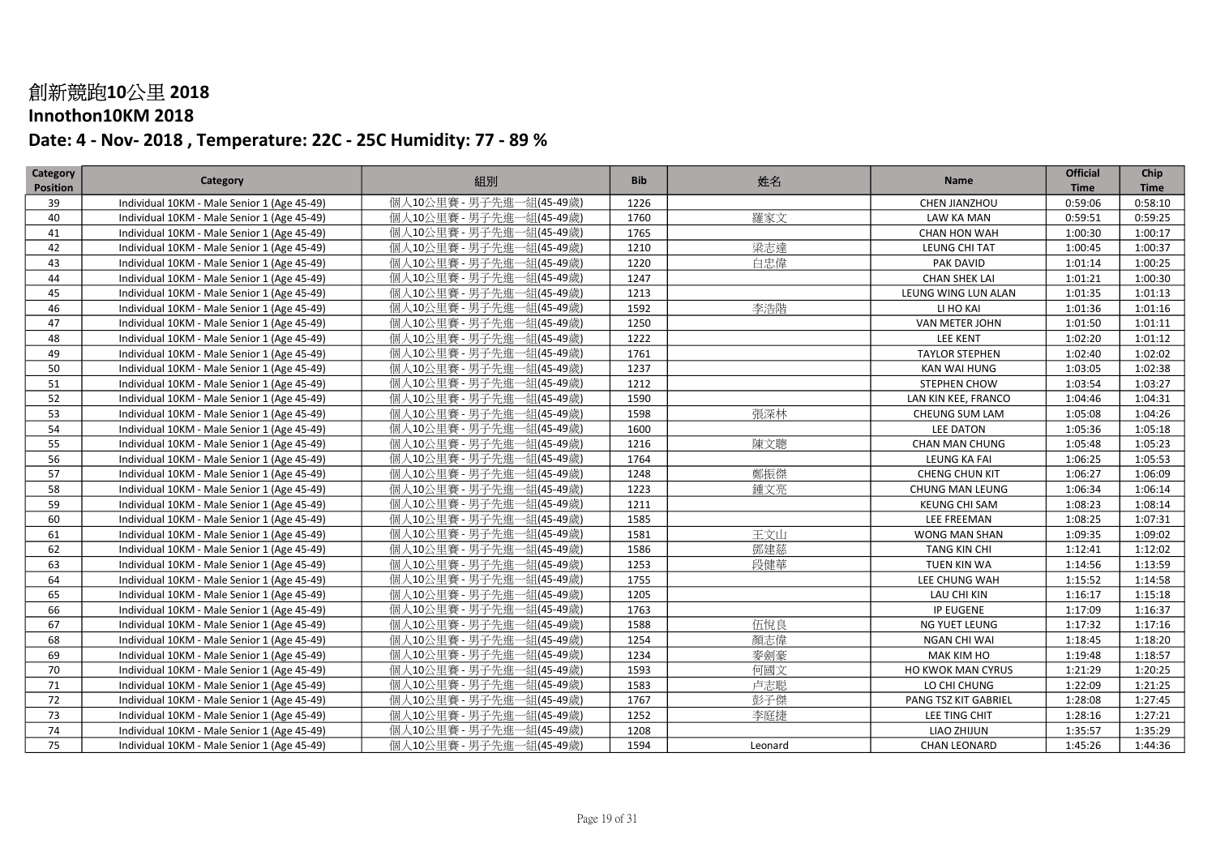# 創新競跑10公里 2018

# Innothon10KM 2018

## Date: 4 - Nov- 2018 , Temperature: 22C - 25C Humidity: 77 - 89 %

| Category Position | Category | 組別 | Bib | 姓名 | Name | Official Time | Chip Time |
|---|---|---|---|---|---|---|---|
| 39 | Individual 10KM - Male Senior 1 (Age 45-49) | 個人10公里賽 - 男子先進一組(45-49歲) | 1226 | | CHEN JIANZHOU | 0:59:06 | 0:58:10 |
| 40 | Individual 10KM - Male Senior 1 (Age 45-49) | 個人10公里賽 - 男子先進一組(45-49歲) | 1760 | 羅家文 | LAW KA MAN | 0:59:51 | 0:59:25 |
| 41 | Individual 10KM - Male Senior 1 (Age 45-49) | 個人10公里賽 - 男子先進一組(45-49歲) | 1765 | | CHAN HON WAH | 1:00:30 | 1:00:17 |
| 42 | Individual 10KM - Male Senior 1 (Age 45-49) | 個人10公里賽 - 男子先進一組(45-49歲) | 1210 | 梁志達 | LEUNG CHI TAT | 1:00:45 | 1:00:37 |
| 43 | Individual 10KM - Male Senior 1 (Age 45-49) | 個人10公里賽 - 男子先進一組(45-49歲) | 1220 | 白忠偉 | PAK DAVID | 1:01:14 | 1:00:25 |
| 44 | Individual 10KM - Male Senior 1 (Age 45-49) | 個人10公里賽 - 男子先進一組(45-49歲) | 1247 | | CHAN SHEK LAI | 1:01:21 | 1:00:30 |
| 45 | Individual 10KM - Male Senior 1 (Age 45-49) | 個人10公里賽 - 男子先進一組(45-49歲) | 1213 | | LEUNG WING LUN ALAN | 1:01:35 | 1:01:13 |
| 46 | Individual 10KM - Male Senior 1 (Age 45-49) | 個人10公里賽 - 男子先進一組(45-49歲) | 1592 | 李浩階 | LI HO KAI | 1:01:36 | 1:01:16 |
| 47 | Individual 10KM - Male Senior 1 (Age 45-49) | 個人10公里賽 - 男子先進一組(45-49歲) | 1250 | | VAN METER JOHN | 1:01:50 | 1:01:11 |
| 48 | Individual 10KM - Male Senior 1 (Age 45-49) | 個人10公里賽 - 男子先進一組(45-49歲) | 1222 | | LEE KENT | 1:02:20 | 1:01:12 |
| 49 | Individual 10KM - Male Senior 1 (Age 45-49) | 個人10公里賽 - 男子先進一組(45-49歲) | 1761 | | TAYLOR STEPHEN | 1:02:40 | 1:02:02 |
| 50 | Individual 10KM - Male Senior 1 (Age 45-49) | 個人10公里賽 - 男子先進一組(45-49歲) | 1237 | | KAN WAI HUNG | 1:03:05 | 1:02:38 |
| 51 | Individual 10KM - Male Senior 1 (Age 45-49) | 個人10公里賽 - 男子先進一組(45-49歲) | 1212 | | STEPHEN CHOW | 1:03:54 | 1:03:27 |
| 52 | Individual 10KM - Male Senior 1 (Age 45-49) | 個人10公里賽 - 男子先進一組(45-49歲) | 1590 | | LAN KIN KEE, FRANCO | 1:04:46 | 1:04:31 |
| 53 | Individual 10KM - Male Senior 1 (Age 45-49) | 個人10公里賽 - 男子先進一組(45-49歲) | 1598 | 張深林 | CHEUNG SUM LAM | 1:05:08 | 1:04:26 |
| 54 | Individual 10KM - Male Senior 1 (Age 45-49) | 個人10公里賽 - 男子先進一組(45-49歲) | 1600 | | LEE DATON | 1:05:36 | 1:05:18 |
| 55 | Individual 10KM - Male Senior 1 (Age 45-49) | 個人10公里賽 - 男子先進一組(45-49歲) | 1216 | 陳文聰 | CHAN MAN CHUNG | 1:05:48 | 1:05:23 |
| 56 | Individual 10KM - Male Senior 1 (Age 45-49) | 個人10公里賽 - 男子先進一組(45-49歲) | 1764 | | LEUNG KA FAI | 1:06:25 | 1:05:53 |
| 57 | Individual 10KM - Male Senior 1 (Age 45-49) | 個人10公里賽 - 男子先進一組(45-49歲) | 1248 | 鄭振傑 | CHENG CHUN KIT | 1:06:27 | 1:06:09 |
| 58 | Individual 10KM - Male Senior 1 (Age 45-49) | 個人10公里賽 - 男子先進一組(45-49歲) | 1223 | 鍾文亮 | CHUNG MAN LEUNG | 1:06:34 | 1:06:14 |
| 59 | Individual 10KM - Male Senior 1 (Age 45-49) | 個人10公里賽 - 男子先進一組(45-49歲) | 1211 | | KEUNG CHI SAM | 1:08:23 | 1:08:14 |
| 60 | Individual 10KM - Male Senior 1 (Age 45-49) | 個人10公里賽 - 男子先進一組(45-49歲) | 1585 | | LEE FREEMAN | 1:08:25 | 1:07:31 |
| 61 | Individual 10KM - Male Senior 1 (Age 45-49) | 個人10公里賽 - 男子先進一組(45-49歲) | 1581 | 王文山 | WONG MAN SHAN | 1:09:35 | 1:09:02 |
| 62 | Individual 10KM - Male Senior 1 (Age 45-49) | 個人10公里賽 - 男子先進一組(45-49歲) | 1586 | 鄧建慈 | TANG KIN CHI | 1:12:41 | 1:12:02 |
| 63 | Individual 10KM - Male Senior 1 (Age 45-49) | 個人10公里賽 - 男子先進一組(45-49歲) | 1253 | 段健華 | TUEN KIN WA | 1:14:56 | 1:13:59 |
| 64 | Individual 10KM - Male Senior 1 (Age 45-49) | 個人10公里賽 - 男子先進一組(45-49歲) | 1755 | | LEE CHUNG WAH | 1:15:52 | 1:14:58 |
| 65 | Individual 10KM - Male Senior 1 (Age 45-49) | 個人10公里賽 - 男子先進一組(45-49歲) | 1205 | | LAU CHI KIN | 1:16:17 | 1:15:18 |
| 66 | Individual 10KM - Male Senior 1 (Age 45-49) | 個人10公里賽 - 男子先進一組(45-49歲) | 1763 | | IP EUGENE | 1:17:09 | 1:16:37 |
| 67 | Individual 10KM - Male Senior 1 (Age 45-49) | 個人10公里賽 - 男子先進一組(45-49歲) | 1588 | 伍悅良 | NG YUET LEUNG | 1:17:32 | 1:17:16 |
| 68 | Individual 10KM - Male Senior 1 (Age 45-49) | 個人10公里賽 - 男子先進一組(45-49歲) | 1254 | 顏志偉 | NGAN CHI WAI | 1:18:45 | 1:18:20 |
| 69 | Individual 10KM - Male Senior 1 (Age 45-49) | 個人10公里賽 - 男子先進一組(45-49歲) | 1234 | 麥劍豪 | MAK KIM HO | 1:19:48 | 1:18:57 |
| 70 | Individual 10KM - Male Senior 1 (Age 45-49) | 個人10公里賽 - 男子先進一組(45-49歲) | 1593 | 何國文 | HO KWOK MAN CYRUS | 1:21:29 | 1:20:25 |
| 71 | Individual 10KM - Male Senior 1 (Age 45-49) | 個人10公里賽 - 男子先進一組(45-49歲) | 1583 | 卢志聪 | LO CHI CHUNG | 1:22:09 | 1:21:25 |
| 72 | Individual 10KM - Male Senior 1 (Age 45-49) | 個人10公里賽 - 男子先進一組(45-49歲) | 1767 | 彭子傑 | PANG TSZ KIT GABRIEL | 1:28:08 | 1:27:45 |
| 73 | Individual 10KM - Male Senior 1 (Age 45-49) | 個人10公里賽 - 男子先進一組(45-49歲) | 1252 | 李庭捷 | LEE TING CHIT | 1:28:16 | 1:27:21 |
| 74 | Individual 10KM - Male Senior 1 (Age 45-49) | 個人10公里賽 - 男子先進一組(45-49歲) | 1208 | | LIAO ZHIJUN | 1:35:57 | 1:35:29 |
| 75 | Individual 10KM - Male Senior 1 (Age 45-49) | 個人10公里賽 - 男子先進一組(45-49歲) | 1594 | Leonard | CHAN LEONARD | 1:45:26 | 1:44:36 |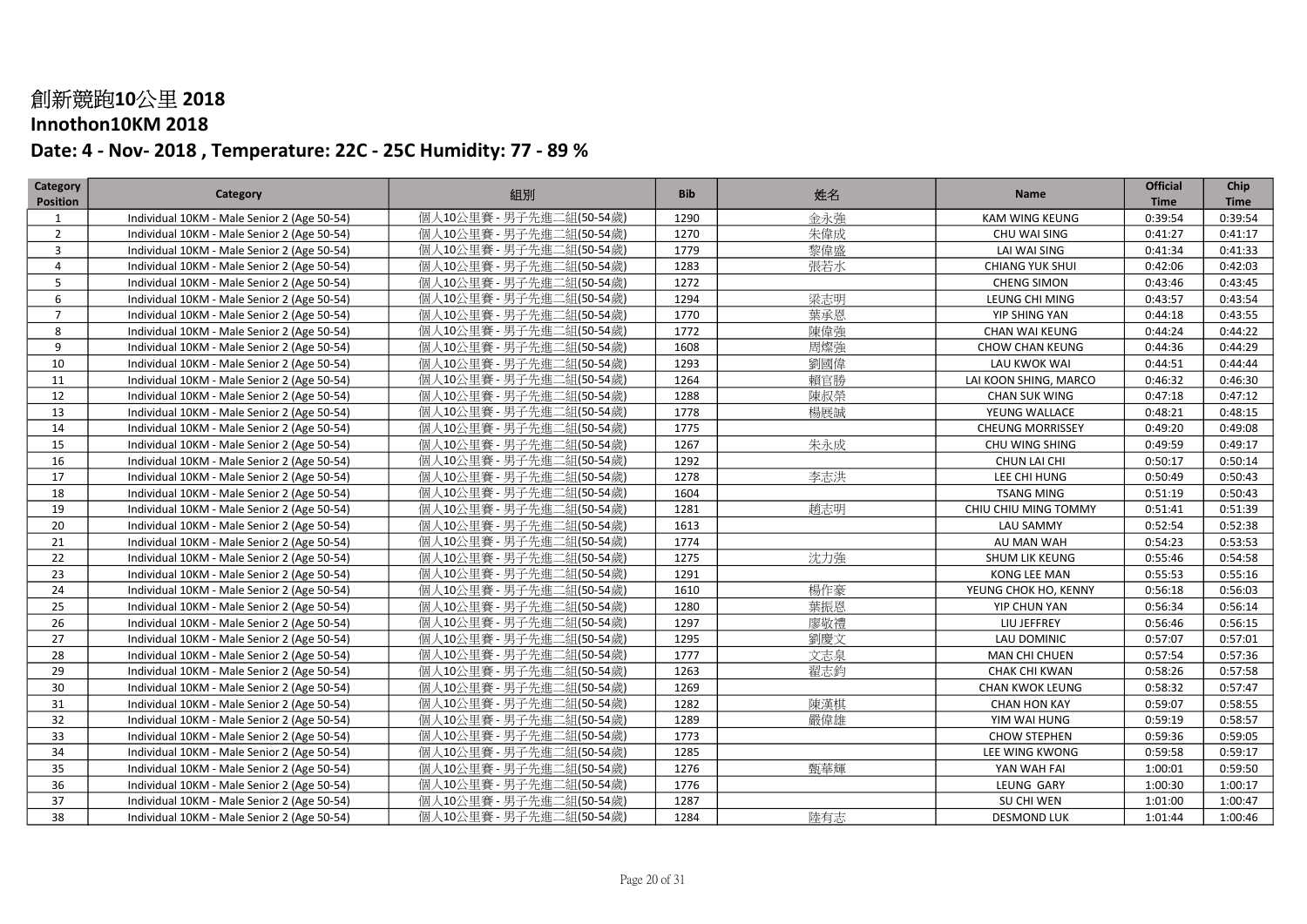# 創新競跑10公里 2018

## Innothon10KM 2018

## Date: 4 - Nov- 2018 , Temperature: 22C - 25C Humidity: 77 - 89 %

| Category Position | Category | 組別 | Bib | 姓名 | Name | Official Time | Chip Time |
|---|---|---|---|---|---|---|---|
| 1 | Individual 10KM - Male Senior 2 (Age 50-54) | 個人10公里賽 - 男子先進二組(50-54歲) | 1290 | 金永強 | KAM WING KEUNG | 0:39:54 | 0:39:54 |
| 2 | Individual 10KM - Male Senior 2 (Age 50-54) | 個人10公里賽 - 男子先進二組(50-54歲) | 1270 | 朱偉成 | CHU WAI SING | 0:41:27 | 0:41:17 |
| 3 | Individual 10KM - Male Senior 2 (Age 50-54) | 個人10公里賽 - 男子先進二組(50-54歲) | 1779 | 黎偉盛 | LAI WAI SING | 0:41:34 | 0:41:33 |
| 4 | Individual 10KM - Male Senior 2 (Age 50-54) | 個人10公里賽 - 男子先進二組(50-54歲) | 1283 | 張若水 | CHIANG YUK SHUI | 0:42:06 | 0:42:03 |
| 5 | Individual 10KM - Male Senior 2 (Age 50-54) | 個人10公里賽 - 男子先進二組(50-54歲) | 1272 | | CHENG SIMON | 0:43:46 | 0:43:45 |
| 6 | Individual 10KM - Male Senior 2 (Age 50-54) | 個人10公里賽 - 男子先進二組(50-54歲) | 1294 | 梁志明 | LEUNG CHI MING | 0:43:57 | 0:43:54 |
| 7 | Individual 10KM - Male Senior 2 (Age 50-54) | 個人10公里賽 - 男子先進二組(50-54歲) | 1770 | 葉承恩 | YIP SHING YAN | 0:44:18 | 0:43:55 |
| 8 | Individual 10KM - Male Senior 2 (Age 50-54) | 個人10公里賽 - 男子先進二組(50-54歲) | 1772 | 陳偉強 | CHAN WAI KEUNG | 0:44:24 | 0:44:22 |
| 9 | Individual 10KM - Male Senior 2 (Age 50-54) | 個人10公里賽 - 男子先進二組(50-54歲) | 1608 | 周燦強 | CHOW CHAN KEUNG | 0:44:36 | 0:44:29 |
| 10 | Individual 10KM - Male Senior 2 (Age 50-54) | 個人10公里賽 - 男子先進二組(50-54歲) | 1293 | 劉國偉 | LAU KWOK WAI | 0:44:51 | 0:44:44 |
| 11 | Individual 10KM - Male Senior 2 (Age 50-54) | 個人10公里賽 - 男子先進二組(50-54歲) | 1264 | 賴官勝 | LAI KOON SHING, MARCO | 0:46:32 | 0:46:30 |
| 12 | Individual 10KM - Male Senior 2 (Age 50-54) | 個人10公里賽 - 男子先進二組(50-54歲) | 1288 | 陳叔榮 | CHAN SUK WING | 0:47:18 | 0:47:12 |
| 13 | Individual 10KM - Male Senior 2 (Age 50-54) | 個人10公里賽 - 男子先進二組(50-54歲) | 1778 | 楊展誠 | YEUNG WALLACE | 0:48:21 | 0:48:15 |
| 14 | Individual 10KM - Male Senior 2 (Age 50-54) | 個人10公里賽 - 男子先進二組(50-54歲) | 1775 | | CHEUNG MORRISSEY | 0:49:20 | 0:49:08 |
| 15 | Individual 10KM - Male Senior 2 (Age 50-54) | 個人10公里賽 - 男子先進二組(50-54歲) | 1267 | 朱永成 | CHU WING SHING | 0:49:59 | 0:49:17 |
| 16 | Individual 10KM - Male Senior 2 (Age 50-54) | 個人10公里賽 - 男子先進二組(50-54歲) | 1292 | | CHUN LAI CHI | 0:50:17 | 0:50:14 |
| 17 | Individual 10KM - Male Senior 2 (Age 50-54) | 個人10公里賽 - 男子先進二組(50-54歲) | 1278 | 李志洪 | LEE CHI HUNG | 0:50:49 | 0:50:43 |
| 18 | Individual 10KM - Male Senior 2 (Age 50-54) | 個人10公里賽 - 男子先進二組(50-54歲) | 1604 | | TSANG MING | 0:51:19 | 0:50:43 |
| 19 | Individual 10KM - Male Senior 2 (Age 50-54) | 個人10公里賽 - 男子先進二組(50-54歲) | 1281 | 趙志明 | CHIU CHIU MING TOMMY | 0:51:41 | 0:51:39 |
| 20 | Individual 10KM - Male Senior 2 (Age 50-54) | 個人10公里賽 - 男子先進二組(50-54歲) | 1613 | | LAU SAMMY | 0:52:54 | 0:52:38 |
| 21 | Individual 10KM - Male Senior 2 (Age 50-54) | 個人10公里賽 - 男子先進二組(50-54歲) | 1774 | | AU MAN WAH | 0:54:23 | 0:53:53 |
| 22 | Individual 10KM - Male Senior 2 (Age 50-54) | 個人10公里賽 - 男子先進二組(50-54歲) | 1275 | 沈力強 | SHUM LIK KEUNG | 0:55:46 | 0:54:58 |
| 23 | Individual 10KM - Male Senior 2 (Age 50-54) | 個人10公里賽 - 男子先進二組(50-54歲) | 1291 | | KONG LEE MAN | 0:55:53 | 0:55:16 |
| 24 | Individual 10KM - Male Senior 2 (Age 50-54) | 個人10公里賽 - 男子先進二組(50-54歲) | 1610 | 楊作豪 | YEUNG CHOK HO, KENNY | 0:56:18 | 0:56:03 |
| 25 | Individual 10KM - Male Senior 2 (Age 50-54) | 個人10公里賽 - 男子先進二組(50-54歲) | 1280 | 葉振恩 | YIP CHUN YAN | 0:56:34 | 0:56:14 |
| 26 | Individual 10KM - Male Senior 2 (Age 50-54) | 個人10公里賽 - 男子先進二組(50-54歲) | 1297 | 廖敬禮 | LIU JEFFREY | 0:56:46 | 0:56:15 |
| 27 | Individual 10KM - Male Senior 2 (Age 50-54) | 個人10公里賽 - 男子先進二組(50-54歲) | 1295 | 劉慶文 | LAU DOMINIC | 0:57:07 | 0:57:01 |
| 28 | Individual 10KM - Male Senior 2 (Age 50-54) | 個人10公里賽 - 男子先進二組(50-54歲) | 1777 | 文志泉 | MAN CHI CHUEN | 0:57:54 | 0:57:36 |
| 29 | Individual 10KM - Male Senior 2 (Age 50-54) | 個人10公里賽 - 男子先進二組(50-54歲) | 1263 | 翟志鈞 | CHAK CHI KWAN | 0:58:26 | 0:57:58 |
| 30 | Individual 10KM - Male Senior 2 (Age 50-54) | 個人10公里賽 - 男子先進二組(50-54歲) | 1269 | | CHAN KWOK LEUNG | 0:58:32 | 0:57:47 |
| 31 | Individual 10KM - Male Senior 2 (Age 50-54) | 個人10公里賽 - 男子先進二組(50-54歲) | 1282 | 陳漢棋 | CHAN HON KAY | 0:59:07 | 0:58:55 |
| 32 | Individual 10KM - Male Senior 2 (Age 50-54) | 個人10公里賽 - 男子先進二組(50-54歲) | 1289 | 嚴偉雄 | YIM WAI HUNG | 0:59:19 | 0:58:57 |
| 33 | Individual 10KM - Male Senior 2 (Age 50-54) | 個人10公里賽 - 男子先進二組(50-54歲) | 1773 | | CHOW STEPHEN | 0:59:36 | 0:59:05 |
| 34 | Individual 10KM - Male Senior 2 (Age 50-54) | 個人10公里賽 - 男子先進二組(50-54歲) | 1285 | | LEE WING KWONG | 0:59:58 | 0:59:17 |
| 35 | Individual 10KM - Male Senior 2 (Age 50-54) | 個人10公里賽 - 男子先進二組(50-54歲) | 1276 | 甄華輝 | YAN WAH FAI | 1:00:01 | 0:59:50 |
| 36 | Individual 10KM - Male Senior 2 (Age 50-54) | 個人10公里賽 - 男子先進二組(50-54歲) | 1776 | | LEUNG GARY | 1:00:30 | 1:00:17 |
| 37 | Individual 10KM - Male Senior 2 (Age 50-54) | 個人10公里賽 - 男子先進二組(50-54歲) | 1287 | | SU CHI WEN | 1:01:00 | 1:00:47 |
| 38 | Individual 10KM - Male Senior 2 (Age 50-54) | 個人10公里賽 - 男子先進二組(50-54歲) | 1284 | 陸有志 | DESMOND LUK | 1:01:44 | 1:00:46 |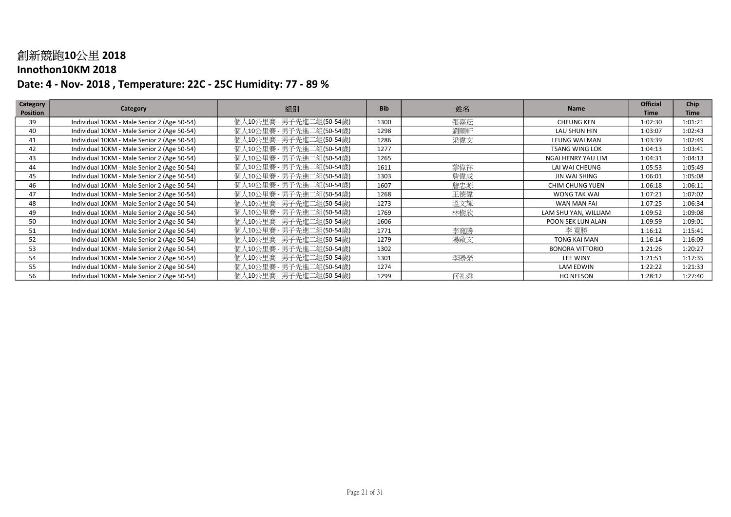# 創新競跑10公里 2018

## Innothon10KM 2018

### Date: 4 - Nov- 2018 , Temperature: 22C - 25C Humidity: 77 - 89 %

| Category Position | Category | 組別 | Bib | 姓名 | Name | Official Time | Chip Time |
|---|---|---|---|---|---|---|---|
| 39 | Individual 10KM - Male Senior 2 (Age 50-54) | 個人10公里賽 - 男子先進二組(50-54歲) | 1300 | 張嘉耘 | CHEUNG KEN | 1:02:30 | 1:01:21 |
| 40 | Individual 10KM - Male Senior 2 (Age 50-54) | 個人10公里賽 - 男子先進二組(50-54歲) | 1298 | 劉順軒 | LAU SHUN HIN | 1:03:07 | 1:02:43 |
| 41 | Individual 10KM - Male Senior 2 (Age 50-54) | 個人10公里賽 - 男子先進二組(50-54歲) | 1286 | 梁偉文 | LEUNG WAI MAN | 1:03:39 | 1:02:49 |
| 42 | Individual 10KM - Male Senior 2 (Age 50-54) | 個人10公里賽 - 男子先進二組(50-54歲) | 1277 | | TSANG WING LOK | 1:04:13 | 1:03:41 |
| 43 | Individual 10KM - Male Senior 2 (Age 50-54) | 個人10公里賽 - 男子先進二組(50-54歲) | 1265 | | NGAI HENRY YAU LIM | 1:04:31 | 1:04:13 |
| 44 | Individual 10KM - Male Senior 2 (Age 50-54) | 個人10公里賽 - 男子先進二組(50-54歲) | 1611 | 黎偉祥 | LAI WAI CHEUNG | 1:05:53 | 1:05:49 |
| 45 | Individual 10KM - Male Senior 2 (Age 50-54) | 個人10公里賽 - 男子先進二組(50-54歲) | 1303 | 詹偉成 | JIN WAI SHING | 1:06:01 | 1:05:08 |
| 46 | Individual 10KM - Male Senior 2 (Age 50-54) | 個人10公里賽 - 男子先進二組(50-54歲) | 1607 | 詹忠源 | CHIM CHUNG YUEN | 1:06:18 | 1:06:11 |
| 47 | Individual 10KM - Male Senior 2 (Age 50-54) | 個人10公里賽 - 男子先進二組(50-54歲) | 1268 | 王德偉 | WONG TAK WAI | 1:07:21 | 1:07:02 |
| 48 | Individual 10KM - Male Senior 2 (Age 50-54) | 個人10公里賽 - 男子先進二組(50-54歲) | 1273 | 溫文輝 | WAN MAN FAI | 1:07:25 | 1:06:34 |
| 49 | Individual 10KM - Male Senior 2 (Age 50-54) | 個人10公里賽 - 男子先進二組(50-54歲) | 1769 | 林樹欣 | LAM SHU YAN, WILLIAM | 1:09:52 | 1:09:08 |
| 50 | Individual 10KM - Male Senior 2 (Age 50-54) | 個人10公里賽 - 男子先進二組(50-54歲) | 1606 | | POON SEK LUN ALAN | 1:09:59 | 1:09:01 |
| 51 | Individual 10KM - Male Senior 2 (Age 50-54) | 個人10公里賽 - 男子先進二組(50-54歲) | 1771 | 李寬勝 | 李 寬勝 | 1:16:12 | 1:15:41 |
| 52 | Individual 10KM - Male Senior 2 (Age 50-54) | 個人10公里賽 - 男子先進二組(50-54歲) | 1279 | 湯啟文 | TONG KAI MAN | 1:16:14 | 1:16:09 |
| 53 | Individual 10KM - Male Senior 2 (Age 50-54) | 個人10公里賽 - 男子先進二組(50-54歲) | 1302 | | BONORA VITTORIO | 1:21:26 | 1:20:27 |
| 54 | Individual 10KM - Male Senior 2 (Age 50-54) | 個人10公里賽 - 男子先進二組(50-54歲) | 1301 | 李勝榮 | LEE WINY | 1:21:51 | 1:17:35 |
| 55 | Individual 10KM - Male Senior 2 (Age 50-54) | 個人10公里賽 - 男子先進二組(50-54歲) | 1274 | | LAM EDWIN | 1:22:22 | 1:21:33 |
| 56 | Individual 10KM - Male Senior 2 (Age 50-54) | 個人10公里賽 - 男子先進二組(50-54歲) | 1299 | 何礼舜 | HO NELSON | 1:28:12 | 1:27:40 |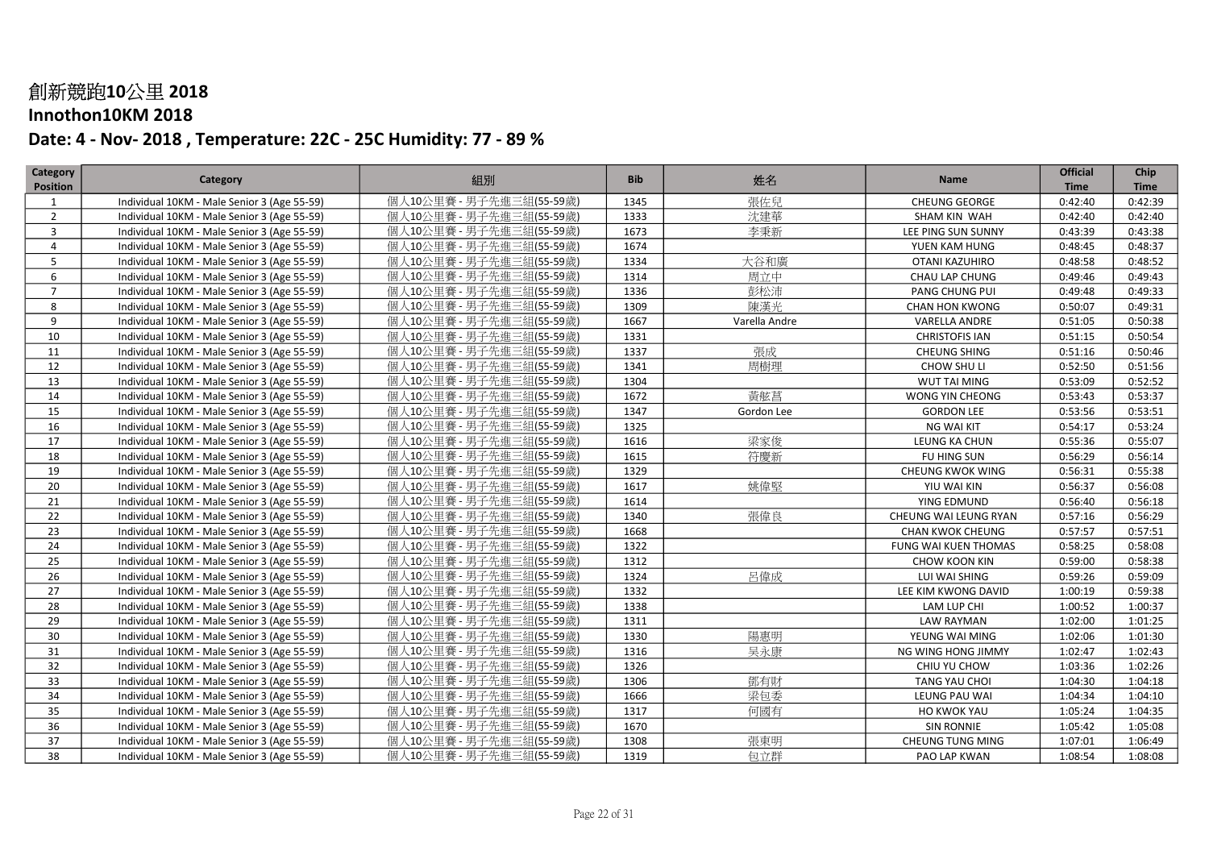# 創新競跑10公里 2018

## Innothon10KM 2018

### Date: 4 - Nov- 2018 , Temperature: 22C - 25C Humidity: 77 - 89 %

| Category Position | Category | 組別 | Bib | 姓名 | Name | Official Time | Chip Time |
|---|---|---|---|---|---|---|---|
| 1 | Individual 10KM - Male Senior 3 (Age 55-59) | 個人10公里賽 - 男子先進三組(55-59歲) | 1345 | 張佐兒 | CHEUNG GEORGE | 0:42:40 | 0:42:39 |
| 2 | Individual 10KM - Male Senior 3 (Age 55-59) | 個人10公里賽 - 男子先進三組(55-59歲) | 1333 | 沈建華 | SHAM KIN WAH | 0:42:40 | 0:42:40 |
| 3 | Individual 10KM - Male Senior 3 (Age 55-59) | 個人10公里賽 - 男子先進三組(55-59歲) | 1673 | 李秉新 | LEE PING SUN SUNNY | 0:43:39 | 0:43:38 |
| 4 | Individual 10KM - Male Senior 3 (Age 55-59) | 個人10公里賽 - 男子先進三組(55-59歲) | 1674 | | YUEN KAM HUNG | 0:48:45 | 0:48:37 |
| 5 | Individual 10KM - Male Senior 3 (Age 55-59) | 個人10公里賽 - 男子先進三組(55-59歲) | 1334 | 大谷和廣 | OTANI KAZUHIRO | 0:48:58 | 0:48:52 |
| 6 | Individual 10KM - Male Senior 3 (Age 55-59) | 個人10公里賽 - 男子先進三組(55-59歲) | 1314 | 周立中 | CHAU LAP CHUNG | 0:49:46 | 0:49:43 |
| 7 | Individual 10KM - Male Senior 3 (Age 55-59) | 個人10公里賽 - 男子先進三組(55-59歲) | 1336 | 彭松沛 | PANG CHUNG PUI | 0:49:48 | 0:49:33 |
| 8 | Individual 10KM - Male Senior 3 (Age 55-59) | 個人10公里賽 - 男子先進三組(55-59歲) | 1309 | 陳漢光 | CHAN HON KWONG | 0:50:07 | 0:49:31 |
| 9 | Individual 10KM - Male Senior 3 (Age 55-59) | 個人10公里賽 - 男子先進三組(55-59歲) | 1667 | Varella Andre | VARELLA ANDRE | 0:51:05 | 0:50:38 |
| 10 | Individual 10KM - Male Senior 3 (Age 55-59) | 個人10公里賽 - 男子先進三組(55-59歲) | 1331 | | CHRISTOFIS IAN | 0:51:15 | 0:50:54 |
| 11 | Individual 10KM - Male Senior 3 (Age 55-59) | 個人10公里賽 - 男子先進三組(55-59歲) | 1337 | 張成 | CHEUNG SHING | 0:51:16 | 0:50:46 |
| 12 | Individual 10KM - Male Senior 3 (Age 55-59) | 個人10公里賽 - 男子先進三組(55-59歲) | 1341 | 周樹理 | CHOW SHU LI | 0:52:50 | 0:51:56 |
| 13 | Individual 10KM - Male Senior 3 (Age 55-59) | 個人10公里賽 - 男子先進三組(55-59歲) | 1304 | | WUT TAI MING | 0:53:09 | 0:52:52 |
| 14 | Individual 10KM - Male Senior 3 (Age 55-59) | 個人10公里賽 - 男子先進三組(55-59歲) | 1672 | 黃彥菖 | WONG YIN CHEONG | 0:53:43 | 0:53:37 |
| 15 | Individual 10KM - Male Senior 3 (Age 55-59) | 個人10公里賽 - 男子先進三組(55-59歲) | 1347 | Gordon Lee | GORDON LEE | 0:53:56 | 0:53:51 |
| 16 | Individual 10KM - Male Senior 3 (Age 55-59) | 個人10公里賽 - 男子先進三組(55-59歲) | 1325 | | NG WAI KIT | 0:54:17 | 0:53:24 |
| 17 | Individual 10KM - Male Senior 3 (Age 55-59) | 個人10公里賽 - 男子先進三組(55-59歲) | 1616 | 梁家俊 | LEUNG KA CHUN | 0:55:36 | 0:55:07 |
| 18 | Individual 10KM - Male Senior 3 (Age 55-59) | 個人10公里賽 - 男子先進三組(55-59歲) | 1615 | 符慶新 | FU HING SUN | 0:56:29 | 0:56:14 |
| 19 | Individual 10KM - Male Senior 3 (Age 55-59) | 個人10公里賽 - 男子先進三組(55-59歲) | 1329 | | CHEUNG KWOK WING | 0:56:31 | 0:55:38 |
| 20 | Individual 10KM - Male Senior 3 (Age 55-59) | 個人10公里賽 - 男子先進三組(55-59歲) | 1617 | 姚偉堅 | YIU WAI KIN | 0:56:37 | 0:56:08 |
| 21 | Individual 10KM - Male Senior 3 (Age 55-59) | 個人10公里賽 - 男子先進三組(55-59歲) | 1614 | | YING EDMUND | 0:56:40 | 0:56:18 |
| 22 | Individual 10KM - Male Senior 3 (Age 55-59) | 個人10公里賽 - 男子先進三組(55-59歲) | 1340 | 張偉良 | CHEUNG WAI LEUNG RYAN | 0:57:16 | 0:56:29 |
| 23 | Individual 10KM - Male Senior 3 (Age 55-59) | 個人10公里賽 - 男子先進三組(55-59歲) | 1668 | | CHAN KWOK CHEUNG | 0:57:57 | 0:57:51 |
| 24 | Individual 10KM - Male Senior 3 (Age 55-59) | 個人10公里賽 - 男子先進三組(55-59歲) | 1322 | | FUNG WAI KUEN THOMAS | 0:58:25 | 0:58:08 |
| 25 | Individual 10KM - Male Senior 3 (Age 55-59) | 個人10公里賽 - 男子先進三組(55-59歲) | 1312 | | CHOW KOON KIN | 0:59:00 | 0:58:38 |
| 26 | Individual 10KM - Male Senior 3 (Age 55-59) | 個人10公里賽 - 男子先進三組(55-59歲) | 1324 | 呂偉成 | LUI WAI SHING | 0:59:26 | 0:59:09 |
| 27 | Individual 10KM - Male Senior 3 (Age 55-59) | 個人10公里賽 - 男子先進三組(55-59歲) | 1332 | | LEE KIM KWONG DAVID | 1:00:19 | 0:59:38 |
| 28 | Individual 10KM - Male Senior 3 (Age 55-59) | 個人10公里賽 - 男子先進三組(55-59歲) | 1338 | | LAM LUP CHI | 1:00:52 | 1:00:37 |
| 29 | Individual 10KM - Male Senior 3 (Age 55-59) | 個人10公里賽 - 男子先進三組(55-59歲) | 1311 | | LAW RAYMAN | 1:02:00 | 1:01:25 |
| 30 | Individual 10KM - Male Senior 3 (Age 55-59) | 個人10公里賽 - 男子先進三組(55-59歲) | 1330 | 陽惠明 | YEUNG WAI MING | 1:02:06 | 1:01:30 |
| 31 | Individual 10KM - Male Senior 3 (Age 55-59) | 個人10公里賽 - 男子先進三組(55-59歲) | 1316 | 吳永康 | NG WING HONG JIMMY | 1:02:47 | 1:02:43 |
| 32 | Individual 10KM - Male Senior 3 (Age 55-59) | 個人10公里賽 - 男子先進三組(55-59歲) | 1326 | | CHIU YU CHOW | 1:03:36 | 1:02:26 |
| 33 | Individual 10KM - Male Senior 3 (Age 55-59) | 個人10公里賽 - 男子先進三組(55-59歲) | 1306 | 鄧有財 | TANG YAU CHOI | 1:04:30 | 1:04:18 |
| 34 | Individual 10KM - Male Senior 3 (Age 55-59) | 個人10公里賽 - 男子先進三組(55-59歲) | 1666 | 梁包委 | LEUNG PAU WAI | 1:04:34 | 1:04:10 |
| 35 | Individual 10KM - Male Senior 3 (Age 55-59) | 個人10公里賽 - 男子先進三組(55-59歲) | 1317 | 何國有 | HO KWOK YAU | 1:05:24 | 1:04:35 |
| 36 | Individual 10KM - Male Senior 3 (Age 55-59) | 個人10公里賽 - 男子先進三組(55-59歲) | 1670 | | SIN RONNIE | 1:05:42 | 1:05:08 |
| 37 | Individual 10KM - Male Senior 3 (Age 55-59) | 個人10公里賽 - 男子先進三組(55-59歲) | 1308 | 張東明 | CHEUNG TUNG MING | 1:07:01 | 1:06:49 |
| 38 | Individual 10KM - Male Senior 3 (Age 55-59) | 個人10公里賽 - 男子先進三組(55-59歲) | 1319 | 包立群 | PAO LAP KWAN | 1:08:54 | 1:08:08 |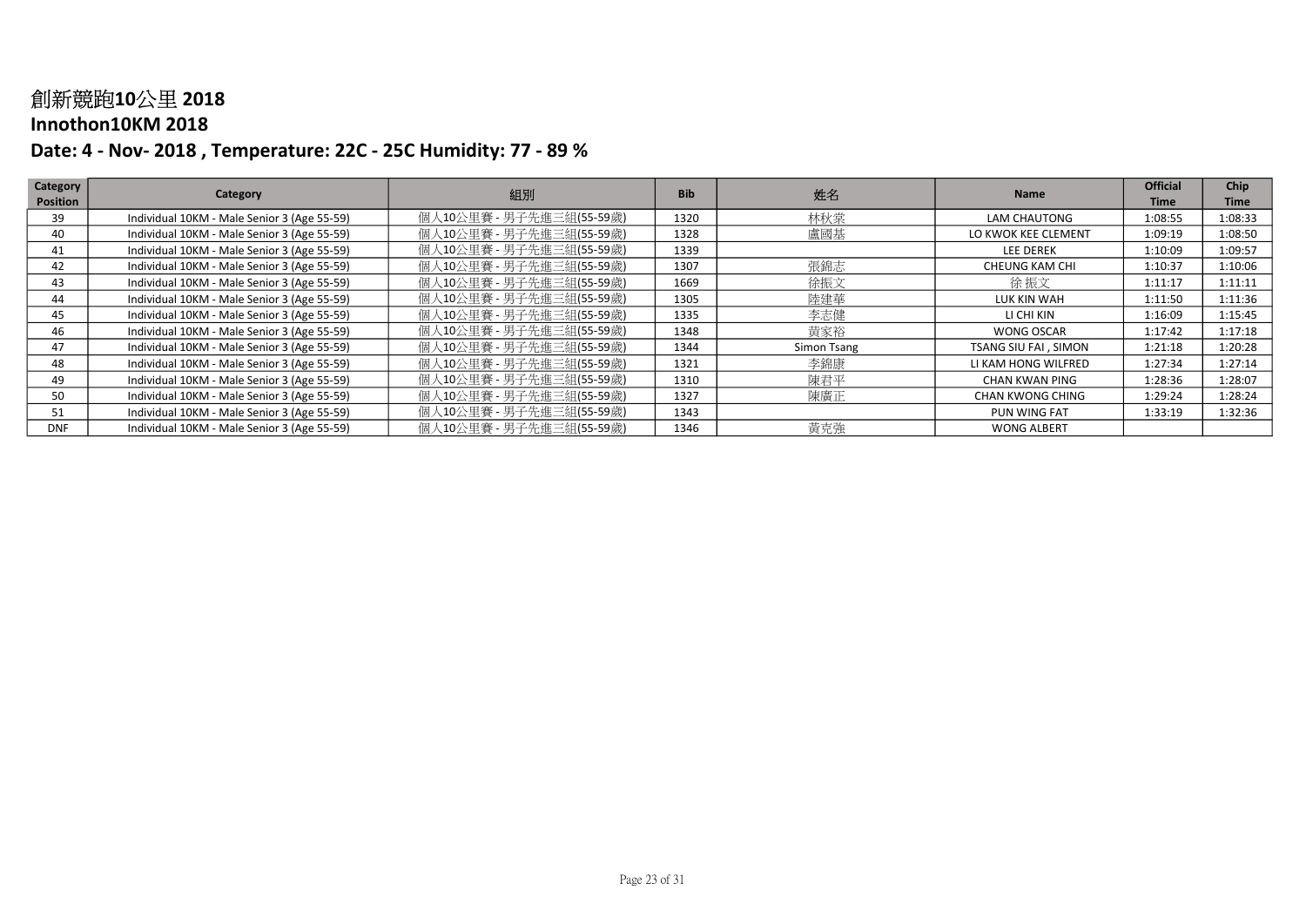# 創新競跑10公里 2018

## Innothon10KM 2018

### Date: 4 - Nov- 2018 , Temperature: 22C - 25C Humidity: 77 - 89 %

| Category Position | Category | 組別 | Bib | 姓名 | Name | Official Time | Chip Time |
|---|---|---|---|---|---|---|---|
| 39 | Individual 10KM - Male Senior 3 (Age 55-59) | 個人10公里賽 - 男子先進三組(55-59歲) | 1320 | 林秋棠 | LAM CHAUTONG | 1:08:55 | 1:08:33 |
| 40 | Individual 10KM - Male Senior 3 (Age 55-59) | 個人10公里賽 - 男子先進三組(55-59歲) | 1328 | 盧國基 | LO KWOK KEE CLEMENT | 1:09:19 | 1:08:50 |
| 41 | Individual 10KM - Male Senior 3 (Age 55-59) | 個人10公里賽 - 男子先進三組(55-59歲) | 1339 | | LEE DEREK | 1:10:09 | 1:09:57 |
| 42 | Individual 10KM - Male Senior 3 (Age 55-59) | 個人10公里賽 - 男子先進三組(55-59歲) | 1307 | 張錦志 | CHEUNG KAM CHI | 1:10:37 | 1:10:06 |
| 43 | Individual 10KM - Male Senior 3 (Age 55-59) | 個人10公里賽 - 男子先進三組(55-59歲) | 1669 | 徐振文 | 徐 振文 | 1:11:17 | 1:11:11 |
| 44 | Individual 10KM - Male Senior 3 (Age 55-59) | 個人10公里賽 - 男子先進三組(55-59歲) | 1305 | 陸建華 | LUK KIN WAH | 1:11:50 | 1:11:36 |
| 45 | Individual 10KM - Male Senior 3 (Age 55-59) | 個人10公里賽 - 男子先進三組(55-59歲) | 1335 | 李志健 | LI CHI KIN | 1:16:09 | 1:15:45 |
| 46 | Individual 10KM - Male Senior 3 (Age 55-59) | 個人10公里賽 - 男子先進三組(55-59歲) | 1348 | 黃家裕 | WONG OSCAR | 1:17:42 | 1:17:18 |
| 47 | Individual 10KM - Male Senior 3 (Age 55-59) | 個人10公里賽 - 男子先進三組(55-59歲) | 1344 | Simon Tsang | TSANG SIU FAI , SIMON | 1:21:18 | 1:20:28 |
| 48 | Individual 10KM - Male Senior 3 (Age 55-59) | 個人10公里賽 - 男子先進三組(55-59歲) | 1321 | 李錦康 | LI KAM HONG WILFRED | 1:27:34 | 1:27:14 |
| 49 | Individual 10KM - Male Senior 3 (Age 55-59) | 個人10公里賽 - 男子先進三組(55-59歲) | 1310 | 陳君平 | CHAN KWAN PING | 1:28:36 | 1:28:07 |
| 50 | Individual 10KM - Male Senior 3 (Age 55-59) | 個人10公里賽 - 男子先進三組(55-59歲) | 1327 | 陳廣正 | CHAN KWONG CHING | 1:29:24 | 1:28:24 |
| 51 | Individual 10KM - Male Senior 3 (Age 55-59) | 個人10公里賽 - 男子先進三組(55-59歲) | 1343 | | PUN WING FAT | 1:33:19 | 1:32:36 |
| DNF | Individual 10KM - Male Senior 3 (Age 55-59) | 個人10公里賽 - 男子先進三組(55-59歲) | 1346 | 黃克強 | WONG ALBERT | | |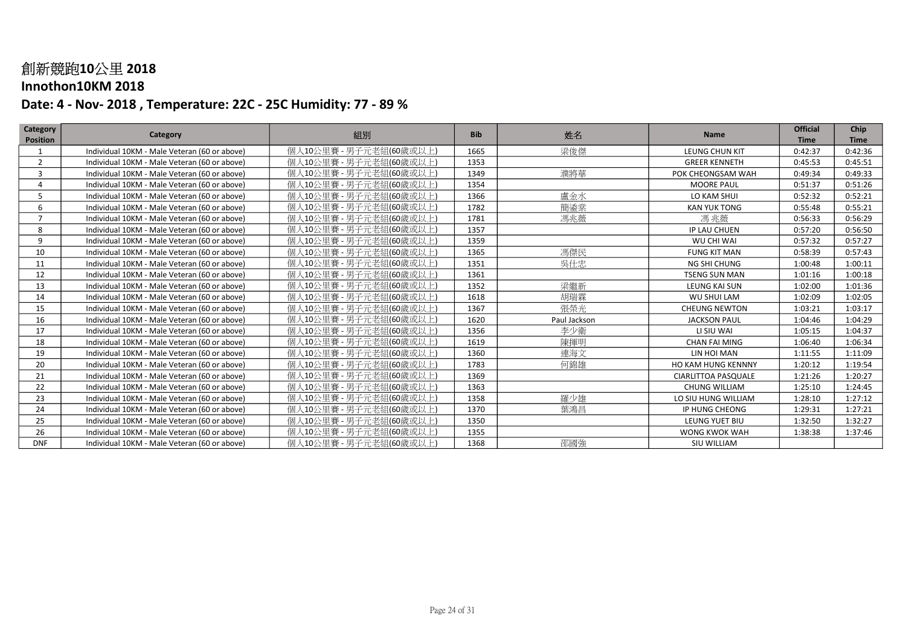# 創新競跑10公里 2018

## Innothon10KM 2018

### Date: 4 - Nov- 2018 , Temperature: 22C - 25C Humidity: 77 - 89 %

| Category Position | Category | 組別 | Bib | 姓名 | Name | Official Time | Chip Time |
|---|---|---|---|---|---|---|---|
| 1 | Individual 10KM - Male Veteran (60 or above) | 個人10公里賽 - 男子元老組(60歲或以上) | 1665 | 梁俊傑 | LEUNG CHUN KIT | 0:42:37 | 0:42:36 |
| 2 | Individual 10KM - Male Veteran (60 or above) | 個人10公里賽 - 男子元老組(60歲或以上) | 1353 | | GREER KENNETH | 0:45:53 | 0:45:51 |
| 3 | Individual 10KM - Male Veteran (60 or above) | 個人10公里賽 - 男子元老組(60歲或以上) | 1349 | 濮將華 | POK CHEONGSAM WAH | 0:49:34 | 0:49:33 |
| 4 | Individual 10KM - Male Veteran (60 or above) | 個人10公里賽 - 男子元老組(60歲或以上) | 1354 | | MOORE PAUL | 0:51:37 | 0:51:26 |
| 5 | Individual 10KM - Male Veteran (60 or above) | 個人10公里賽 - 男子元老組(60歲或以上) | 1366 | 盧金水 | LO KAM SHUI | 0:52:32 | 0:52:21 |
| 6 | Individual 10KM - Male Veteran (60 or above) | 個人10公里賽 - 男子元老組(60歲或以上) | 1782 | 簡鎏棠 | KAN YUK TONG | 0:55:48 | 0:55:21 |
| 7 | Individual 10KM - Male Veteran (60 or above) | 個人10公里賽 - 男子元老組(60歲或以上) | 1781 | 馮兆薇 | 馮兆薇 | 0:56:33 | 0:56:29 |
| 8 | Individual 10KM - Male Veteran (60 or above) | 個人10公里賽 - 男子元老組(60歲或以上) | 1357 | | IP LAU CHUEN | 0:57:20 | 0:56:50 |
| 9 | Individual 10KM - Male Veteran (60 or above) | 個人10公里賽 - 男子元老組(60歲或以上) | 1359 | | WU CHI WAI | 0:57:32 | 0:57:27 |
| 10 | Individual 10KM - Male Veteran (60 or above) | 個人10公里賽 - 男子元老組(60歲或以上) | 1365 | 馮傑民 | FUNG KIT MAN | 0:58:39 | 0:57:43 |
| 11 | Individual 10KM - Male Veteran (60 or above) | 個人10公里賽 - 男子元老組(60歲或以上) | 1351 | 吳仕忠 | NG SHI CHUNG | 1:00:48 | 1:00:11 |
| 12 | Individual 10KM - Male Veteran (60 or above) | 個人10公里賽 - 男子元老組(60歲或以上) | 1361 | | TSENG SUN MAN | 1:01:16 | 1:00:18 |
| 13 | Individual 10KM - Male Veteran (60 or above) | 個人10公里賽 - 男子元老組(60歲或以上) | 1352 | 梁繼新 | LEUNG KAI SUN | 1:02:00 | 1:01:36 |
| 14 | Individual 10KM - Male Veteran (60 or above) | 個人10公里賽 - 男子元老組(60歲或以上) | 1618 | 胡瑞霖 | WU SHUI LAM | 1:02:09 | 1:02:05 |
| 15 | Individual 10KM - Male Veteran (60 or above) | 個人10公里賽 - 男子元老組(60歲或以上) | 1367 | 張榮光 | CHEUNG NEWTON | 1:03:21 | 1:03:17 |
| 16 | Individual 10KM - Male Veteran (60 or above) | 個人10公里賽 - 男子元老組(60歲或以上) | 1620 | Paul Jackson | JACKSON PAUL | 1:04:46 | 1:04:29 |
| 17 | Individual 10KM - Male Veteran (60 or above) | 個人10公里賽 - 男子元老組(60歲或以上) | 1356 | 李少衛 | LI SIU WAI | 1:05:15 | 1:04:37 |
| 18 | Individual 10KM - Male Veteran (60 or above) | 個人10公里賽 - 男子元老組(60歲或以上) | 1619 | 陳揮明 | CHAN FAI MING | 1:06:40 | 1:06:34 |
| 19 | Individual 10KM - Male Veteran (60 or above) | 個人10公里賽 - 男子元老組(60歲或以上) | 1360 | 連海文 | LIN HOI MAN | 1:11:55 | 1:11:09 |
| 20 | Individual 10KM - Male Veteran (60 or above) | 個人10公里賽 - 男子元老組(60歲或以上) | 1783 | 何錦雄 | HO KAM HUNG KENNNY | 1:20:12 | 1:19:54 |
| 21 | Individual 10KM - Male Veteran (60 or above) | 個人10公里賽 - 男子元老組(60歲或以上) | 1369 | | CIARLITTOA PASQUALE | 1:21:26 | 1:20:27 |
| 22 | Individual 10KM - Male Veteran (60 or above) | 個人10公里賽 - 男子元老組(60歲或以上) | 1363 | | CHUNG WILLIAM | 1:25:10 | 1:24:45 |
| 23 | Individual 10KM - Male Veteran (60 or above) | 個人10公里賽 - 男子元老組(60歲或以上) | 1358 | 羅少雄 | LO SIU HUNG WILLIAM | 1:28:10 | 1:27:12 |
| 24 | Individual 10KM - Male Veteran (60 or above) | 個人10公里賽 - 男子元老組(60歲或以上) | 1370 | 葉鴻昌 | IP HUNG CHEONG | 1:29:31 | 1:27:21 |
| 25 | Individual 10KM - Male Veteran (60 or above) | 個人10公里賽 - 男子元老組(60歲或以上) | 1350 | | LEUNG YUET BIU | 1:32:50 | 1:32:27 |
| 26 | Individual 10KM - Male Veteran (60 or above) | 個人10公里賽 - 男子元老組(60歲或以上) | 1355 | | WONG KWOK WAH | 1:38:38 | 1:37:46 |
| DNF | Individual 10KM - Male Veteran (60 or above) | 個人10公里賽 - 男子元老組(60歲或以上) | 1368 | 邵國強 | SIU WILLIAM | | |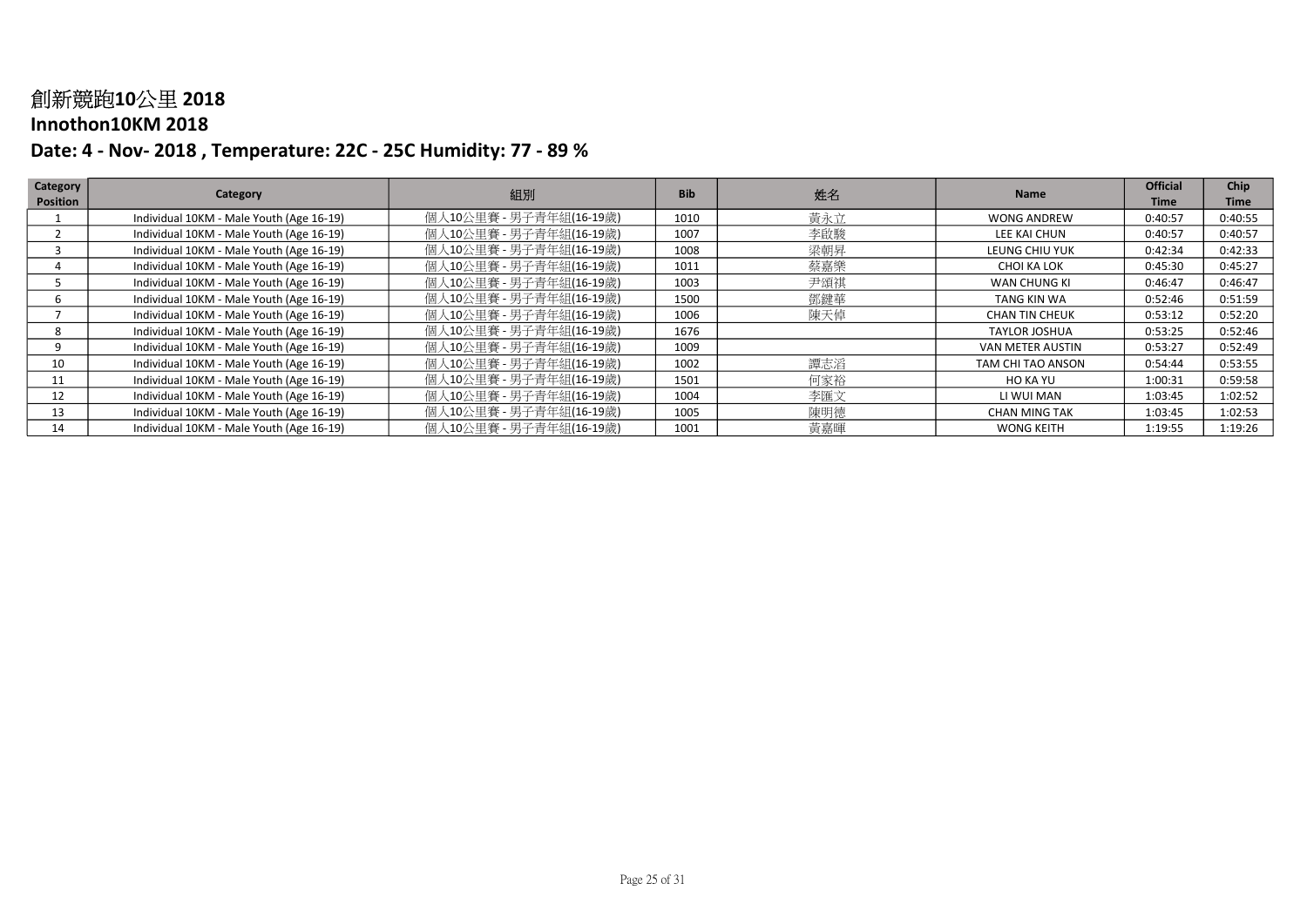# 創新競跑10公里 2018

## Innothon10KM 2018

## Date: 4 - Nov- 2018 , Temperature: 22C - 25C Humidity: 77 - 89 %

| Category Position | Category | 組別 | Bib | 姓名 | Name | Official Time | Chip Time |
|---|---|---|---|---|---|---|---|
| 1 | Individual 10KM - Male Youth (Age 16-19) | 個人10公里賽 - 男子青年組(16-19歲) | 1010 | 黃永立 | WONG ANDREW | 0:40:57 | 0:40:55 |
| 2 | Individual 10KM - Male Youth (Age 16-19) | 個人10公里賽 - 男子青年組(16-19歲) | 1007 | 李啟駿 | LEE KAI CHUN | 0:40:57 | 0:40:57 |
| 3 | Individual 10KM - Male Youth (Age 16-19) | 個人10公里賽 - 男子青年組(16-19歲) | 1008 | 梁朝昇 | LEUNG CHIU YUK | 0:42:34 | 0:42:33 |
| 4 | Individual 10KM - Male Youth (Age 16-19) | 個人10公里賽 - 男子青年組(16-19歲) | 1011 | 蔡嘉樂 | CHOI KA LOK | 0:45:30 | 0:45:27 |
| 5 | Individual 10KM - Male Youth (Age 16-19) | 個人10公里賽 - 男子青年組(16-19歲) | 1003 | 尹頌祺 | WAN CHUNG KI | 0:46:47 | 0:46:47 |
| 6 | Individual 10KM - Male Youth (Age 16-19) | 個人10公里賽 - 男子青年組(16-19歲) | 1500 | 鄧鍵華 | TANG KIN WA | 0:52:46 | 0:51:59 |
| 7 | Individual 10KM - Male Youth (Age 16-19) | 個人10公里賽 - 男子青年組(16-19歲) | 1006 | 陳天倬 | CHAN TIN CHEUK | 0:53:12 | 0:52:20 |
| 8 | Individual 10KM - Male Youth (Age 16-19) | 個人10公里賽 - 男子青年組(16-19歲) | 1676 | | TAYLOR JOSHUA | 0:53:25 | 0:52:46 |
| 9 | Individual 10KM - Male Youth (Age 16-19) | 個人10公里賽 - 男子青年組(16-19歲) | 1009 | | VAN METER AUSTIN | 0:53:27 | 0:52:49 |
| 10 | Individual 10KM - Male Youth (Age 16-19) | 個人10公里賽 - 男子青年組(16-19歲) | 1002 | 譚志滔 | TAM CHI TAO ANSON | 0:54:44 | 0:53:55 |
| 11 | Individual 10KM - Male Youth (Age 16-19) | 個人10公里賽 - 男子青年組(16-19歲) | 1501 | 何家裕 | HO KA YU | 1:00:31 | 0:59:58 |
| 12 | Individual 10KM - Male Youth (Age 16-19) | 個人10公里賽 - 男子青年組(16-19歲) | 1004 | 李匯文 | LI WUI MAN | 1:03:45 | 1:02:52 |
| 13 | Individual 10KM - Male Youth (Age 16-19) | 個人10公里賽 - 男子青年組(16-19歲) | 1005 | 陳明德 | CHAN MING TAK | 1:03:45 | 1:02:53 |
| 14 | Individual 10KM - Male Youth (Age 16-19) | 個人10公里賽 - 男子青年組(16-19歲) | 1001 | 黃嘉暉 | WONG KEITH | 1:19:55 | 1:19:26 |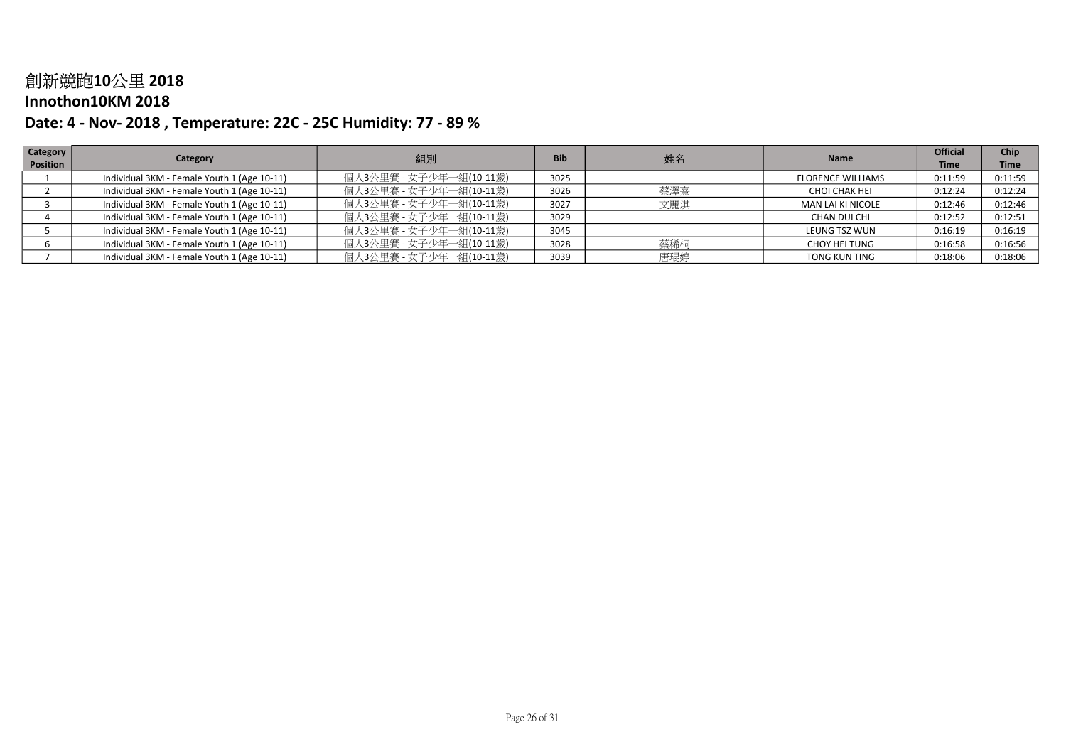# 創新競跑10公里 2018

## Innothon10KM 2018

### Date: 4 - Nov- 2018 , Temperature: 22C - 25C Humidity: 77 - 89 %

| Category Position | Category | 組別 | Bib | 姓名 | Name | Official Time | Chip Time |
|---|---|---|---|---|---|---|---|
| 1 | Individual 3KM - Female Youth 1 (Age 10-11) | 個人3公里賽 - 女子少年一組(10-11歲) | 3025 | | FLORENCE WILLIAMS | 0:11:59 | 0:11:59 |
| 2 | Individual 3KM - Female Youth 1 (Age 10-11) | 個人3公里賽 - 女子少年一組(10-11歲) | 3026 | 蔡澤熹 | CHOI CHAK HEI | 0:12:24 | 0:12:24 |
| 3 | Individual 3KM - Female Youth 1 (Age 10-11) | 個人3公里賽 - 女子少年一組(10-11歲) | 3027 | 文麗淇 | MAN LAI KI NICOLE | 0:12:46 | 0:12:46 |
| 4 | Individual 3KM - Female Youth 1 (Age 10-11) | 個人3公里賽 - 女子少年一組(10-11歲) | 3029 | | CHAN DUI CHI | 0:12:52 | 0:12:51 |
| 5 | Individual 3KM - Female Youth 1 (Age 10-11) | 個人3公里賽 - 女子少年一組(10-11歲) | 3045 | | LEUNG TSZ WUN | 0:16:19 | 0:16:19 |
| 6 | Individual 3KM - Female Youth 1 (Age 10-11) | 個人3公里賽 - 女子少年一組(10-11歲) | 3028 | 蔡稀桐 | CHOY HEI TUNG | 0:16:58 | 0:16:56 |
| 7 | Individual 3KM - Female Youth 1 (Age 10-11) | 個人3公里賽 - 女子少年一組(10-11歲) | 3039 | 唐琨婷 | TONG KUN TING | 0:18:06 | 0:18:06 |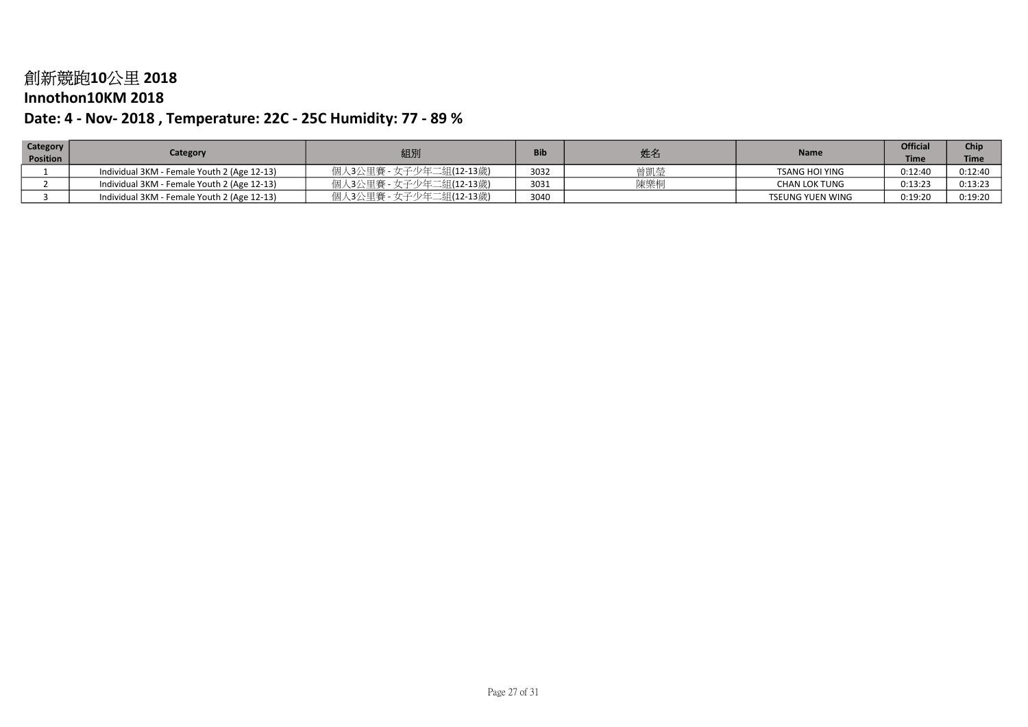# 創新競跑10公里 2018

## Innothon10KM 2018

## Date: 4 - Nov- 2018 , Temperature: 22C - 25C Humidity: 77 - 89 %

| Category Position | Category | 組別 | Bib | 姓名 | Name | Official Time | Chip Time |
|---|---|---|---|---|---|---|---|
| 1 | Individual 3KM - Female Youth 2 (Age 12-13) | 個人3公里賽 - 女子少年二組(12-13歲) | 3032 | 曾凱瑩 | TSANG HOI YING | 0:12:40 | 0:12:40 |
| 2 | Individual 3KM - Female Youth 2 (Age 12-13) | 個人3公里賽 - 女子少年二組(12-13歲) | 3031 | 陳樂桐 | CHAN LOK TUNG | 0:13:23 | 0:13:23 |
| 3 | Individual 3KM - Female Youth 2 (Age 12-13) | 個人3公里賽 - 女子少年二組(12-13歲) | 3040 | | TSEUNG YUEN WING | 0:19:20 | 0:19:20 |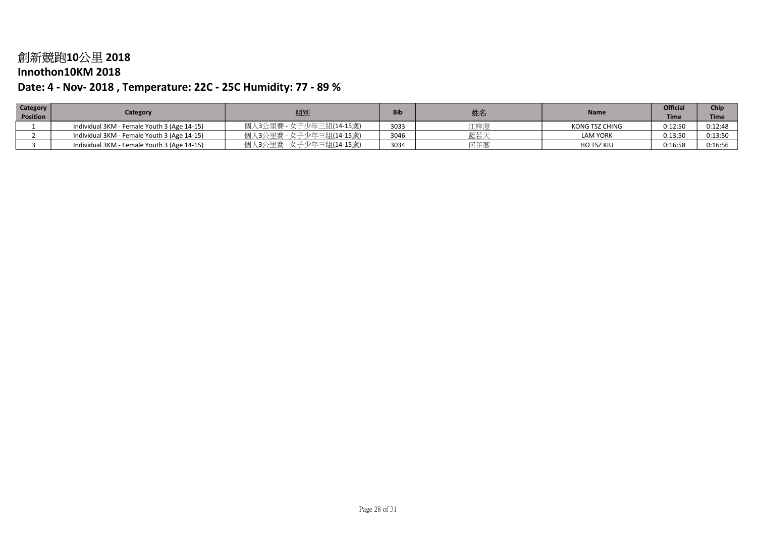# 創新競跑10公里 2018

## Innothon10KM 2018

## Date: 4 - Nov- 2018 , Temperature: 22C - 25C Humidity: 77 - 89 %

| Category Position | Category | 組別 | Bib | 姓名 | Name | Official Time | Chip Time |
|---|---|---|---|---|---|---|---|
| 1 | Individual 3KM - Female Youth 3 (Age 14-15) | 個人3公里賽 - 女子少年三組(14-15歲) | 3033 | 江梓澄 | KONG TSZ CHING | 0:12:50 | 0:12:48 |
| 2 | Individual 3KM - Female Youth 3 (Age 14-15) | 個人3公里賽 - 女子少年三組(14-15歲) | 3046 | 藍若天 | LAM YORK | 0:13:50 | 0:13:50 |
| 3 | Individual 3KM - Female Youth 3 (Age 14-15) | 個人3公里賽 - 女子少年三組(14-15歲) | 3034 | 何芷蕎 | HO TSZ KIU | 0:16:58 | 0:16:56 |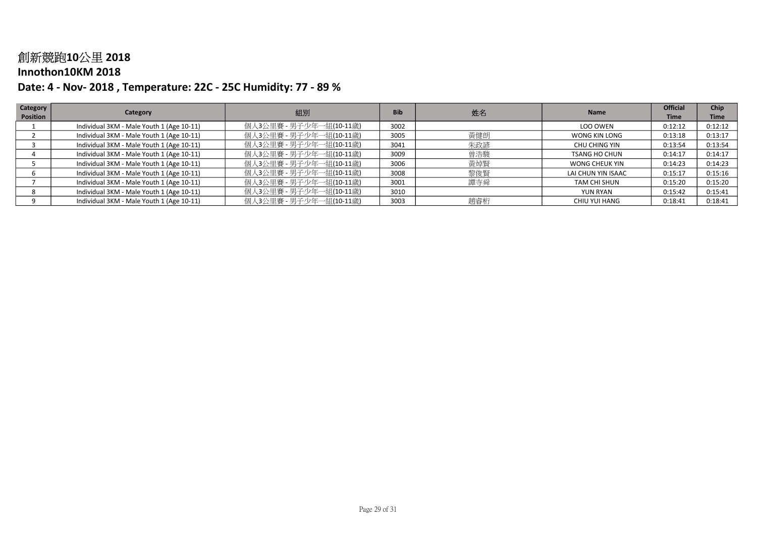# 創新競跑10公里 2018

## Innothon10KM 2018

## Date: 4 - Nov- 2018 , Temperature: 22C - 25C Humidity: 77 - 89 %

| Category Position | Category | 組別 | Bib | 姓名 | Name | Official Time | Chip Time |
|---|---|---|---|---|---|---|---|
| 1 | Individual 3KM - Male Youth 1 (Age 10-11) | 個人3公里賽 - 男子少年一組(10-11歲) | 3002 | | LOO OWEN | 0:12:12 | 0:12:12 |
| 2 | Individual 3KM - Male Youth 1 (Age 10-11) | 個人3公里賽 - 男子少年一組(10-11歲) | 3005 | 黃健朗 | WONG KIN LONG | 0:13:18 | 0:13:17 |
| 3 | Individual 3KM - Male Youth 1 (Age 10-11) | 個人3公里賽 - 男子少年一組(10-11歲) | 3041 | 朱政諺 | CHU CHING YIN | 0:13:54 | 0:13:54 |
| 4 | Individual 3KM - Male Youth 1 (Age 10-11) | 個人3公里賽 - 男子少年一組(10-11歲) | 3009 | 曾浩駿 | TSANG HO CHUN | 0:14:17 | 0:14:17 |
| 5 | Individual 3KM - Male Youth 1 (Age 10-11) | 個人3公里賽 - 男子少年一組(10-11歲) | 3006 | 黃焯賢 | WONG CHEUK YIN | 0:14:23 | 0:14:23 |
| 6 | Individual 3KM - Male Youth 1 (Age 10-11) | 個人3公里賽 - 男子少年一組(10-11歲) | 3008 | 黎俊賢 | LAI CHUN YIN ISAAC | 0:15:17 | 0:15:16 |
| 7 | Individual 3KM - Male Youth 1 (Age 10-11) | 個人3公里賽 - 男子少年一組(10-11歲) | 3001 | 譚寺舜 | TAM CHI SHUN | 0:15:20 | 0:15:20 |
| 8 | Individual 3KM - Male Youth 1 (Age 10-11) | 個人3公里賽 - 男子少年一組(10-11歲) | 3010 | | YUN RYAN | 0:15:42 | 0:15:41 |
| 9 | Individual 3KM - Male Youth 1 (Age 10-11) | 個人3公里賽 - 男子少年一組(10-11歲) | 3003 | 趙睿桁 | CHIU YUI HANG | 0:18:41 | 0:18:41 |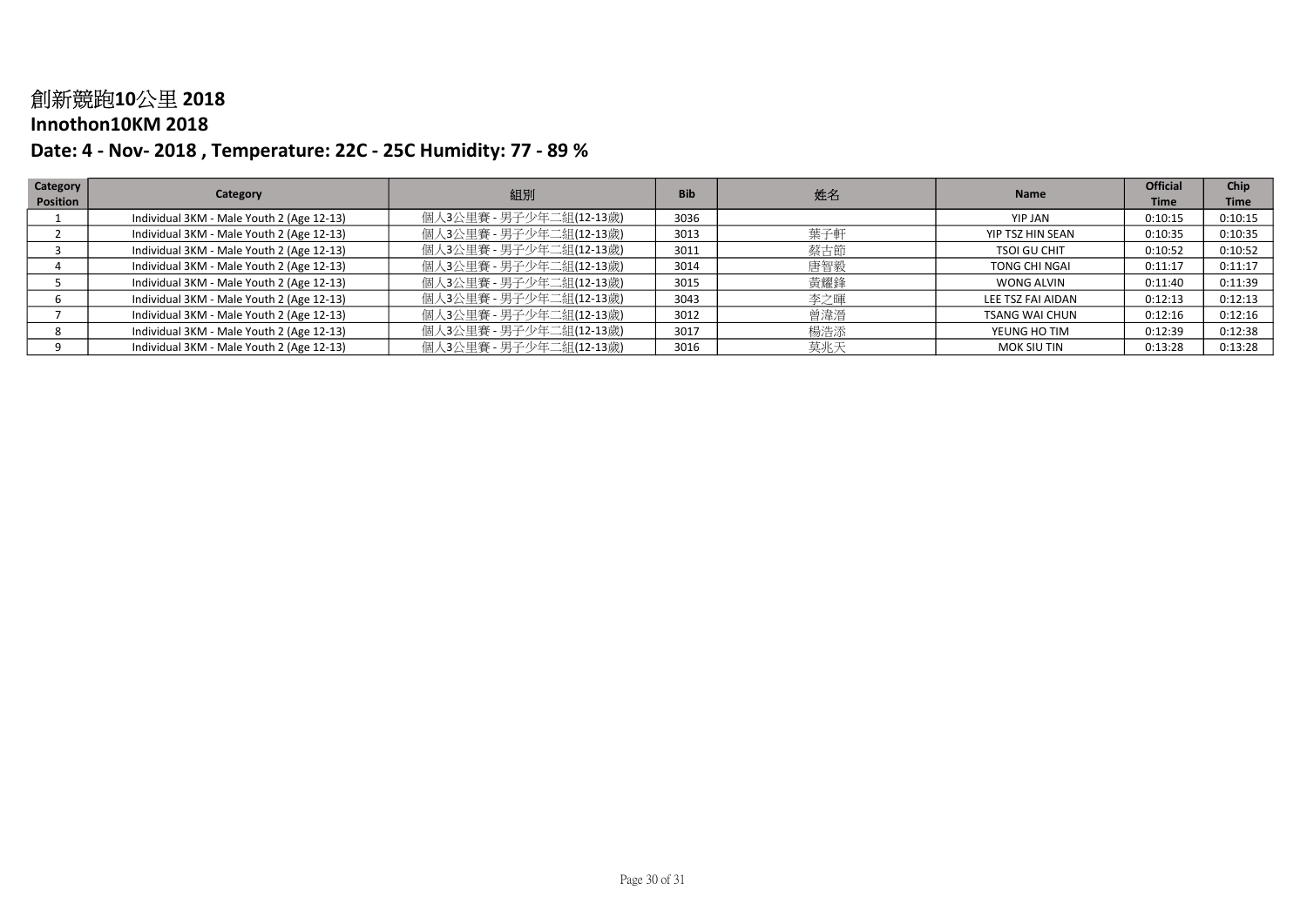# 創新競跑10公里 2018

## Innothon10KM 2018

## Date: 4 - Nov- 2018 , Temperature: 22C - 25C Humidity: 77 - 89 %

| Category Position | Category | 組別 | Bib | 姓名 | Name | Official Time | Chip Time |
|---|---|---|---|---|---|---|---|
| 1 | Individual 3KM - Male Youth 2 (Age 12-13) | 個人3公里賽 - 男子少年二組(12-13歲) | 3036 | | YIP JAN | 0:10:15 | 0:10:15 |
| 2 | Individual 3KM - Male Youth 2 (Age 12-13) | 個人3公里賽 - 男子少年二組(12-13歲) | 3013 | 葉子軒 | YIP TSZ HIN SEAN | 0:10:35 | 0:10:35 |
| 3 | Individual 3KM - Male Youth 2 (Age 12-13) | 個人3公里賽 - 男子少年二組(12-13歲) | 3011 | 蔡古節 | TSOI GU CHIT | 0:10:52 | 0:10:52 |
| 4 | Individual 3KM - Male Youth 2 (Age 12-13) | 個人3公里賽 - 男子少年二組(12-13歲) | 3014 | 唐智毅 | TONG CHI NGAI | 0:11:17 | 0:11:17 |
| 5 | Individual 3KM - Male Youth 2 (Age 12-13) | 個人3公里賽 - 男子少年二組(12-13歲) | 3015 | 黃耀鋒 | WONG ALVIN | 0:11:40 | 0:11:39 |
| 6 | Individual 3KM - Male Youth 2 (Age 12-13) | 個人3公里賽 - 男子少年二組(12-13歲) | 3043 | 李之暉 | LEE TSZ FAI AIDAN | 0:12:13 | 0:12:13 |
| 7 | Individual 3KM - Male Youth 2 (Age 12-13) | 個人3公里賽 - 男子少年二組(12-13歲) | 3012 | 曾瑋滑 | TSANG WAI CHUN | 0:12:16 | 0:12:16 |
| 8 | Individual 3KM - Male Youth 2 (Age 12-13) | 個人3公里賽 - 男子少年二組(12-13歲) | 3017 | 楊浩添 | YEUNG HO TIM | 0:12:39 | 0:12:38 |
| 9 | Individual 3KM - Male Youth 2 (Age 12-13) | 個人3公里賽 - 男子少年二組(12-13歲) | 3016 | 莫兆天 | MOK SIU TIN | 0:13:28 | 0:13:28 |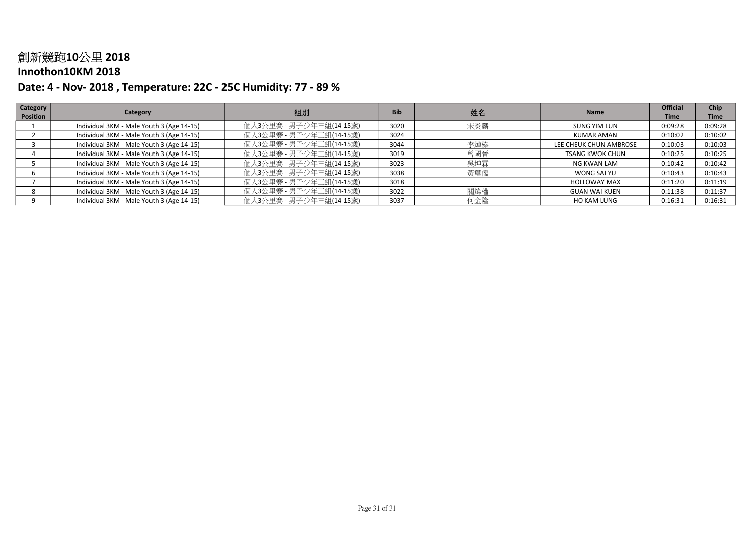# 創新競跑10公里 2018
## Innothon10KM 2018
### Date: 4 - Nov- 2018 , Temperature: 22C - 25C Humidity: 77 - 89 %

| Category Position | Category | 組別 | Bib | 姓名 | Name | Official Time | Chip Time |
|---|---|---|---|---|---|---|---|
| 1 | Individual 3KM - Male Youth 3 (Age 14-15) | 個人3公里賽 - 男子少年三組(14-15歲) | 3020 | 宋炎麟 | SUNG YIM LUN | 0:09:28 | 0:09:28 |
| 2 | Individual 3KM - Male Youth 3 (Age 14-15) | 個人3公里賽 - 男子少年三組(14-15歲) | 3024 | | KUMAR AMAN | 0:10:02 | 0:10:02 |
| 3 | Individual 3KM - Male Youth 3 (Age 14-15) | 個人3公里賽 - 男子少年三組(14-15歲) | 3044 | 李焯榛 | LEE CHEUK CHUN AMBROSE | 0:10:03 | 0:10:03 |
| 4 | Individual 3KM - Male Youth 3 (Age 14-15) | 個人3公里賽 - 男子少年三組(14-15歲) | 3019 | 曾國晉 | TSANG KWOK CHUN | 0:10:25 | 0:10:25 |
| 5 | Individual 3KM - Male Youth 3 (Age 14-15) | 個人3公里賽 - 男子少年三組(14-15歲) | 3023 | 吳坤霖 | NG KWAN LAM | 0:10:42 | 0:10:42 |
| 6 | Individual 3KM - Male Youth 3 (Age 14-15) | 個人3公里賽 - 男子少年三組(14-15歲) | 3038 | 黃璽儒 | WONG SAI YU | 0:10:43 | 0:10:43 |
| 7 | Individual 3KM - Male Youth 3 (Age 14-15) | 個人3公里賽 - 男子少年三組(14-15歲) | 3018 | | HOLLOWAY MAX | 0:11:20 | 0:11:19 |
| 8 | Individual 3KM - Male Youth 3 (Age 14-15) | 個人3公里賽 - 男子少年三組(14-15歲) | 3022 | 關煒權 | GUAN WAI KUEN | 0:11:38 | 0:11:37 |
| 9 | Individual 3KM - Male Youth 3 (Age 14-15) | 個人3公里賽 - 男子少年三組(14-15歲) | 3037 | 何金隆 | HO KAM LUNG | 0:16:31 | 0:16:31 |